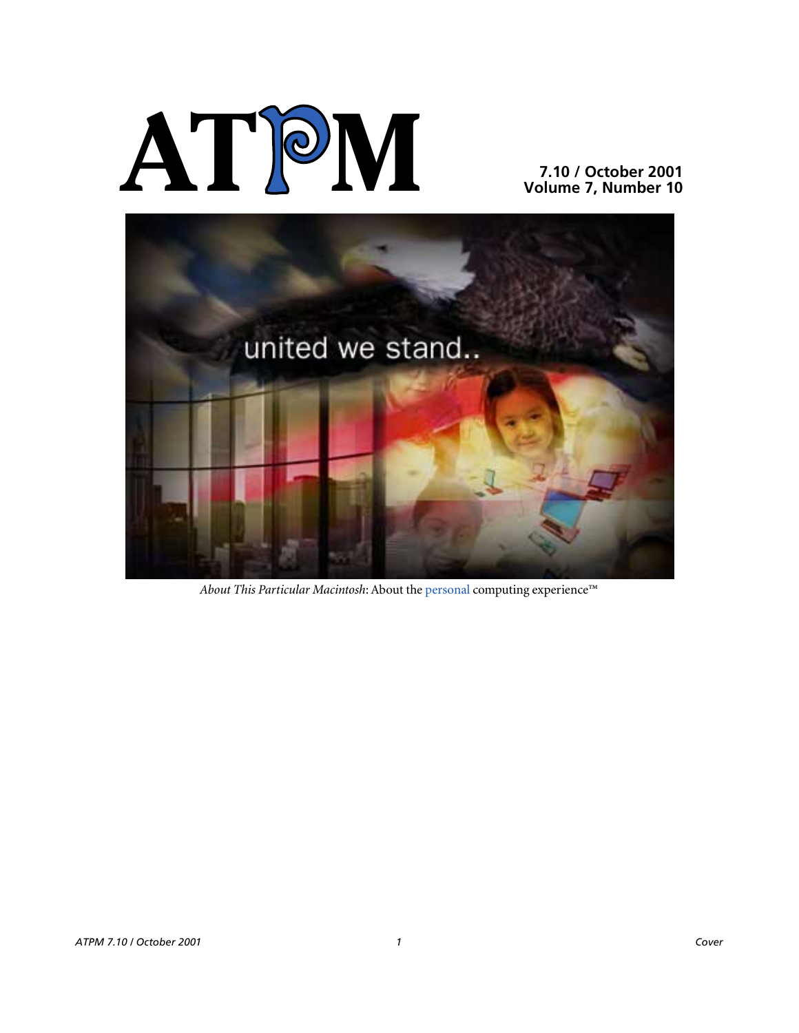# ATPM

**7.10 / October 2001**
**Volume 7, Number 10**

*About This Particular Macintosh*: About the personal computing experience™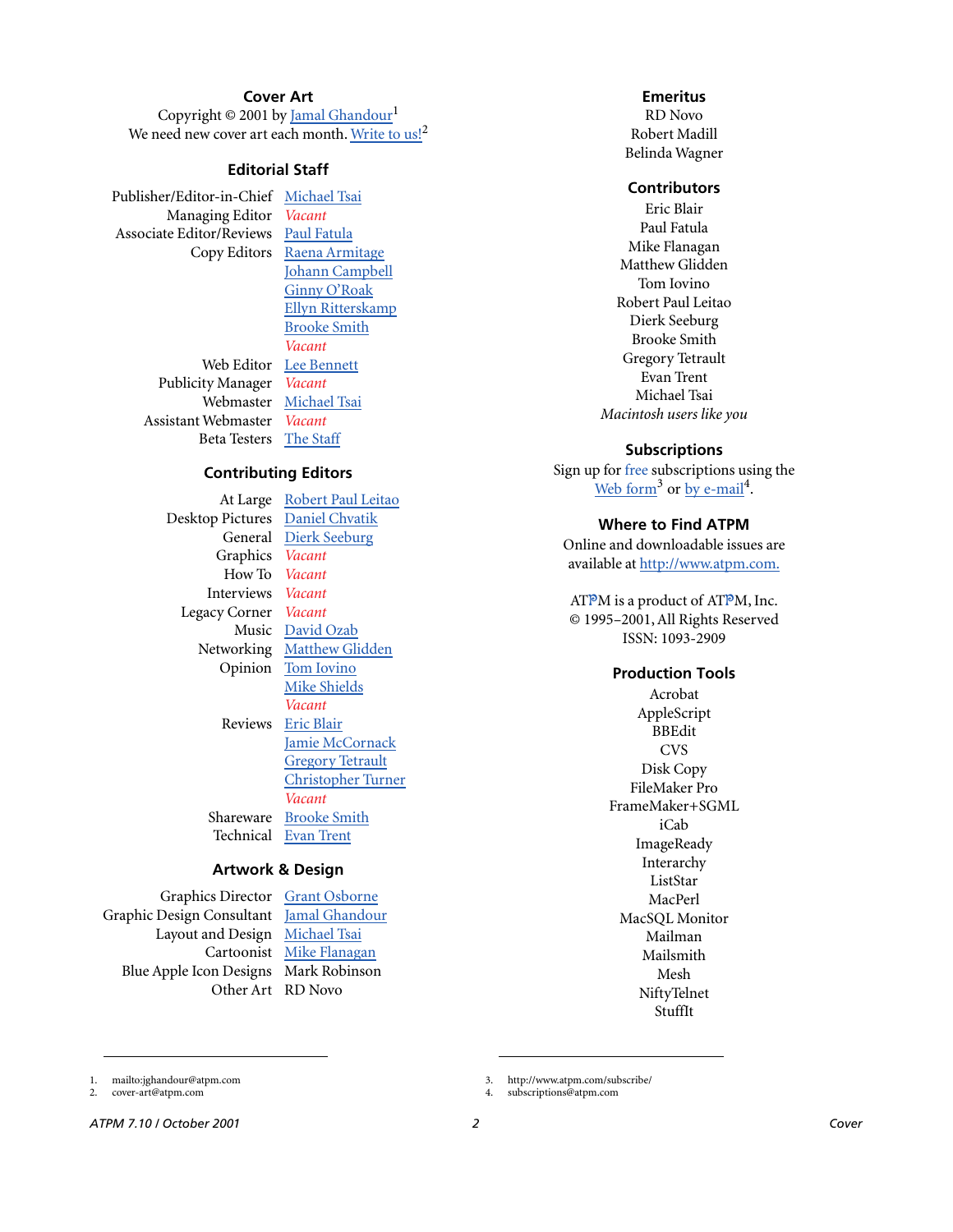## Cover Art

Copyright © 2001 by Jamal Ghandour[1]
We need new cover art each month. Write to us![2]

## Editorial Staff

| | |
|---|---|
| Publisher/Editor-in-Chief | Michael Tsai |
| Managing Editor | *Vacant* |
| Associate Editor/Reviews | Paul Fatula |
| Copy Editors | Raena Armitage |
| | Johann Campbell |
| | Ginny O'Roak |
| | Ellyn Ritterskamp |
| | Brooke Smith |
| | *Vacant* |
| Web Editor | Lee Bennett |
| Publicity Manager | *Vacant* |
| Webmaster | Michael Tsai |
| Assistant Webmaster | *Vacant* |
| Beta Testers | The Staff |

## Contributing Editors

| | |
|---|---|
| At Large | Robert Paul Leitao |
| Desktop Pictures | Daniel Chvatik |
| General | Dierk Seeburg |
| Graphics | *Vacant* |
| How To | *Vacant* |
| Interviews | *Vacant* |
| Legacy Corner | *Vacant* |
| Music | David Ozab |
| Networking | Matthew Glidden |
| Opinion | Tom Iovino |
| | Mike Shields |
| | *Vacant* |
| Reviews | Eric Blair |
| | Jamie McCornack |
| | Gregory Tetrault |
| | Christopher Turner |
| | *Vacant* |
| Shareware | Brooke Smith |
| Technical | Evan Trent |

## Artwork & Design

| | |
|---|---|
| Graphics Director | Grant Osborne |
| Graphic Design Consultant | Jamal Ghandour |
| Layout and Design | Michael Tsai |
| Cartoonist | Mike Flanagan |
| Blue Apple Icon Designs | Mark Robinson |
| Other Art | RD Novo |

## Emeritus

RD Novo
Robert Madill
Belinda Wagner

## Contributors

Eric Blair
Paul Fatula
Mike Flanagan
Matthew Glidden
Tom Iovino
Robert Paul Leitao
Dierk Seeburg
Brooke Smith
Gregory Tetrault
Evan Trent
Michael Tsai
*Macintosh users like you*

## Subscriptions

Sign up for free subscriptions using the Web form[3] or by e-mail[4].

## Where to Find ATPM

Online and downloadable issues are available at http://www.atpm.com.

ATPM is a product of ATPM, Inc.
© 1995–2001, All Rights Reserved
ISSN: 1093-2909

## Production Tools

Acrobat
AppleScript
BBEdit
CVS
Disk Copy
FileMaker Pro
FrameMaker+SGML
iCab
ImageReady
Interarchy
ListStar
MacPerl
MacSQL Monitor
Mailman
Mailsmith
Mesh
NiftyTelnet
StuffIt

---

1. mailto:jghandour@atpm.com
2. cover-art@atpm.com
3. http://www.atpm.com/subscribe/
4. subscriptions@atpm.com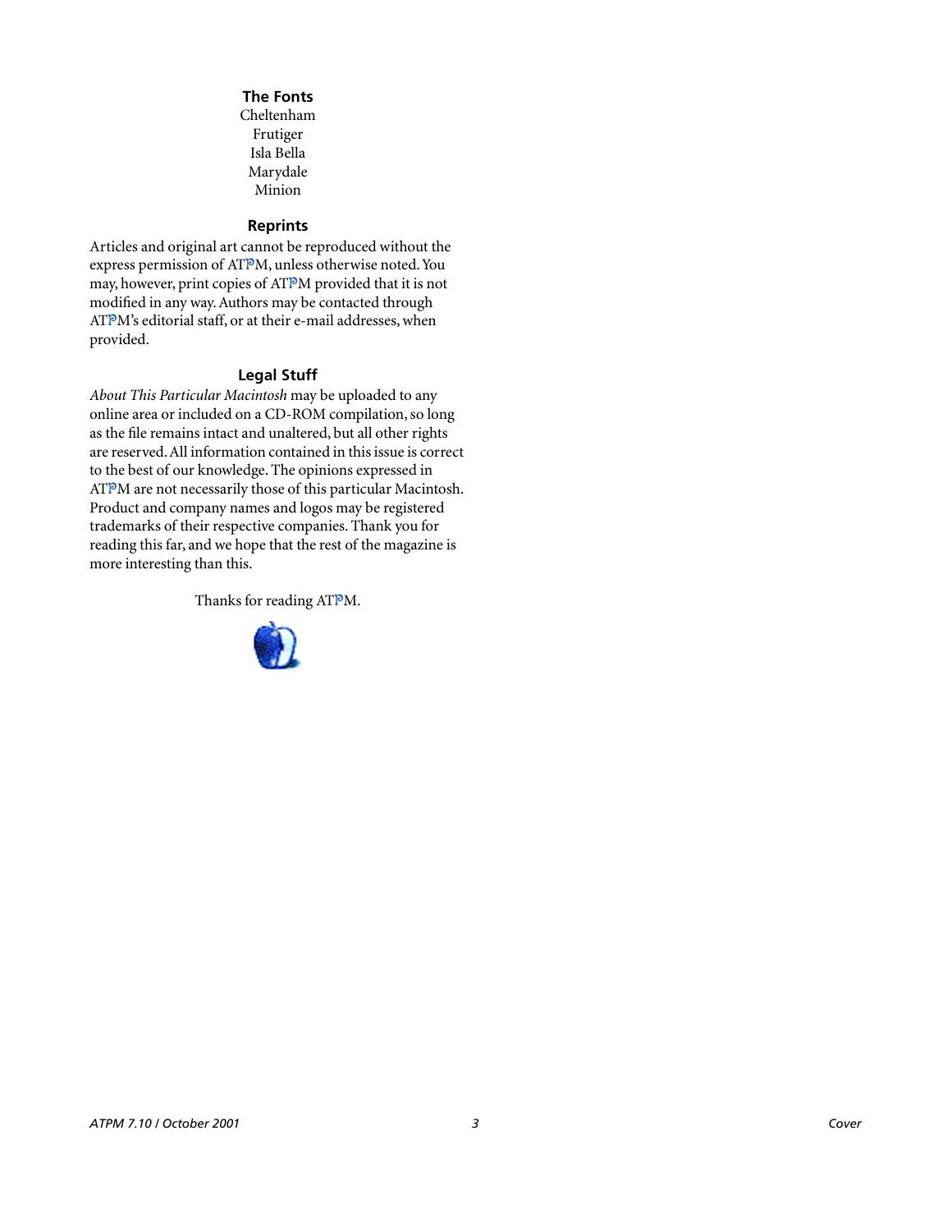### The Fonts

Cheltenham
Frutiger
Isla Bella
Marydale
Minion

### Reprints

Articles and original art cannot be reproduced without the express permission of ATPM, unless otherwise noted. You may, however, print copies of ATPM provided that it is not modified in any way. Authors may be contacted through ATPM's editorial staff, or at their e-mail addresses, when provided.

### Legal Stuff

*About This Particular Macintosh* may be uploaded to any online area or included on a CD-ROM compilation, so long as the file remains intact and unaltered, but all other rights are reserved. All information contained in this issue is correct to the best of our knowledge. The opinions expressed in ATPM are not necessarily those of this particular Macintosh. Product and company names and logos may be registered trademarks of their respective companies. Thank you for reading this far, and we hope that the rest of the magazine is more interesting than this.

Thanks for reading ATPM.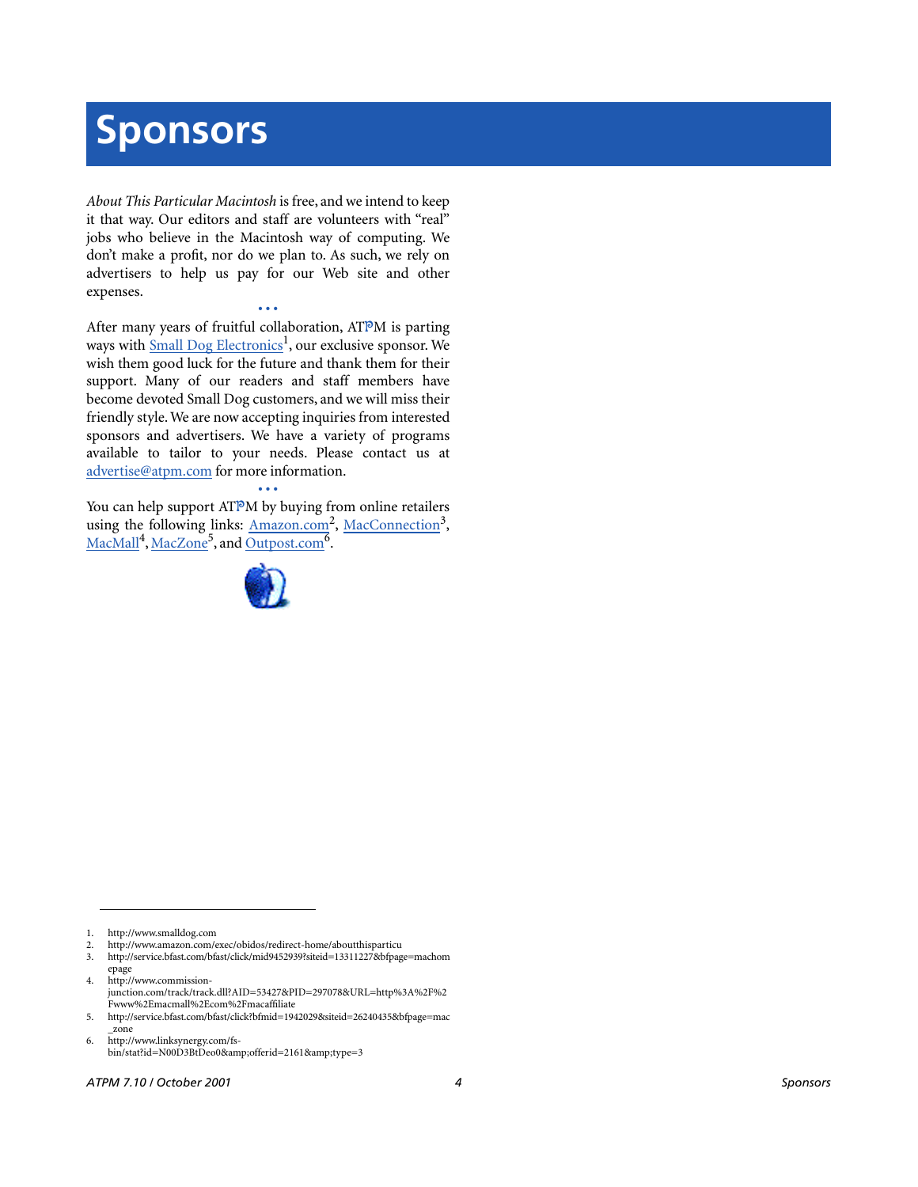# Sponsors

*About This Particular Macintosh* is free, and we intend to keep it that way. Our editors and staff are volunteers with "real" jobs who believe in the Macintosh way of computing. We don't make a profit, nor do we plan to. As such, we rely on advertisers to help us pay for our Web site and other expenses.

• • •

After many years of fruitful collaboration, ATPM is parting ways with Small Dog Electronics[1], our exclusive sponsor. We wish them good luck for the future and thank them for their support. Many of our readers and staff members have become devoted Small Dog customers, and we will miss their friendly style. We are now accepting inquiries from interested sponsors and advertisers. We have a variety of programs available to tailor to your needs. Please contact us at advertise@atpm.com for more information.

• • •

You can help support ATPM by buying from online retailers using the following links: Amazon.com[2], MacConnection[3], MacMall[4], MacZone[5], and Outpost.com[6].

---

1. http://www.smalldog.com
2. http://www.amazon.com/exec/obidos/redirect-home/aboutthisparticu
3. http://service.bfast.com/bfast/click/mid9452939?siteid=13311227&bfpage=machomepage
4. http://www.commission-junction.com/track/track.dll?AID=53427&PID=297078&URL=http%3A%2F%2Fwww%2Emacmall%2Ecom%2Fmacaffiliate
5. http://service.bfast.com/bfast/click?bfmid=1942029&siteid=26240435&bfpage=mac_zone
6. http://www.linksynergy.com/fs-bin/stat?id=N00D3BtDeo0&amp;offerid=2161&amp;type=3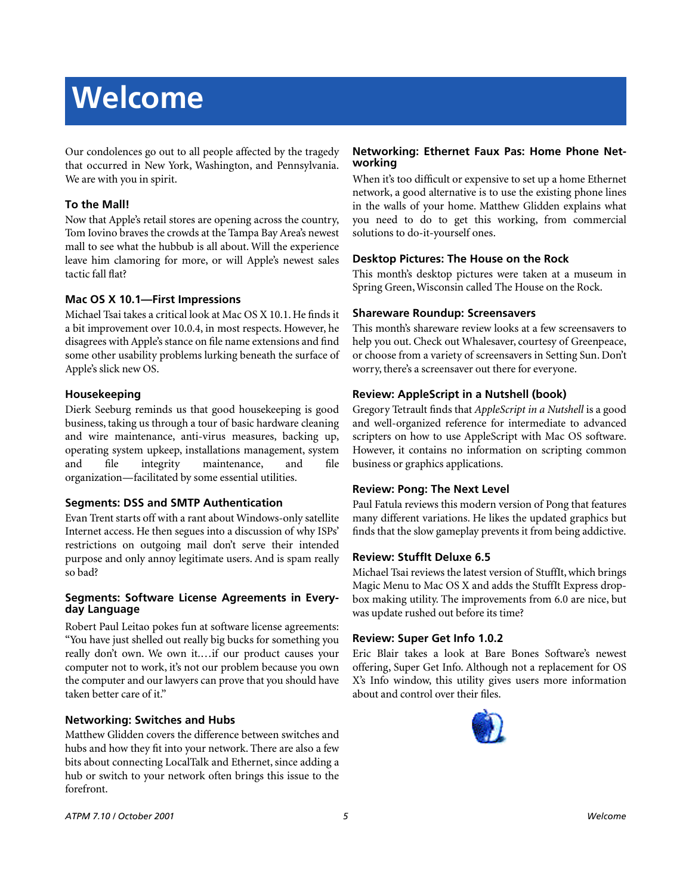# Welcome

Our condolences go out to all people affected by the tragedy that occurred in New York, Washington, and Pennsylvania. We are with you in spirit.

### To the Mall!

Now that Apple's retail stores are opening across the country, Tom Iovino braves the crowds at the Tampa Bay Area's newest mall to see what the hubbub is all about. Will the experience leave him clamoring for more, or will Apple's newest sales tactic fall flat?

### Mac OS X 10.1—First Impressions

Michael Tsai takes a critical look at Mac OS X 10.1. He finds it a bit improvement over 10.0.4, in most respects. However, he disagrees with Apple's stance on file name extensions and find some other usability problems lurking beneath the surface of Apple's slick new OS.

### Housekeeping

Dierk Seeburg reminds us that good housekeeping is good business, taking us through a tour of basic hardware cleaning and wire maintenance, anti-virus measures, backing up, operating system upkeep, installations management, system and file integrity maintenance, and file organization—facilitated by some essential utilities.

### Segments: DSS and SMTP Authentication

Evan Trent starts off with a rant about Windows-only satellite Internet access. He then segues into a discussion of why ISPs' restrictions on outgoing mail don't serve their intended purpose and only annoy legitimate users. And is spam really so bad?

### Segments: Software License Agreements in Everyday Language

Robert Paul Leitao pokes fun at software license agreements: "You have just shelled out really big bucks for something you really don't own. We own it.…if our product causes your computer not to work, it's not our problem because you own the computer and our lawyers can prove that you should have taken better care of it."

### Networking: Switches and Hubs

Matthew Glidden covers the difference between switches and hubs and how they fit into your network. There are also a few bits about connecting LocalTalk and Ethernet, since adding a hub or switch to your network often brings this issue to the forefront.

### Networking: Ethernet Faux Pas: Home Phone Networking

When it's too difficult or expensive to set up a home Ethernet network, a good alternative is to use the existing phone lines in the walls of your home. Matthew Glidden explains what you need to do to get this working, from commercial solutions to do-it-yourself ones.

### Desktop Pictures: The House on the Rock

This month's desktop pictures were taken at a museum in Spring Green, Wisconsin called The House on the Rock.

### Shareware Roundup: Screensavers

This month's shareware review looks at a few screensavers to help you out. Check out Whalesaver, courtesy of Greenpeace, or choose from a variety of screensavers in Setting Sun. Don't worry, there's a screensaver out there for everyone.

### Review: AppleScript in a Nutshell (book)

Gregory Tetrault finds that *AppleScript in a Nutshell* is a good and well-organized reference for intermediate to advanced scripters on how to use AppleScript with Mac OS software. However, it contains no information on scripting common business or graphics applications.

### Review: Pong: The Next Level

Paul Fatula reviews this modern version of Pong that features many different variations. He likes the updated graphics but finds that the slow gameplay prevents it from being addictive.

### Review: StuffIt Deluxe 6.5

Michael Tsai reviews the latest version of StuffIt, which brings Magic Menu to Mac OS X and adds the StuffIt Express drop-box making utility. The improvements from 6.0 are nice, but was update rushed out before its time?

### Review: Super Get Info 1.0.2

Eric Blair takes a look at Bare Bones Software's newest offering, Super Get Info. Although not a replacement for OS X's Info window, this utility gives users more information about and control over their files.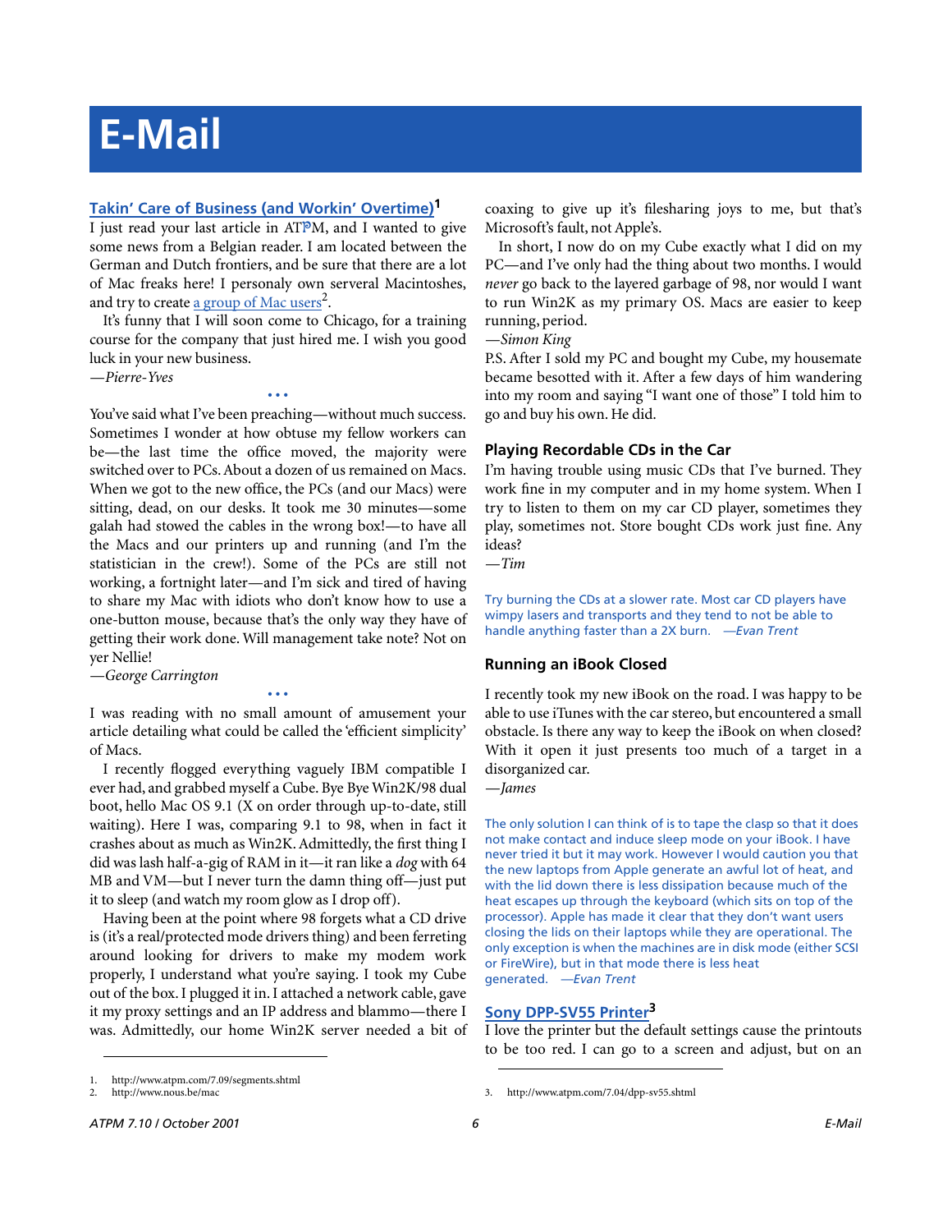# E-Mail

### Takin' Care of Business (and Workin' Overtime)[1]

I just read your last article in ATPM, and I wanted to give some news from a Belgian reader. I am located between the German and Dutch frontiers, and be sure that there are a lot of Mac freaks here! I personaly own serveral Macintoshes, and try to create a group of Mac users[2].

It's funny that I will soon come to Chicago, for a training course for the company that just hired me. I wish you good luck in your new business.

*—Pierre-Yves*

• • •

You've said what I've been preaching—without much success. Sometimes I wonder at how obtuse my fellow workers can be—the last time the office moved, the majority were switched over to PCs. About a dozen of us remained on Macs. When we got to the new office, the PCs (and our Macs) were sitting, dead, on our desks. It took me 30 minutes—some galah had stowed the cables in the wrong box!—to have all the Macs and our printers up and running (and I'm the statistician in the crew!). Some of the PCs are still not working, a fortnight later—and I'm sick and tired of having to share my Mac with idiots who don't know how to use a one-button mouse, because that's the only way they have of getting their work done. Will management take note? Not on yer Nellie!

*—George Carrington*

• • •

I was reading with no small amount of amusement your article detailing what could be called the 'efficient simplicity' of Macs.

I recently flogged everything vaguely IBM compatible I ever had, and grabbed myself a Cube. Bye Bye Win2K/98 dual boot, hello Mac OS 9.1 (X on order through up-to-date, still waiting). Here I was, comparing 9.1 to 98, when in fact it crashes about as much as Win2K. Admittedly, the first thing I did was lash half-a-gig of RAM in it—it ran like a *dog* with 64 MB and VM—but I never turn the damn thing off—just put it to sleep (and watch my room glow as I drop off).

Having been at the point where 98 forgets what a CD drive is (it's a real/protected mode drivers thing) and been ferreting around looking for drivers to make my modem work properly, I understand what you're saying. I took my Cube out of the box. I plugged it in. I attached a network cable, gave it my proxy settings and an IP address and blammo—there I was. Admittedly, our home Win2K server needed a bit of coaxing to give up it's filesharing joys to me, but that's Microsoft's fault, not Apple's.

In short, I now do on my Cube exactly what I did on my PC—and I've only had the thing about two months. I would *never* go back to the layered garbage of 98, nor would I want to run Win2K as my primary OS. Macs are easier to keep running, period.

*—Simon King*

P.S. After I sold my PC and bought my Cube, my housemate became besotted with it. After a few days of him wandering into my room and saying "I want one of those" I told him to go and buy his own. He did.

### Playing Recordable CDs in the Car

I'm having trouble using music CDs that I've burned. They work fine in my computer and in my home system. When I try to listen to them on my car CD player, sometimes they play, sometimes not. Store bought CDs work just fine. Any ideas?

*—Tim*

Try burning the CDs at a slower rate. Most car CD players have wimpy lasers and transports and they tend to not be able to handle anything faster than a 2X burn. *—Evan Trent*

### Running an iBook Closed

I recently took my new iBook on the road. I was happy to be able to use iTunes with the car stereo, but encountered a small obstacle. Is there any way to keep the iBook on when closed? With it open it just presents too much of a target in a disorganized car.

*—James*

The only solution I can think of is to tape the clasp so that it does not make contact and induce sleep mode on your iBook. I have never tried it but it may work. However I would caution you that the new laptops from Apple generate an awful lot of heat, and with the lid down there is less dissipation because much of the heat escapes up through the keyboard (which sits on top of the processor). Apple has made it clear that they don't want users closing the lids on their laptops while they are operational. The only exception is when the machines are in disk mode (either SCSI or FireWire), but in that mode there is less heat generated. *—Evan Trent*

### Sony DPP-SV55 Printer[3]

I love the printer but the default settings cause the printouts to be too red. I can go to a screen and adjust, but on an

---

1. http://www.atpm.com/7.09/segments.shtml
2. http://www.nous.be/mac
3. http://www.atpm.com/7.04/dpp-sv55.shtml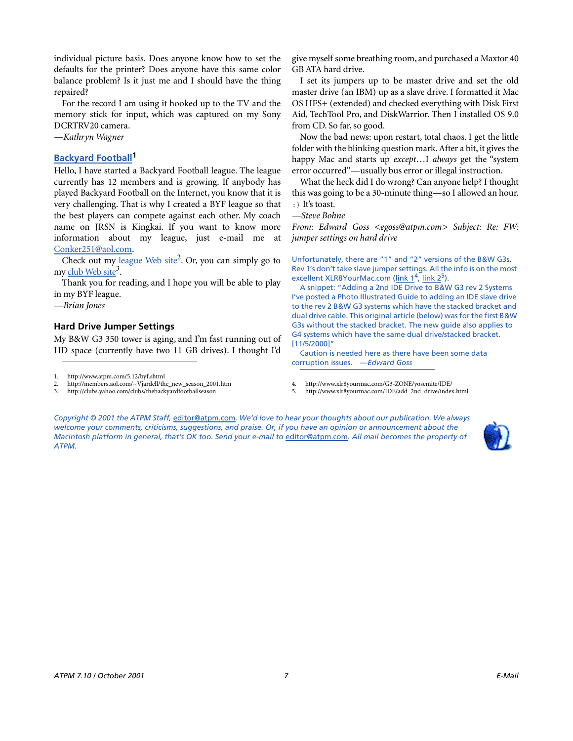individual picture basis. Does anyone know how to set the defaults for the printer? Does anyone have this same color balance problem? Is it just me and I should have the thing repaired?

For the record I am using it hooked up to the TV and the memory stick for input, which was captured on my Sony DCRTRV20 camera.

*—Kathryn Wagner*

### Backyard Football[1]

Hello, I have started a Backyard Football league. The league currently has 12 members and is growing. If anybody has played Backyard Football on the Internet, you know that it is very challenging. That is why I created a BYF league so that the best players can compete against each other. My coach name on JRSN is Kingkai. If you want to know more information about my league, just e-mail me at Conker251@aol.com.

Check out my league Web site[2]. Or, you can simply go to my club Web site[3].

Thank you for reading, and I hope you will be able to play in my BYF league.

*—Brian Jones*

### Hard Drive Jumper Settings

My B&W G3 350 tower is aging, and I'm fast running out of HD space (currently have two 11 GB drives). I thought I'd give myself some breathing room, and purchased a Maxtor 40 GB ATA hard drive.

I set its jumpers up to be master drive and set the old master drive (an IBM) up as a slave drive. I formatted it Mac OS HFS+ (extended) and checked everything with Disk First Aid, TechTool Pro, and DiskWarrior. Then I installed OS 9.0 from CD. So far, so good.

Now the bad news: upon restart, total chaos. I get the little folder with the blinking question mark. After a bit, it gives the happy Mac and starts up *except*…I *always* get the "system error occurred"—usually bus error or illegal instruction.

What the heck did I do wrong? Can anyone help? I thought this was going to be a 30-minute thing—so I allowed an hour. :) It's toast.

*—Steve Bohne*

*From: Edward Goss <egoss@atpm.com> Subject: Re: FW: jumper settings on hard drive*

Unfortunately, there are "1" and "2" versions of the B&W G3s. Rev 1's don't take slave jumper settings. All the info is on the most excellent XLR8YourMac.com (link 1[4], link 2[5]).

A snippet: "Adding a 2nd IDE Drive to B&W G3 rev 2 Systems I've posted a Photo Illustrated Guide to adding an IDE slave drive to the rev 2 B&W G3 systems which have the stacked bracket and dual drive cable. This original article (below) was for the first B&W G3s without the stacked bracket. The new guide also applies to G4 systems which have the same dual drive/stacked bracket. [11/5/2000]"

Caution is needed here as there have been some data corruption issues. *—Edward Goss*

1. http://www.atpm.com/5.12/byf.shtml
2. http://members.aol.com/~Vjardell/the_new_season_2001.htm
3. http://clubs.yahoo.com/clubs/thebackyardfootballseason
4. http://www.xlr8yourmac.com/G3-ZONE/yosemite/IDE/
5. http://www.xlr8yourmac.com/IDE/add_2nd_drive/index.html

*Copyright © 2001 the ATPM Staff, editor@atpm.com. We'd love to hear your thoughts about our publication. We always welcome your comments, criticisms, suggestions, and praise. Or, if you have an opinion or announcement about the Macintosh platform in general, that's OK too. Send your e-mail to editor@atpm.com. All mail becomes the property of ATPM.*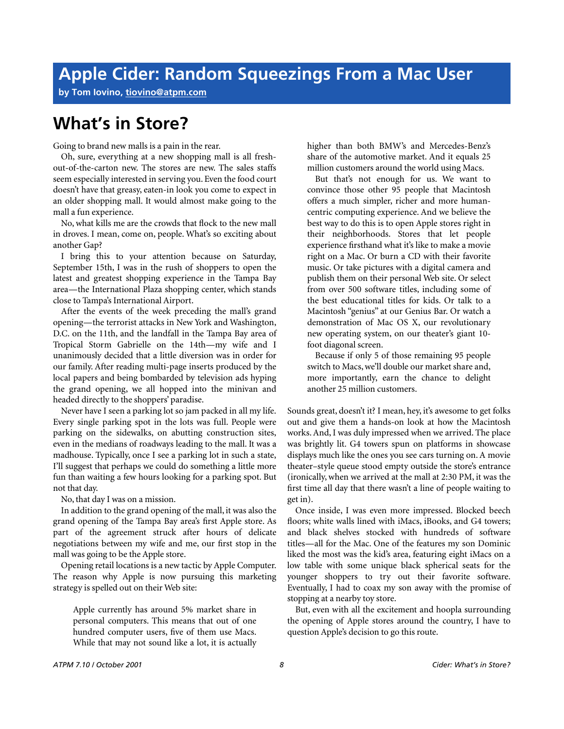# Apple Cider: Random Squeezings From a Mac User

**by Tom Iovino, tiovino@atpm.com**

## What's in Store?

Going to brand new malls is a pain in the rear.

Oh, sure, everything at a new shopping mall is all fresh-out-of-the-carton new. The stores are new. The sales staffs seem especially interested in serving you. Even the food court doesn't have that greasy, eaten-in look you come to expect in an older shopping mall. It would almost make going to the mall a fun experience.

No, what kills me are the crowds that flock to the new mall in droves. I mean, come on, people. What's so exciting about another Gap?

I bring this to your attention because on Saturday, September 15th, I was in the rush of shoppers to open the latest and greatest shopping experience in the Tampa Bay area—the International Plaza shopping center, which stands close to Tampa's International Airport.

After the events of the week preceding the mall's grand opening—the terrorist attacks in New York and Washington, D.C. on the 11th, and the landfall in the Tampa Bay area of Tropical Storm Gabrielle on the 14th—my wife and I unanimously decided that a little diversion was in order for our family. After reading multi-page inserts produced by the local papers and being bombarded by television ads hyping the grand opening, we all hopped into the minivan and headed directly to the shoppers' paradise.

Never have I seen a parking lot so jam packed in all my life. Every single parking spot in the lots was full. People were parking on the sidewalks, on abutting construction sites, even in the medians of roadways leading to the mall. It was a madhouse. Typically, once I see a parking lot in such a state, I'll suggest that perhaps we could do something a little more fun than waiting a few hours looking for a parking spot. But not that day.

No, that day I was on a mission.

In addition to the grand opening of the mall, it was also the grand opening of the Tampa Bay area's first Apple store. As part of the agreement struck after hours of delicate negotiations between my wife and me, our first stop in the mall was going to be the Apple store.

Opening retail locations is a new tactic by Apple Computer. The reason why Apple is now pursuing this marketing strategy is spelled out on their Web site:

> Apple currently has around 5% market share in personal computers. This means that out of one hundred computer users, five of them use Macs. While that may not sound like a lot, it is actually higher than both BMW's and Mercedes-Benz's share of the automotive market. And it equals 25 million customers around the world using Macs.
>
> But that's not enough for us. We want to convince those other 95 people that Macintosh offers a much simpler, richer and more human-centric computing experience. And we believe the best way to do this is to open Apple stores right in their neighborhoods. Stores that let people experience firsthand what it's like to make a movie right on a Mac. Or burn a CD with their favorite music. Or take pictures with a digital camera and publish them on their personal Web site. Or select from over 500 software titles, including some of the best educational titles for kids. Or talk to a Macintosh "genius" at our Genius Bar. Or watch a demonstration of Mac OS X, our revolutionary new operating system, on our theater's giant 10-foot diagonal screen.
>
> Because if only 5 of those remaining 95 people switch to Macs, we'll double our market share and, more importantly, earn the chance to delight another 25 million customers.

Sounds great, doesn't it? I mean, hey, it's awesome to get folks out and give them a hands-on look at how the Macintosh works. And, I was duly impressed when we arrived. The place was brightly lit. G4 towers spun on platforms in showcase displays much like the ones you see cars turning on. A movie theater–style queue stood empty outside the store's entrance (ironically, when we arrived at the mall at 2:30 PM, it was the first time all day that there wasn't a line of people waiting to get in).

Once inside, I was even more impressed. Blocked beech floors; white walls lined with iMacs, iBooks, and G4 towers; and black shelves stocked with hundreds of software titles—all for the Mac. One of the features my son Dominic liked the most was the kid's area, featuring eight iMacs on a low table with some unique black spherical seats for the younger shoppers to try out their favorite software. Eventually, I had to coax my son away with the promise of stopping at a nearby toy store.

But, even with all the excitement and hoopla surrounding the opening of Apple stores around the country, I have to question Apple's decision to go this route.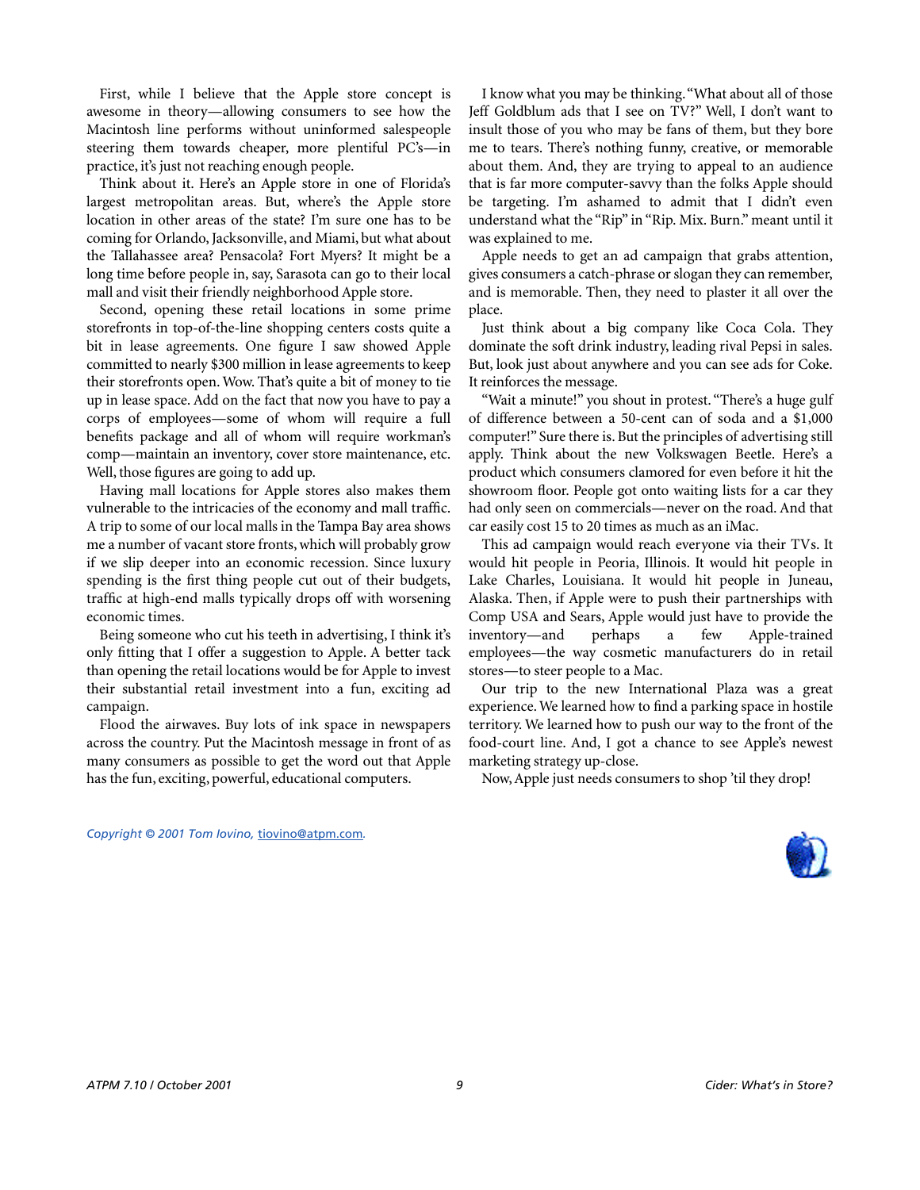First, while I believe that the Apple store concept is awesome in theory—allowing consumers to see how the Macintosh line performs without uninformed salespeople steering them towards cheaper, more plentiful PC's—in practice, it's just not reaching enough people.

Think about it. Here's an Apple store in one of Florida's largest metropolitan areas. But, where's the Apple store location in other areas of the state? I'm sure one has to be coming for Orlando, Jacksonville, and Miami, but what about the Tallahassee area? Pensacola? Fort Myers? It might be a long time before people in, say, Sarasota can go to their local mall and visit their friendly neighborhood Apple store.

Second, opening these retail locations in some prime storefronts in top-of-the-line shopping centers costs quite a bit in lease agreements. One figure I saw showed Apple committed to nearly $300 million in lease agreements to keep their storefronts open. Wow. That's quite a bit of money to tie up in lease space. Add on the fact that now you have to pay a corps of employees—some of whom will require a full benefits package and all of whom will require workman's comp—maintain an inventory, cover store maintenance, etc. Well, those figures are going to add up.

Having mall locations for Apple stores also makes them vulnerable to the intricacies of the economy and mall traffic. A trip to some of our local malls in the Tampa Bay area shows me a number of vacant store fronts, which will probably grow if we slip deeper into an economic recession. Since luxury spending is the first thing people cut out of their budgets, traffic at high-end malls typically drops off with worsening economic times.

Being someone who cut his teeth in advertising, I think it's only fitting that I offer a suggestion to Apple. A better tack than opening the retail locations would be for Apple to invest their substantial retail investment into a fun, exciting ad campaign.

Flood the airwaves. Buy lots of ink space in newspapers across the country. Put the Macintosh message in front of as many consumers as possible to get the word out that Apple has the fun, exciting, powerful, educational computers.

I know what you may be thinking. "What about all of those Jeff Goldblum ads that I see on TV?" Well, I don't want to insult those of you who may be fans of them, but they bore me to tears. There's nothing funny, creative, or memorable about them. And, they are trying to appeal to an audience that is far more computer-savvy than the folks Apple should be targeting. I'm ashamed to admit that I didn't even understand what the "Rip" in "Rip. Mix. Burn." meant until it was explained to me.

Apple needs to get an ad campaign that grabs attention, gives consumers a catch-phrase or slogan they can remember, and is memorable. Then, they need to plaster it all over the place.

Just think about a big company like Coca Cola. They dominate the soft drink industry, leading rival Pepsi in sales. But, look just about anywhere and you can see ads for Coke. It reinforces the message.

"Wait a minute!" you shout in protest. "There's a huge gulf of difference between a 50-cent can of soda and a $1,000 computer!" Sure there is. But the principles of advertising still apply. Think about the new Volkswagen Beetle. Here's a product which consumers clamored for even before it hit the showroom floor. People got onto waiting lists for a car they had only seen on commercials—never on the road. And that car easily cost 15 to 20 times as much as an iMac.

This ad campaign would reach everyone via their TVs. It would hit people in Peoria, Illinois. It would hit people in Lake Charles, Louisiana. It would hit people in Juneau, Alaska. Then, if Apple were to push their partnerships with Comp USA and Sears, Apple would just have to provide the inventory—and perhaps a few Apple-trained employees—the way cosmetic manufacturers do in retail stores—to steer people to a Mac.

Our trip to the new International Plaza was a great experience. We learned how to find a parking space in hostile territory. We learned how to push our way to the front of the food-court line. And, I got a chance to see Apple's newest marketing strategy up-close.

Now, Apple just needs consumers to shop 'til they drop!

*Copyright © 2001 Tom Iovino, tiovino@atpm.com.*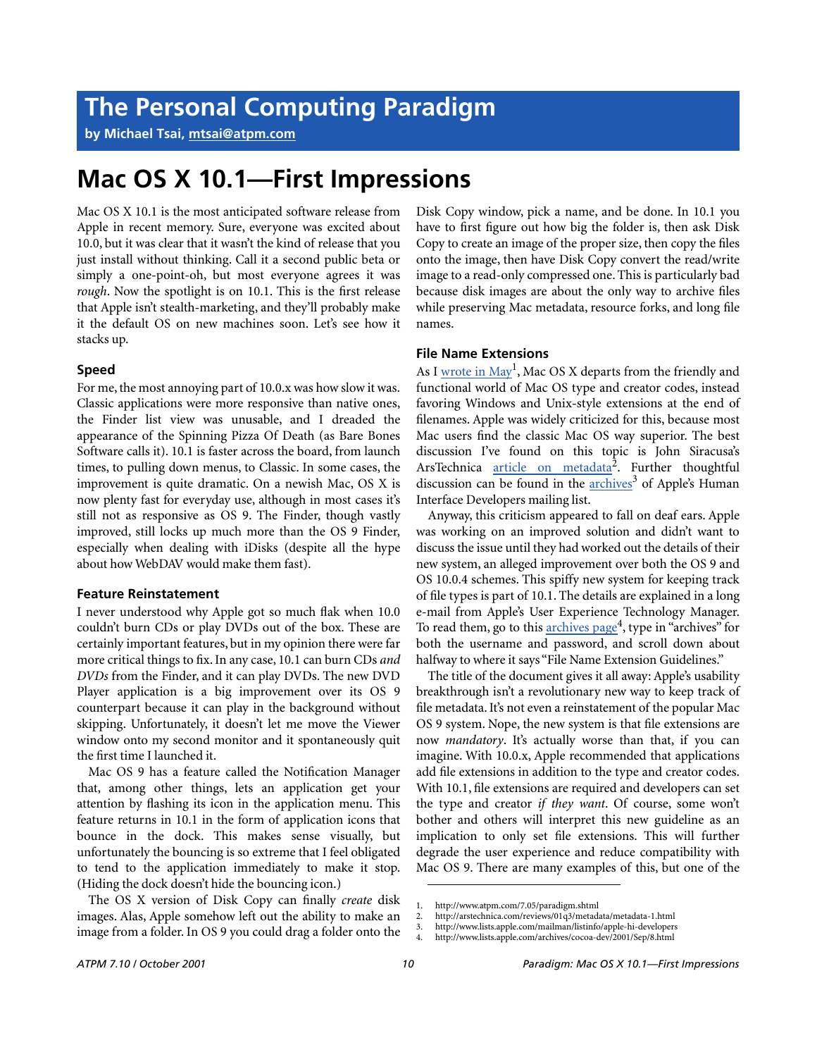# The Personal Computing Paradigm

**by Michael Tsai, mtsai@atpm.com**

# Mac OS X 10.1—First Impressions

Mac OS X 10.1 is the most anticipated software release from Apple in recent memory. Sure, everyone was excited about 10.0, but it was clear that it wasn't the kind of release that you just install without thinking. Call it a second public beta or simply a one-point-oh, but most everyone agrees it was *rough*. Now the spotlight is on 10.1. This is the first release that Apple isn't stealth-marketing, and they'll probably make it the default OS on new machines soon. Let's see how it stacks up.

### Speed

For me, the most annoying part of 10.0.x was how slow it was. Classic applications were more responsive than native ones, the Finder list view was unusable, and I dreaded the appearance of the Spinning Pizza Of Death (as Bare Bones Software calls it). 10.1 is faster across the board, from launch times, to pulling down menus, to Classic. In some cases, the improvement is quite dramatic. On a newish Mac, OS X is now plenty fast for everyday use, although in most cases it's still not as responsive as OS 9. The Finder, though vastly improved, still locks up much more than the OS 9 Finder, especially when dealing with iDisks (despite all the hype about how WebDAV would make them fast).

### Feature Reinstatement

I never understood why Apple got so much flak when 10.0 couldn't burn CDs or play DVDs out of the box. These are certainly important features, but in my opinion there were far more critical things to fix. In any case, 10.1 can burn CDs *and DVDs* from the Finder, and it can play DVDs. The new DVD Player application is a big improvement over its OS 9 counterpart because it can play in the background without skipping. Unfortunately, it doesn't let me move the Viewer window onto my second monitor and it spontaneously quit the first time I launched it.

Mac OS 9 has a feature called the Notification Manager that, among other things, lets an application get your attention by flashing its icon in the application menu. This feature returns in 10.1 in the form of application icons that bounce in the dock. This makes sense visually, but unfortunately the bouncing is so extreme that I feel obligated to tend to the application immediately to make it stop. (Hiding the dock doesn't hide the bouncing icon.)

The OS X version of Disk Copy can finally *create* disk images. Alas, Apple somehow left out the ability to make an image from a folder. In OS 9 you could drag a folder onto the Disk Copy window, pick a name, and be done. In 10.1 you have to first figure out how big the folder is, then ask Disk Copy to create an image of the proper size, then copy the files onto the image, then have Disk Copy convert the read/write image to a read-only compressed one. This is particularly bad because disk images are about the only way to archive files while preserving Mac metadata, resource forks, and long file names.

### File Name Extensions

As I [wrote in May][1], Mac OS X departs from the friendly and functional world of Mac OS type and creator codes, instead favoring Windows and Unix-style extensions at the end of filenames. Apple was widely criticized for this, because most Mac users find the classic Mac OS way superior. The best discussion I've found on this topic is John Siracusa's ArsTechnica [article on metadata][2]. Further thoughtful discussion can be found in the [archives][3] of Apple's Human Interface Developers mailing list.

Anyway, this criticism appeared to fall on deaf ears. Apple was working on an improved solution and didn't want to discuss the issue until they had worked out the details of their new system, an alleged improvement over both the OS 9 and OS 10.0.4 schemes. This spiffy new system for keeping track of file types is part of 10.1. The details are explained in a long e-mail from Apple's User Experience Technology Manager. To read them, go to this [archives page][4], type in "archives" for both the username and password, and scroll down about halfway to where it says "File Name Extension Guidelines."

The title of the document gives it all away: Apple's usability breakthrough isn't a revolutionary new way to keep track of file metadata. It's not even a reinstatement of the popular Mac OS 9 system. Nope, the new system is that file extensions are now *mandatory*. It's actually worse than that, if you can imagine. With 10.0.x, Apple recommended that applications add file extensions in addition to the type and creator codes. With 10.1, file extensions are required and developers can set the type and creator *if they want*. Of course, some won't bother and others will interpret this new guideline as an implication to only set file extensions. This will further degrade the user experience and reduce compatibility with Mac OS 9. There are many examples of this, but one of the

1. http://www.atpm.com/7.05/paradigm.shtml
2. http://arstechnica.com/reviews/01q3/metadata/metadata-1.html
3. http://www.lists.apple.com/mailman/listinfo/apple-hi-developers
4. http://www.lists.apple.com/archives/cocoa-dev/2001/Sep/8.html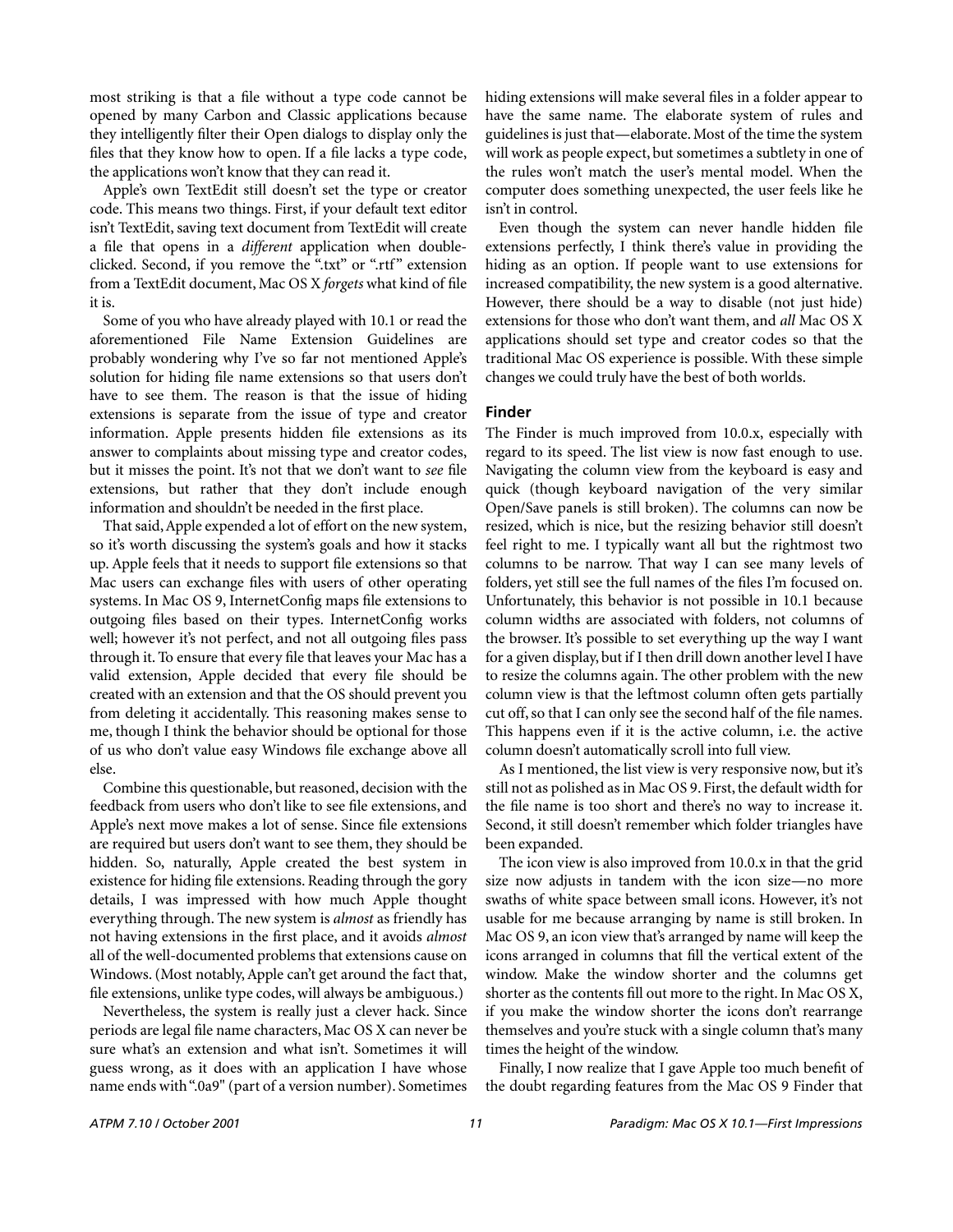most striking is that a file without a type code cannot be opened by many Carbon and Classic applications because they intelligently filter their Open dialogs to display only the files that they know how to open. If a file lacks a type code, the applications won't know that they can read it.

Apple's own TextEdit still doesn't set the type or creator code. This means two things. First, if your default text editor isn't TextEdit, saving text document from TextEdit will create a file that opens in a *different* application when double-clicked. Second, if you remove the ".txt" or ".rtf" extension from a TextEdit document, Mac OS X *forgets* what kind of file it is.

Some of you who have already played with 10.1 or read the aforementioned File Name Extension Guidelines are probably wondering why I've so far not mentioned Apple's solution for hiding file name extensions so that users don't have to see them. The reason is that the issue of hiding extensions is separate from the issue of type and creator information. Apple presents hidden file extensions as its answer to complaints about missing type and creator codes, but it misses the point. It's not that we don't want to *see* file extensions, but rather that they don't include enough information and shouldn't be needed in the first place.

That said, Apple expended a lot of effort on the new system, so it's worth discussing the system's goals and how it stacks up. Apple feels that it needs to support file extensions so that Mac users can exchange files with users of other operating systems. In Mac OS 9, InternetConfig maps file extensions to outgoing files based on their types. InternetConfig works well; however it's not perfect, and not all outgoing files pass through it. To ensure that every file that leaves your Mac has a valid extension, Apple decided that every file should be created with an extension and that the OS should prevent you from deleting it accidentally. This reasoning makes sense to me, though I think the behavior should be optional for those of us who don't value easy Windows file exchange above all else.

Combine this questionable, but reasoned, decision with the feedback from users who don't like to see file extensions, and Apple's next move makes a lot of sense. Since file extensions are required but users don't want to see them, they should be hidden. So, naturally, Apple created the best system in existence for hiding file extensions. Reading through the gory details, I was impressed with how much Apple thought everything through. The new system is *almost* as friendly has not having extensions in the first place, and it avoids *almost* all of the well-documented problems that extensions cause on Windows. (Most notably, Apple can't get around the fact that, file extensions, unlike type codes, will always be ambiguous.)

Nevertheless, the system is really just a clever hack. Since periods are legal file name characters, Mac OS X can never be sure what's an extension and what isn't. Sometimes it will guess wrong, as it does with an application I have whose name ends with ".0a9" (part of a version number). Sometimes hiding extensions will make several files in a folder appear to have the same name. The elaborate system of rules and guidelines is just that—elaborate. Most of the time the system will work as people expect, but sometimes a subtlety in one of the rules won't match the user's mental model. When the computer does something unexpected, the user feels like he isn't in control.

Even though the system can never handle hidden file extensions perfectly, I think there's value in providing the hiding as an option. If people want to use extensions for increased compatibility, the new system is a good alternative. However, there should be a way to disable (not just hide) extensions for those who don't want them, and *all* Mac OS X applications should set type and creator codes so that the traditional Mac OS experience is possible. With these simple changes we could truly have the best of both worlds.

### Finder

The Finder is much improved from 10.0.x, especially with regard to its speed. The list view is now fast enough to use. Navigating the column view from the keyboard is easy and quick (though keyboard navigation of the very similar Open/Save panels is still broken). The columns can now be resized, which is nice, but the resizing behavior still doesn't feel right to me. I typically want all but the rightmost two columns to be narrow. That way I can see many levels of folders, yet still see the full names of the files I'm focused on. Unfortunately, this behavior is not possible in 10.1 because column widths are associated with folders, not columns of the browser. It's possible to set everything up the way I want for a given display, but if I then drill down another level I have to resize the columns again. The other problem with the new column view is that the leftmost column often gets partially cut off, so that I can only see the second half of the file names. This happens even if it is the active column, i.e. the active column doesn't automatically scroll into full view.

As I mentioned, the list view is very responsive now, but it's still not as polished as in Mac OS 9. First, the default width for the file name is too short and there's no way to increase it. Second, it still doesn't remember which folder triangles have been expanded.

The icon view is also improved from 10.0.x in that the grid size now adjusts in tandem with the icon size—no more swaths of white space between small icons. However, it's not usable for me because arranging by name is still broken. In Mac OS 9, an icon view that's arranged by name will keep the icons arranged in columns that fill the vertical extent of the window. Make the window shorter and the columns get shorter as the contents fill out more to the right. In Mac OS X, if you make the window shorter the icons don't rearrange themselves and you're stuck with a single column that's many times the height of the window.

Finally, I now realize that I gave Apple too much benefit of the doubt regarding features from the Mac OS 9 Finder that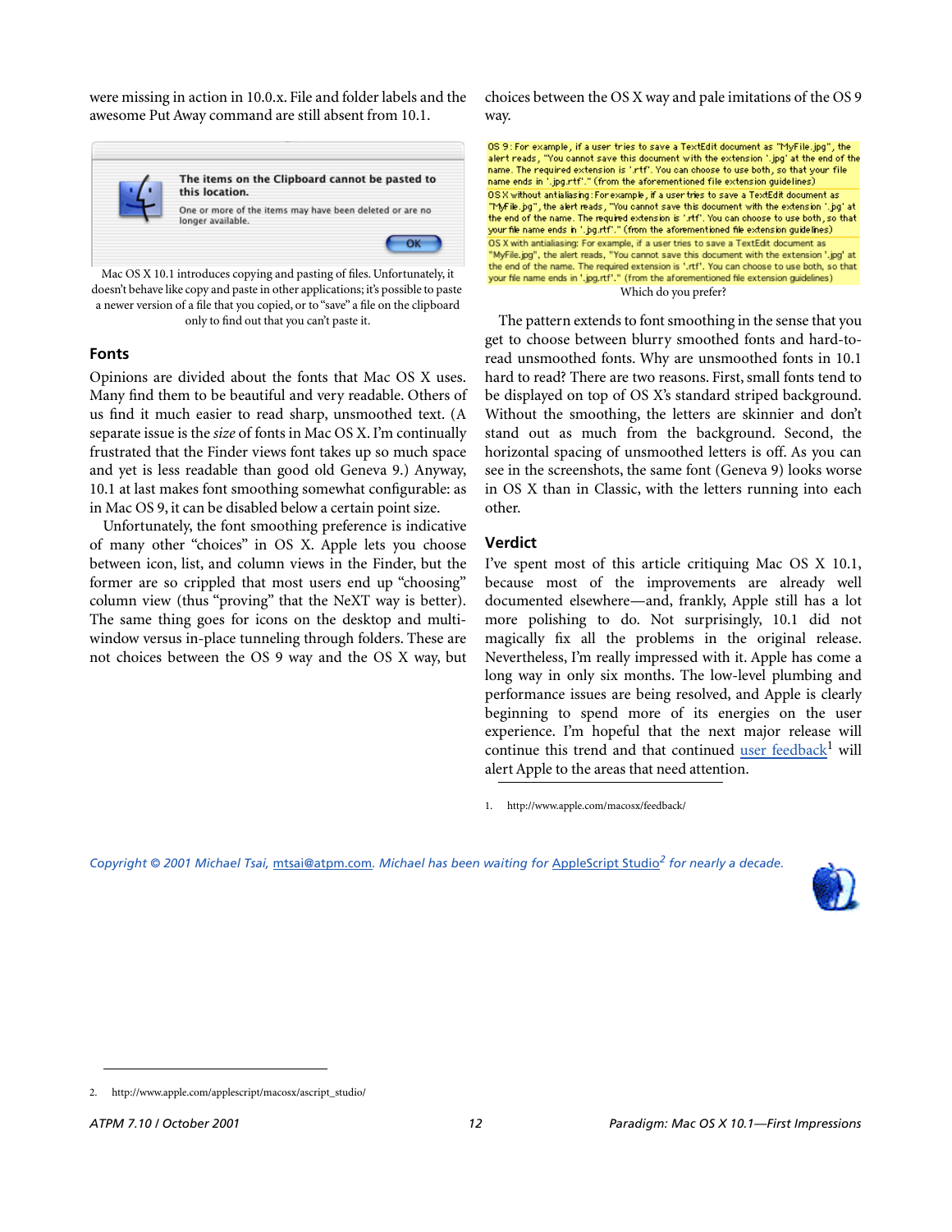were missing in action in 10.0.x. File and folder labels and the awesome Put Away command are still absent from 10.1.

Mac OS X 10.1 introduces copying and pasting of files. Unfortunately, it doesn't behave like copy and paste in other applications; it's possible to paste a newer version of a file that you copied, or to "save" a file on the clipboard only to find out that you can't paste it.

### Fonts

Opinions are divided about the fonts that Mac OS X uses. Many find them to be beautiful and very readable. Others of us find it much easier to read sharp, unsmoothed text. (A separate issue is the *size* of fonts in Mac OS X. I'm continually frustrated that the Finder views font takes up so much space and yet is less readable than good old Geneva 9.) Anyway, 10.1 at last makes font smoothing somewhat configurable: as in Mac OS 9, it can be disabled below a certain point size.

Unfortunately, the font smoothing preference is indicative of many other "choices" in OS X. Apple lets you choose between icon, list, and column views in the Finder, but the former are so crippled that most users end up "choosing" column view (thus "proving" that the NeXT way is better). The same thing goes for icons on the desktop and multi-window versus in-place tunneling through folders. These are not choices between the OS 9 way and the OS X way, but choices between the OS X way and pale imitations of the OS 9 way.

Which do you prefer?

The pattern extends to font smoothing in the sense that you get to choose between blurry smoothed fonts and hard-to-read unsmoothed fonts. Why are unsmoothed fonts in 10.1 hard to read? There are two reasons. First, small fonts tend to be displayed on top of OS X's standard striped background. Without the smoothing, the letters are skinnier and don't stand out as much from the background. Second, the horizontal spacing of unsmoothed letters is off. As you can see in the screenshots, the same font (Geneva 9) looks worse in OS X than in Classic, with the letters running into each other.

### Verdict

I've spent most of this article critiquing Mac OS X 10.1, because most of the improvements are already well documented elsewhere—and, frankly, Apple still has a lot more polishing to do. Not surprisingly, 10.1 did not magically fix all the problems in the original release. Nevertheless, I'm really impressed with it. Apple has come a long way in only six months. The low-level plumbing and performance issues are being resolved, and Apple is clearly beginning to spend more of its energies on the user experience. I'm hopeful that the next major release will continue this trend and that continued user feedback[1] will alert Apple to the areas that need attention.

1. http://www.apple.com/macosx/feedback/

*Copyright © 2001 Michael Tsai, mtsai@atpm.com. Michael has been waiting for AppleScript Studio[2] for nearly a decade.*

2. http://www.apple.com/applescript/macosx/ascript_studio/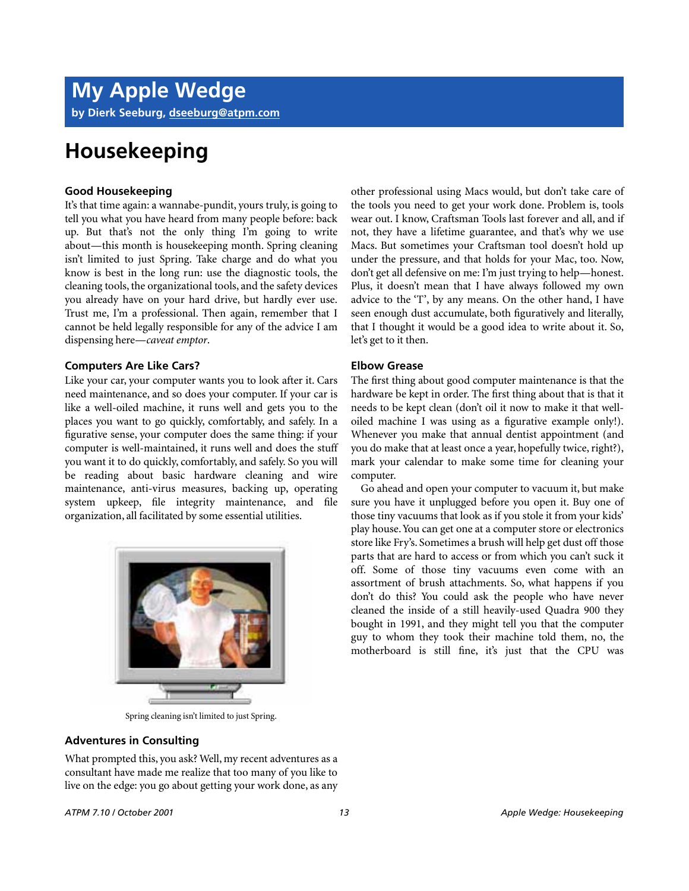# My Apple Wedge

**by Dierk Seeburg, dseeburg@atpm.com**

## Housekeeping

### Good Housekeeping

It's that time again: a wannabe-pundit, yours truly, is going to tell you what you have heard from many people before: back up. But that's not the only thing I'm going to write about—this month is housekeeping month. Spring cleaning isn't limited to just Spring. Take charge and do what you know is best in the long run: use the diagnostic tools, the cleaning tools, the organizational tools, and the safety devices you already have on your hard drive, but hardly ever use. Trust me, I'm a professional. Then again, remember that I cannot be held legally responsible for any of the advice I am dispensing here—*caveat emptor*.

### Computers Are Like Cars?

Like your car, your computer wants you to look after it. Cars need maintenance, and so does your computer. If your car is like a well-oiled machine, it runs well and gets you to the places you want to go quickly, comfortably, and safely. In a figurative sense, your computer does the same thing: if your computer is well-maintained, it runs well and does the stuff you want it to do quickly, comfortably, and safely. So you will be reading about basic hardware cleaning and wire maintenance, anti-virus measures, backing up, operating system upkeep, file integrity maintenance, and file organization, all facilitated by some essential utilities.

Spring cleaning isn't limited to just Spring.

### Adventures in Consulting

What prompted this, you ask? Well, my recent adventures as a consultant have made me realize that too many of you like to live on the edge: you go about getting your work done, as any other professional using Macs would, but don't take care of the tools you need to get your work done. Problem is, tools wear out. I know, Craftsman Tools last forever and all, and if not, they have a lifetime guarantee, and that's why we use Macs. But sometimes your Craftsman tool doesn't hold up under the pressure, and that holds for your Mac, too. Now, don't get all defensive on me: I'm just trying to help—honest. Plus, it doesn't mean that I have always followed my own advice to the 'T', by any means. On the other hand, I have seen enough dust accumulate, both figuratively and literally, that I thought it would be a good idea to write about it. So, let's get to it then.

### Elbow Grease

The first thing about good computer maintenance is that the hardware be kept in order. The first thing about that is that it needs to be kept clean (don't oil it now to make it that well-oiled machine I was using as a figurative example only!). Whenever you make that annual dentist appointment (and you do make that at least once a year, hopefully twice, right?), mark your calendar to make some time for cleaning your computer.

Go ahead and open your computer to vacuum it, but make sure you have it unplugged before you open it. Buy one of those tiny vacuums that look as if you stole it from your kids' play house. You can get one at a computer store or electronics store like Fry's. Sometimes a brush will help get dust off those parts that are hard to access or from which you can't suck it off. Some of those tiny vacuums even come with an assortment of brush attachments. So, what happens if you don't do this? You could ask the people who have never cleaned the inside of a still heavily-used Quadra 900 they bought in 1991, and they might tell you that the computer guy to whom they took their machine told them, no, the motherboard is still fine, it's just that the CPU was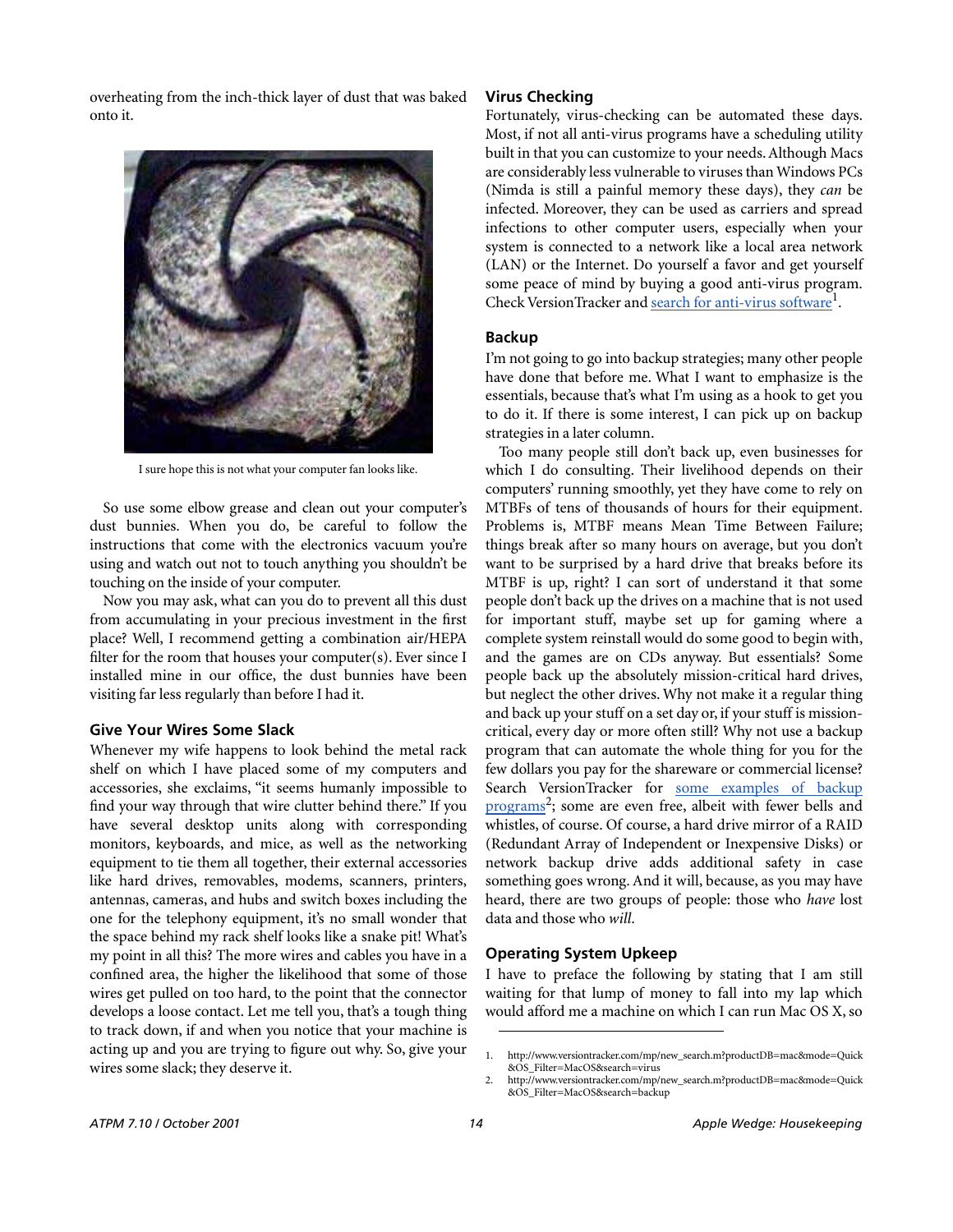overheating from the inch-thick layer of dust that was baked onto it.

I sure hope this is not what your computer fan looks like.

So use some elbow grease and clean out your computer's dust bunnies. When you do, be careful to follow the instructions that come with the electronics vacuum you're using and watch out not to touch anything you shouldn't be touching on the inside of your computer.

Now you may ask, what can you do to prevent all this dust from accumulating in your precious investment in the first place? Well, I recommend getting a combination air/HEPA filter for the room that houses your computer(s). Ever since I installed mine in our office, the dust bunnies have been visiting far less regularly than before I had it.

### Give Your Wires Some Slack

Whenever my wife happens to look behind the metal rack shelf on which I have placed some of my computers and accessories, she exclaims, "it seems humanly impossible to find your way through that wire clutter behind there." If you have several desktop units along with corresponding monitors, keyboards, and mice, as well as the networking equipment to tie them all together, their external accessories like hard drives, removables, modems, scanners, printers, antennas, cameras, and hubs and switch boxes including the one for the telephony equipment, it's no small wonder that the space behind my rack shelf looks like a snake pit! What's my point in all this? The more wires and cables you have in a confined area, the higher the likelihood that some of those wires get pulled on too hard, to the point that the connector develops a loose contact. Let me tell you, that's a tough thing to track down, if and when you notice that your machine is acting up and you are trying to figure out why. So, give your wires some slack; they deserve it.

### Virus Checking

Fortunately, virus-checking can be automated these days. Most, if not all anti-virus programs have a scheduling utility built in that you can customize to your needs. Although Macs are considerably less vulnerable to viruses than Windows PCs (Nimda is still a painful memory these days), they *can* be infected. Moreover, they can be used as carriers and spread infections to other computer users, especially when your system is connected to a network like a local area network (LAN) or the Internet. Do yourself a favor and get yourself some peace of mind by buying a good anti-virus program. Check VersionTracker and search for anti-virus software[1].

### Backup

I'm not going to go into backup strategies; many other people have done that before me. What I want to emphasize is the essentials, because that's what I'm using as a hook to get you to do it. If there is some interest, I can pick up on backup strategies in a later column.

Too many people still don't back up, even businesses for which I do consulting. Their livelihood depends on their computers' running smoothly, yet they have come to rely on MTBFs of tens of thousands of hours for their equipment. Problems is, MTBF means Mean Time Between Failure; things break after so many hours on average, but you don't want to be surprised by a hard drive that breaks before its MTBF is up, right? I can sort of understand it that some people don't back up the drives on a machine that is not used for important stuff, maybe set up for gaming where a complete system reinstall would do some good to begin with, and the games are on CDs anyway. But essentials? Some people back up the absolutely mission-critical hard drives, but neglect the other drives. Why not make it a regular thing and back up your stuff on a set day or, if your stuff is mission-critical, every day or more often still? Why not use a backup program that can automate the whole thing for you for the few dollars you pay for the shareware or commercial license? Search VersionTracker for some examples of backup programs[2]; some are even free, albeit with fewer bells and whistles, of course. Of course, a hard drive mirror of a RAID (Redundant Array of Independent or Inexpensive Disks) or network backup drive adds additional safety in case something goes wrong. And it will, because, as you may have heard, there are two groups of people: those who *have* lost data and those who *will*.

### Operating System Upkeep

I have to preface the following by stating that I am still waiting for that lump of money to fall into my lap which would afford me a machine on which I can run Mac OS X, so

1. http://www.versiontracker.com/mp/new_search.m?productDB=mac&mode=Quick&OS_Filter=MacOS&search=virus
2. http://www.versiontracker.com/mp/new_search.m?productDB=mac&mode=Quick&OS_Filter=MacOS&search=backup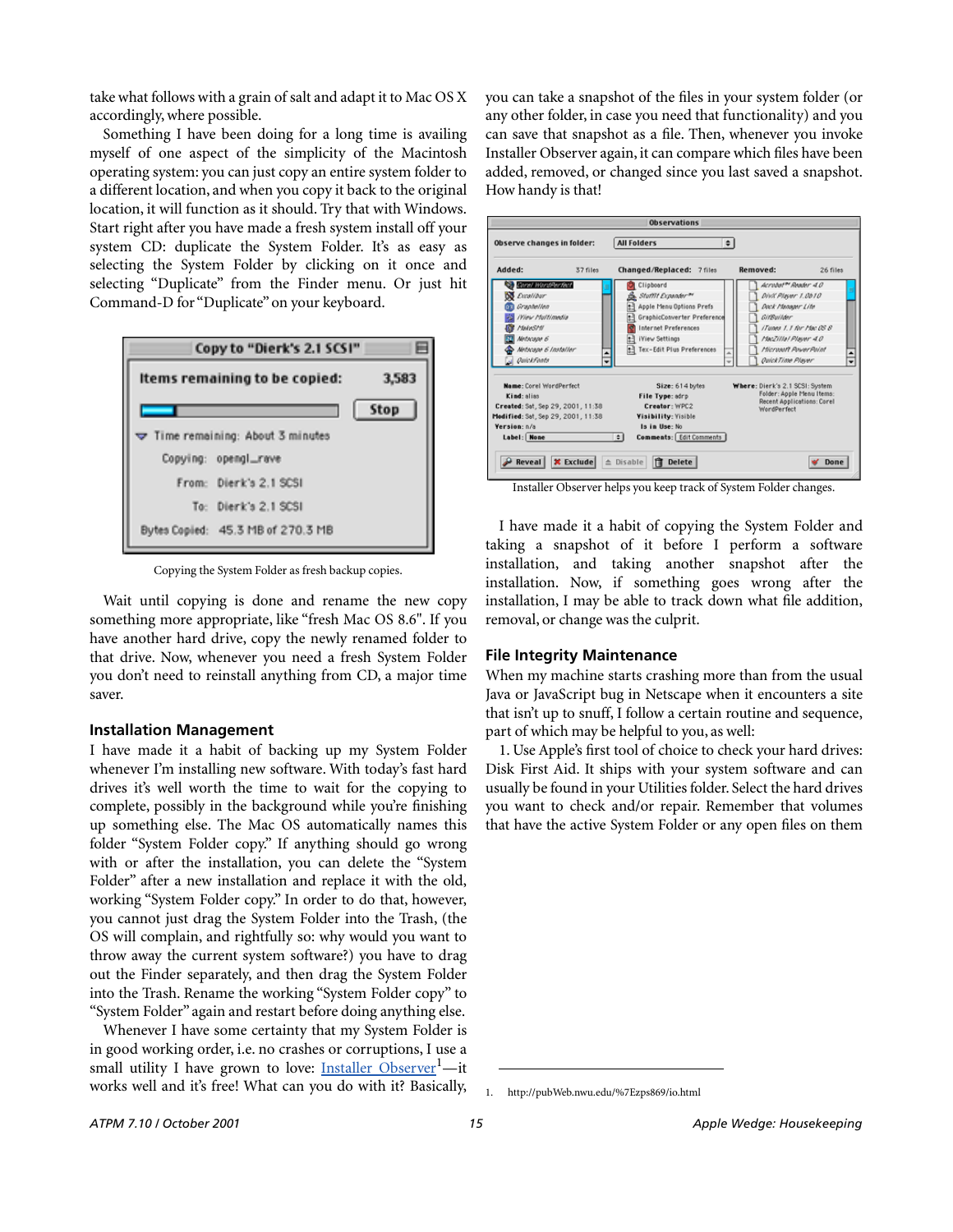take what follows with a grain of salt and adapt it to Mac OS X accordingly, where possible.

Something I have been doing for a long time is availing myself of one aspect of the simplicity of the Macintosh operating system: you can just copy an entire system folder to a different location, and when you copy it back to the original location, it will function as it should. Try that with Windows. Start right after you have made a fresh system install off your system CD: duplicate the System Folder. It's as easy as selecting the System Folder by clicking on it once and selecting "Duplicate" from the Finder menu. Or just hit Command-D for "Duplicate" on your keyboard.

Copying the System Folder as fresh backup copies.

Wait until copying is done and rename the new copy something more appropriate, like "fresh Mac OS 8.6". If you have another hard drive, copy the newly renamed folder to that drive. Now, whenever you need a fresh System Folder you don't need to reinstall anything from CD, a major time saver.

### Installation Management

I have made it a habit of backing up my System Folder whenever I'm installing new software. With today's fast hard drives it's well worth the time to wait for the copying to complete, possibly in the background while you're finishing up something else. The Mac OS automatically names this folder "System Folder copy." If anything should go wrong with or after the installation, you can delete the "System Folder" after a new installation and replace it with the old, working "System Folder copy." In order to do that, however, you cannot just drag the System Folder into the Trash, (the OS will complain, and rightfully so: why would you want to throw away the current system software?) you have to drag out the Finder separately, and then drag the System Folder into the Trash. Rename the working "System Folder copy" to "System Folder" again and restart before doing anything else.

Whenever I have some certainty that my System Folder is in good working order, i.e. no crashes or corruptions, I use a small utility I have grown to love: Installer Observer[1]—it works well and it's free! What can you do with it? Basically, you can take a snapshot of the files in your system folder (or any other folder, in case you need that functionality) and you can save that snapshot as a file. Then, whenever you invoke Installer Observer again, it can compare which files have been added, removed, or changed since you last saved a snapshot. How handy is that!

Installer Observer helps you keep track of System Folder changes.

I have made it a habit of copying the System Folder and taking a snapshot of it before I perform a software installation, and taking another snapshot after the installation. Now, if something goes wrong after the installation, I may be able to track down what file addition, removal, or change was the culprit.

### File Integrity Maintenance

When my machine starts crashing more than from the usual Java or JavaScript bug in Netscape when it encounters a site that isn't up to snuff, I follow a certain routine and sequence, part of which may be helpful to you, as well:

1. Use Apple's first tool of choice to check your hard drives: Disk First Aid. It ships with your system software and can usually be found in your Utilities folder. Select the hard drives you want to check and/or repair. Remember that volumes that have the active System Folder or any open files on them

1. http://pubWeb.nwu.edu/%7Ezps869/io.html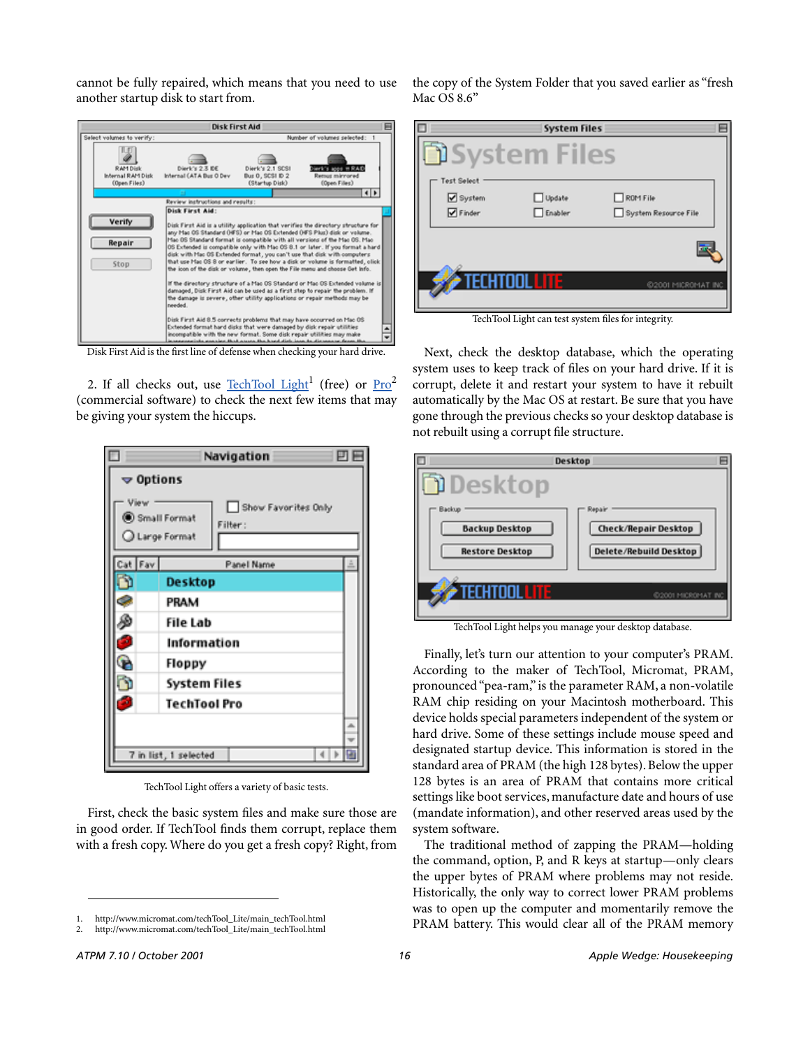cannot be fully repaired, which means that you need to use another startup disk to start from.

Disk First Aid is the first line of defense when checking your hard drive.

2. If all checks out, use TechTool Light[1] (free) or Pro[2] (commercial software) to check the next few items that may be giving your system the hiccups.

TechTool Light offers a variety of basic tests.

First, check the basic system files and make sure those are in good order. If TechTool finds them corrupt, replace them with a fresh copy. Where do you get a fresh copy? Right, from the copy of the System Folder that you saved earlier as "fresh Mac OS 8.6"

TechTool Light can test system files for integrity.

Next, check the desktop database, which the operating system uses to keep track of files on your hard drive. If it is corrupt, delete it and restart your system to have it rebuilt automatically by the Mac OS at restart. Be sure that you have gone through the previous checks so your desktop database is not rebuilt using a corrupt file structure.

TechTool Light helps you manage your desktop database.

Finally, let's turn our attention to your computer's PRAM. According to the maker of TechTool, Micromat, PRAM, pronounced "pea-ram," is the parameter RAM, a non-volatile RAM chip residing on your Macintosh motherboard. This device holds special parameters independent of the system or hard drive. Some of these settings include mouse speed and designated startup device. This information is stored in the standard area of PRAM (the high 128 bytes). Below the upper 128 bytes is an area of PRAM that contains more critical settings like boot services, manufacture date and hours of use (mandate information), and other reserved areas used by the system software.

The traditional method of zapping the PRAM—holding the command, option, P, and R keys at startup—only clears the upper bytes of PRAM where problems may not reside. Historically, the only way to correct lower PRAM problems was to open up the computer and momentarily remove the PRAM battery. This would clear all of the PRAM memory

1. http://www.micromat.com/techTool_Lite/main_techTool.html
2. http://www.micromat.com/techTool_Lite/main_techTool.html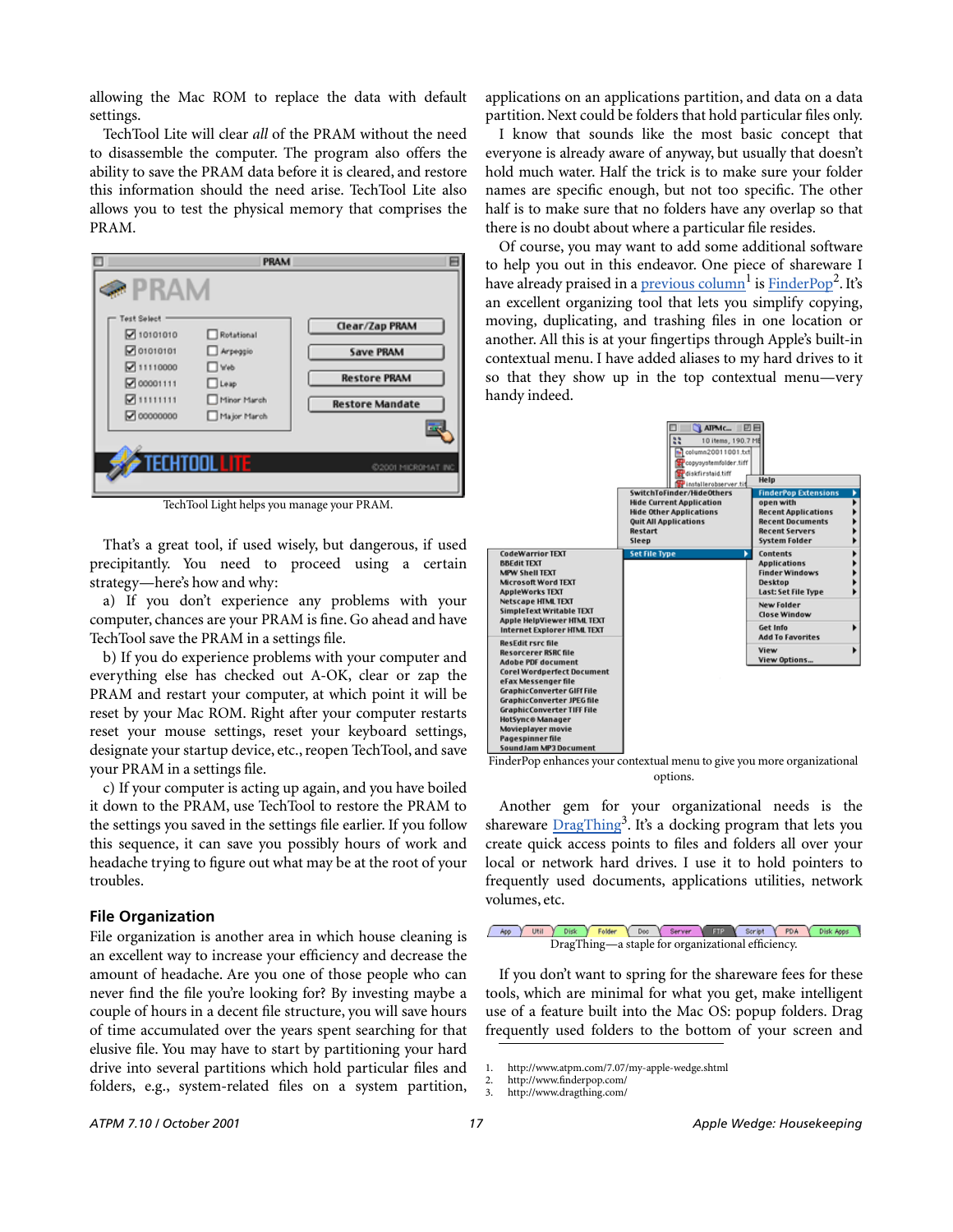allowing the Mac ROM to replace the data with default settings.

TechTool Lite will clear *all* of the PRAM without the need to disassemble the computer. The program also offers the ability to save the PRAM data before it is cleared, and restore this information should the need arise. TechTool Lite also allows you to test the physical memory that comprises the PRAM.

TechTool Light helps you manage your PRAM.

That's a great tool, if used wisely, but dangerous, if used precipitantly. You need to proceed using a certain strategy—here's how and why:

a) If you don't experience any problems with your computer, chances are your PRAM is fine. Go ahead and have TechTool save the PRAM in a settings file.

b) If you do experience problems with your computer and everything else has checked out A-OK, clear or zap the PRAM and restart your computer, at which point it will be reset by your Mac ROM. Right after your computer restarts reset your mouse settings, reset your keyboard settings, designate your startup device, etc., reopen TechTool, and save your PRAM in a settings file.

c) If your computer is acting up again, and you have boiled it down to the PRAM, use TechTool to restore the PRAM to the settings you saved in the settings file earlier. If you follow this sequence, it can save you possibly hours of work and headache trying to figure out what may be at the root of your troubles.

### File Organization

File organization is another area in which house cleaning is an excellent way to increase your efficiency and decrease the amount of headache. Are you one of those people who can never find the file you're looking for? By investing maybe a couple of hours in a decent file structure, you will save hours of time accumulated over the years spent searching for that elusive file. You may have to start by partitioning your hard drive into several partitions which hold particular files and folders, e.g., system-related files on a system partition, applications on an applications partition, and data on a data partition. Next could be folders that hold particular files only.

I know that sounds like the most basic concept that everyone is already aware of anyway, but usually that doesn't hold much water. Half the trick is to make sure your folder names are specific enough, but not too specific. The other half is to make sure that no folders have any overlap so that there is no doubt about where a particular file resides.

Of course, you may want to add some additional software to help you out in this endeavor. One piece of shareware I have already praised in a previous column[1] is FinderPop[2]. It's an excellent organizing tool that lets you simplify copying, moving, duplicating, and trashing files in one location or another. All this is at your fingertips through Apple's built-in contextual menu. I have added aliases to my hard drives to it so that they show up in the top contextual menu—very handy indeed.

FinderPop enhances your contextual menu to give you more organizational options.

Another gem for your organizational needs is the shareware DragThing[3]. It's a docking program that lets you create quick access points to files and folders all over your local or network hard drives. I use it to hold pointers to frequently used documents, applications utilities, network volumes, etc.

DragThing—a staple for organizational efficiency.

If you don't want to spring for the shareware fees for these tools, which are minimal for what you get, make intelligent use of a feature built into the Mac OS: popup folders. Drag frequently used folders to the bottom of your screen and

1. http://www.atpm.com/7.07/my-apple-wedge.shtml
2. http://www.finderpop.com/
3. http://www.dragthing.com/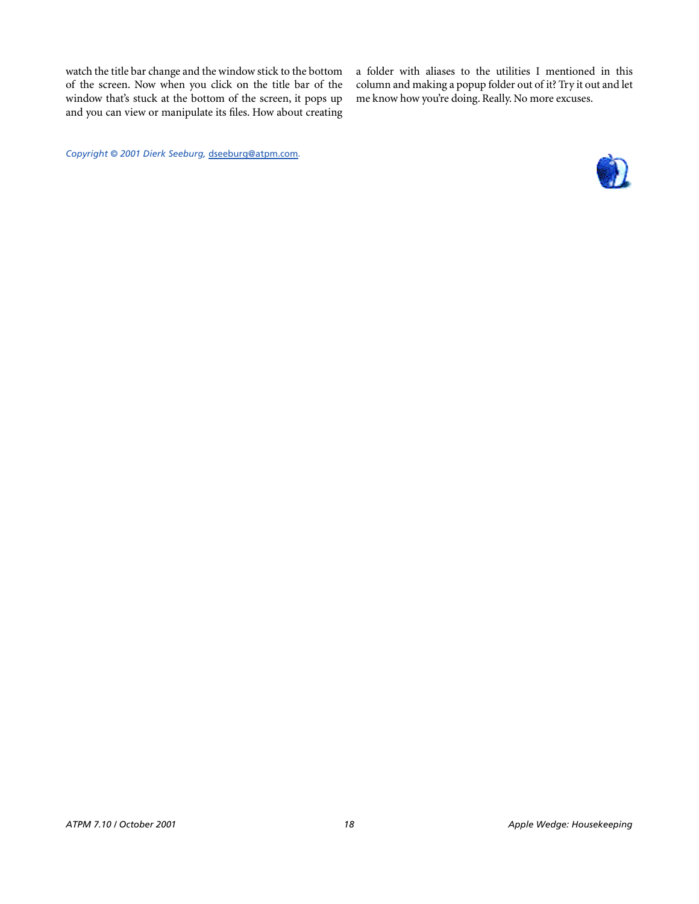watch the title bar change and the window stick to the bottom of the screen. Now when you click on the title bar of the window that's stuck at the bottom of the screen, it pops up and you can view or manipulate its files. How about creating a folder with aliases to the utilities I mentioned in this column and making a popup folder out of it? Try it out and let me know how you're doing. Really. No more excuses.

*Copyright © 2001 Dierk Seeburg,* [dseeburg@atpm.com](mailto:dseeburg@atpm.com).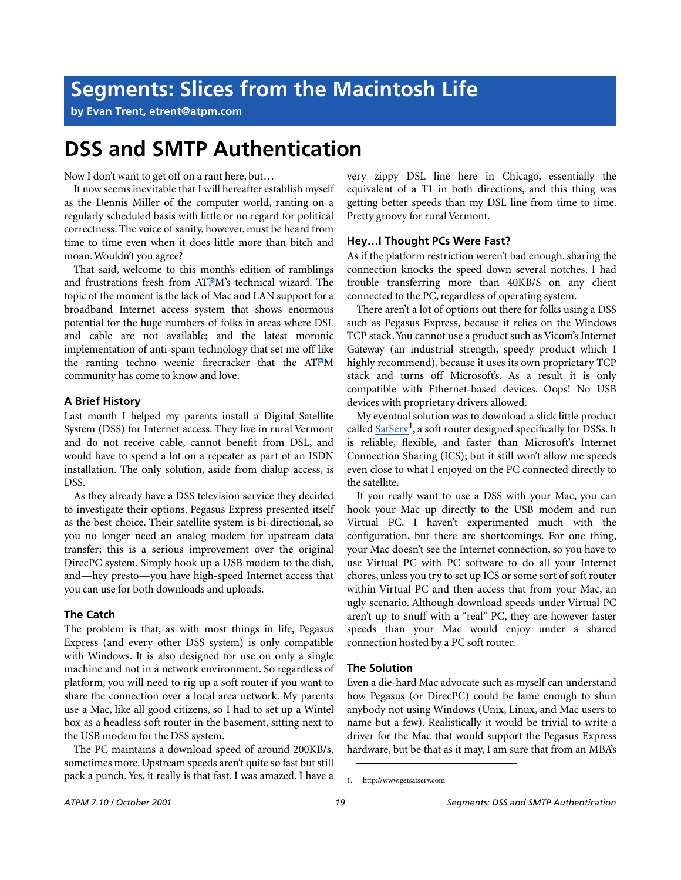# Segments: Slices from the Macintosh Life

**by Evan Trent, etrent@atpm.com**

# DSS and SMTP Authentication

Now I don't want to get off on a rant here, but…

It now seems inevitable that I will hereafter establish myself as the Dennis Miller of the computer world, ranting on a regularly scheduled basis with little or no regard for political correctness. The voice of sanity, however, must be heard from time to time even when it does little more than bitch and moan. Wouldn't you agree?

That said, welcome to this month's edition of ramblings and frustrations fresh from ATPM's technical wizard. The topic of the moment is the lack of Mac and LAN support for a broadband Internet access system that shows enormous potential for the huge numbers of folks in areas where DSL and cable are not available; and the latest moronic implementation of anti-spam technology that set me off like the ranting techno weenie firecracker that the ATPM community has come to know and love.

### A Brief History

Last month I helped my parents install a Digital Satellite System (DSS) for Internet access. They live in rural Vermont and do not receive cable, cannot benefit from DSL, and would have to spend a lot on a repeater as part of an ISDN installation. The only solution, aside from dialup access, is DSS.

As they already have a DSS television service they decided to investigate their options. Pegasus Express presented itself as the best choice. Their satellite system is bi-directional, so you no longer need an analog modem for upstream data transfer; this is a serious improvement over the original DirecPC system. Simply hook up a USB modem to the dish, and—hey presto—you have high-speed Internet access that you can use for both downloads and uploads.

### The Catch

The problem is that, as with most things in life, Pegasus Express (and every other DSS system) is only compatible with Windows. It is also designed for use on only a single machine and not in a network environment. So regardless of platform, you will need to rig up a soft router if you want to share the connection over a local area network. My parents use a Mac, like all good citizens, so I had to set up a Wintel box as a headless soft router in the basement, sitting next to the USB modem for the DSS system.

The PC maintains a download speed of around 200KB/s, sometimes more. Upstream speeds aren't quite so fast but still pack a punch. Yes, it really is that fast. I was amazed. I have a very zippy DSL line here in Chicago, essentially the equivalent of a T1 in both directions, and this thing was getting better speeds than my DSL line from time to time. Pretty groovy for rural Vermont.

### Hey…I Thought PCs Were Fast?

As if the platform restriction weren't bad enough, sharing the connection knocks the speed down several notches. I had trouble transferring more than 40KB/S on any client connected to the PC, regardless of operating system.

There aren't a lot of options out there for folks using a DSS such as Pegasus Express, because it relies on the Windows TCP stack. You cannot use a product such as Vicom's Internet Gateway (an industrial strength, speedy product which I highly recommend), because it uses its own proprietary TCP stack and turns off Microsoft's. As a result it is only compatible with Ethernet-based devices. Oops! No USB devices with proprietary drivers allowed.

My eventual solution was to download a slick little product called SatServ[1], a soft router designed specifically for DSSs. It is reliable, flexible, and faster than Microsoft's Internet Connection Sharing (ICS); but it still won't allow me speeds even close to what I enjoyed on the PC connected directly to the satellite.

If you really want to use a DSS with your Mac, you can hook your Mac up directly to the USB modem and run Virtual PC. I haven't experimented much with the configuration, but there are shortcomings. For one thing, your Mac doesn't see the Internet connection, so you have to use Virtual PC with PC software to do all your Internet chores, unless you try to set up ICS or some sort of soft router within Virtual PC and then access that from your Mac, an ugly scenario. Although download speeds under Virtual PC aren't up to snuff with a "real" PC, they are however faster speeds than your Mac would enjoy under a shared connection hosted by a PC soft router.

### The Solution

Even a die-hard Mac advocate such as myself can understand how Pegasus (or DirecPC) could be lame enough to shun anybody not using Windows (Unix, Linux, and Mac users to name but a few). Realistically it would be trivial to write a driver for the Mac that would support the Pegasus Express hardware, but be that as it may, I am sure that from an MBA's

---

1. http://www.getsatserv.com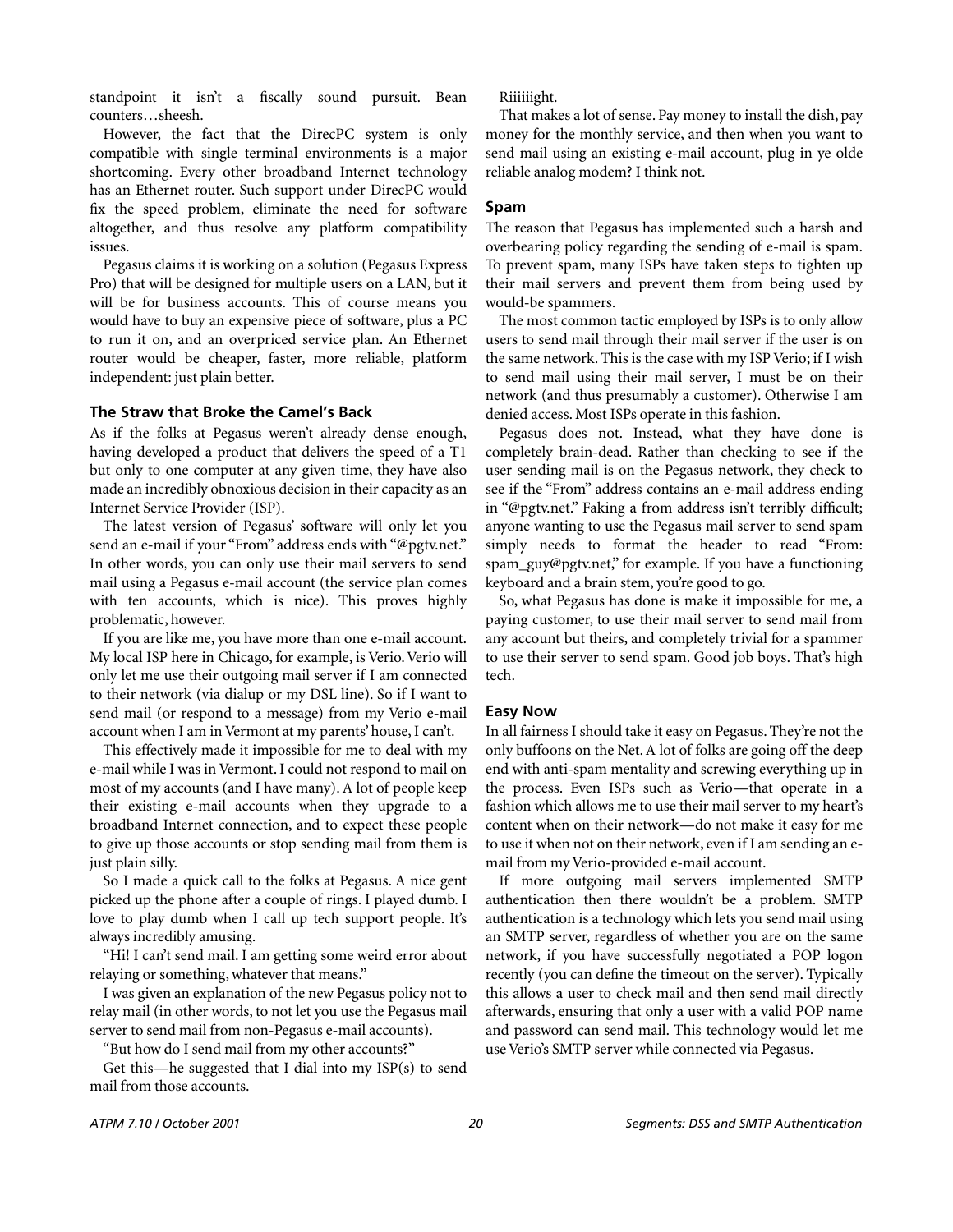standpoint it isn't a fiscally sound pursuit. Bean counters…sheesh.

However, the fact that the DirecPC system is only compatible with single terminal environments is a major shortcoming. Every other broadband Internet technology has an Ethernet router. Such support under DirecPC would fix the speed problem, eliminate the need for software altogether, and thus resolve any platform compatibility issues.

Pegasus claims it is working on a solution (Pegasus Express Pro) that will be designed for multiple users on a LAN, but it will be for business accounts. This of course means you would have to buy an expensive piece of software, plus a PC to run it on, and an overpriced service plan. An Ethernet router would be cheaper, faster, more reliable, platform independent: just plain better.

### The Straw that Broke the Camel's Back

As if the folks at Pegasus weren't already dense enough, having developed a product that delivers the speed of a T1 but only to one computer at any given time, they have also made an incredibly obnoxious decision in their capacity as an Internet Service Provider (ISP).

The latest version of Pegasus' software will only let you send an e-mail if your "From" address ends with "@pgtv.net." In other words, you can only use their mail servers to send mail using a Pegasus e-mail account (the service plan comes with ten accounts, which is nice). This proves highly problematic, however.

If you are like me, you have more than one e-mail account. My local ISP here in Chicago, for example, is Verio. Verio will only let me use their outgoing mail server if I am connected to their network (via dialup or my DSL line). So if I want to send mail (or respond to a message) from my Verio e-mail account when I am in Vermont at my parents' house, I can't.

This effectively made it impossible for me to deal with my e-mail while I was in Vermont. I could not respond to mail on most of my accounts (and I have many). A lot of people keep their existing e-mail accounts when they upgrade to a broadband Internet connection, and to expect these people to give up those accounts or stop sending mail from them is just plain silly.

So I made a quick call to the folks at Pegasus. A nice gent picked up the phone after a couple of rings. I played dumb. I love to play dumb when I call up tech support people. It's always incredibly amusing.

"Hi! I can't send mail. I am getting some weird error about relaying or something, whatever that means."

I was given an explanation of the new Pegasus policy not to relay mail (in other words, to not let you use the Pegasus mail server to send mail from non-Pegasus e-mail accounts).

"But how do I send mail from my other accounts?"

Get this—he suggested that I dial into my ISP(s) to send mail from those accounts.

Riiiiiight.

That makes a lot of sense. Pay money to install the dish, pay money for the monthly service, and then when you want to send mail using an existing e-mail account, plug in ye olde reliable analog modem? I think not.

### Spam

The reason that Pegasus has implemented such a harsh and overbearing policy regarding the sending of e-mail is spam. To prevent spam, many ISPs have taken steps to tighten up their mail servers and prevent them from being used by would-be spammers.

The most common tactic employed by ISPs is to only allow users to send mail through their mail server if the user is on the same network. This is the case with my ISP Verio; if I wish to send mail using their mail server, I must be on their network (and thus presumably a customer). Otherwise I am denied access. Most ISPs operate in this fashion.

Pegasus does not. Instead, what they have done is completely brain-dead. Rather than checking to see if the user sending mail is on the Pegasus network, they check to see if the "From" address contains an e-mail address ending in "@pgtv.net." Faking a from address isn't terribly difficult; anyone wanting to use the Pegasus mail server to send spam simply needs to format the header to read "From: spam_guy@pgtv.net," for example. If you have a functioning keyboard and a brain stem, you're good to go.

So, what Pegasus has done is make it impossible for me, a paying customer, to use their mail server to send mail from any account but theirs, and completely trivial for a spammer to use their server to send spam. Good job boys. That's high tech.

### Easy Now

In all fairness I should take it easy on Pegasus. They're not the only buffoons on the Net. A lot of folks are going off the deep end with anti-spam mentality and screwing everything up in the process. Even ISPs such as Verio—that operate in a fashion which allows me to use their mail server to my heart's content when on their network—do not make it easy for me to use it when not on their network, even if I am sending an e-mail from my Verio-provided e-mail account.

If more outgoing mail servers implemented SMTP authentication then there wouldn't be a problem. SMTP authentication is a technology which lets you send mail using an SMTP server, regardless of whether you are on the same network, if you have successfully negotiated a POP logon recently (you can define the timeout on the server). Typically this allows a user to check mail and then send mail directly afterwards, ensuring that only a user with a valid POP name and password can send mail. This technology would let me use Verio's SMTP server while connected via Pegasus.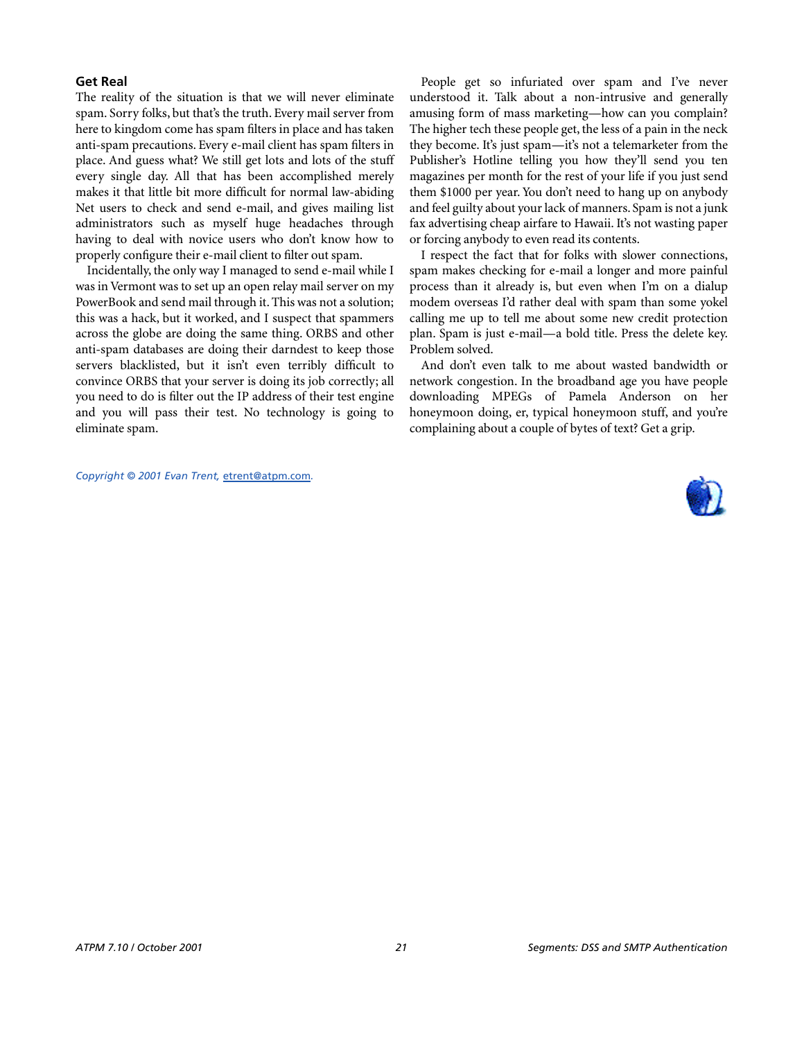### Get Real

The reality of the situation is that we will never eliminate spam. Sorry folks, but that's the truth. Every mail server from here to kingdom come has spam filters in place and has taken anti-spam precautions. Every e-mail client has spam filters in place. And guess what? We still get lots and lots of the stuff every single day. All that has been accomplished merely makes it that little bit more difficult for normal law-abiding Net users to check and send e-mail, and gives mailing list administrators such as myself huge headaches through having to deal with novice users who don't know how to properly configure their e-mail client to filter out spam.

Incidentally, the only way I managed to send e-mail while I was in Vermont was to set up an open relay mail server on my PowerBook and send mail through it. This was not a solution; this was a hack, but it worked, and I suspect that spammers across the globe are doing the same thing. ORBS and other anti-spam databases are doing their darndest to keep those servers blacklisted, but it isn't even terribly difficult to convince ORBS that your server is doing its job correctly; all you need to do is filter out the IP address of their test engine and you will pass their test. No technology is going to eliminate spam.

People get so infuriated over spam and I've never understood it. Talk about a non-intrusive and generally amusing form of mass marketing—how can you complain? The higher tech these people get, the less of a pain in the neck they become. It's just spam—it's not a telemarketer from the Publisher's Hotline telling you how they'll send you ten magazines per month for the rest of your life if you just send them $1000 per year. You don't need to hang up on anybody and feel guilty about your lack of manners. Spam is not a junk fax advertising cheap airfare to Hawaii. It's not wasting paper or forcing anybody to even read its contents.

I respect the fact that for folks with slower connections, spam makes checking for e-mail a longer and more painful process than it already is, but even when I'm on a dialup modem overseas I'd rather deal with spam than some yokel calling me up to tell me about some new credit protection plan. Spam is just e-mail—a bold title. Press the delete key. Problem solved.

And don't even talk to me about wasted bandwidth or network congestion. In the broadband age you have people downloading MPEGs of Pamela Anderson on her honeymoon doing, er, typical honeymoon stuff, and you're complaining about a couple of bytes of text? Get a grip.

*Copyright © 2001 Evan Trent, etrent@atpm.com.*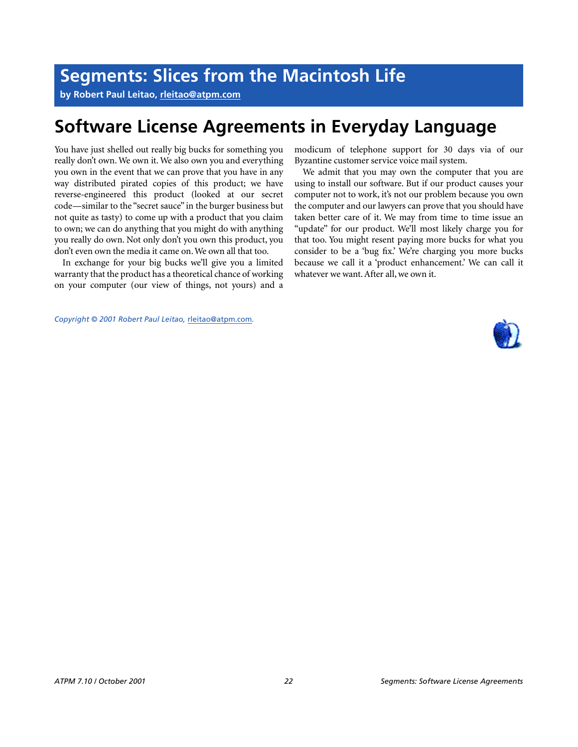# Segments: Slices from the Macintosh Life

**by Robert Paul Leitao, rleitao@atpm.com**

## Software License Agreements in Everyday Language

You have just shelled out really big bucks for something you really don't own. We own it. We also own you and everything you own in the event that we can prove that you have in any way distributed pirated copies of this product; we have reverse-engineered this product (looked at our secret code—similar to the "secret sauce" in the burger business but not quite as tasty) to come up with a product that you claim to own; we can do anything that you might do with anything you really do own. Not only don't you own this product, you don't even own the media it came on. We own all that too.

In exchange for your big bucks we'll give you a limited warranty that the product has a theoretical chance of working on your computer (our view of things, not yours) and a modicum of telephone support for 30 days via of our Byzantine customer service voice mail system.

We admit that you may own the computer that you are using to install our software. But if our product causes your computer not to work, it's not our problem because you own the computer and our lawyers can prove that you should have taken better care of it. We may from time to time issue an "update" for our product. We'll most likely charge you for that too. You might resent paying more bucks for what you consider to be a 'bug fix.' We're charging you more bucks because we call it a 'product enhancement.' We can call it whatever we want. After all, we own it.

*Copyright © 2001 Robert Paul Leitao, rleitao@atpm.com.*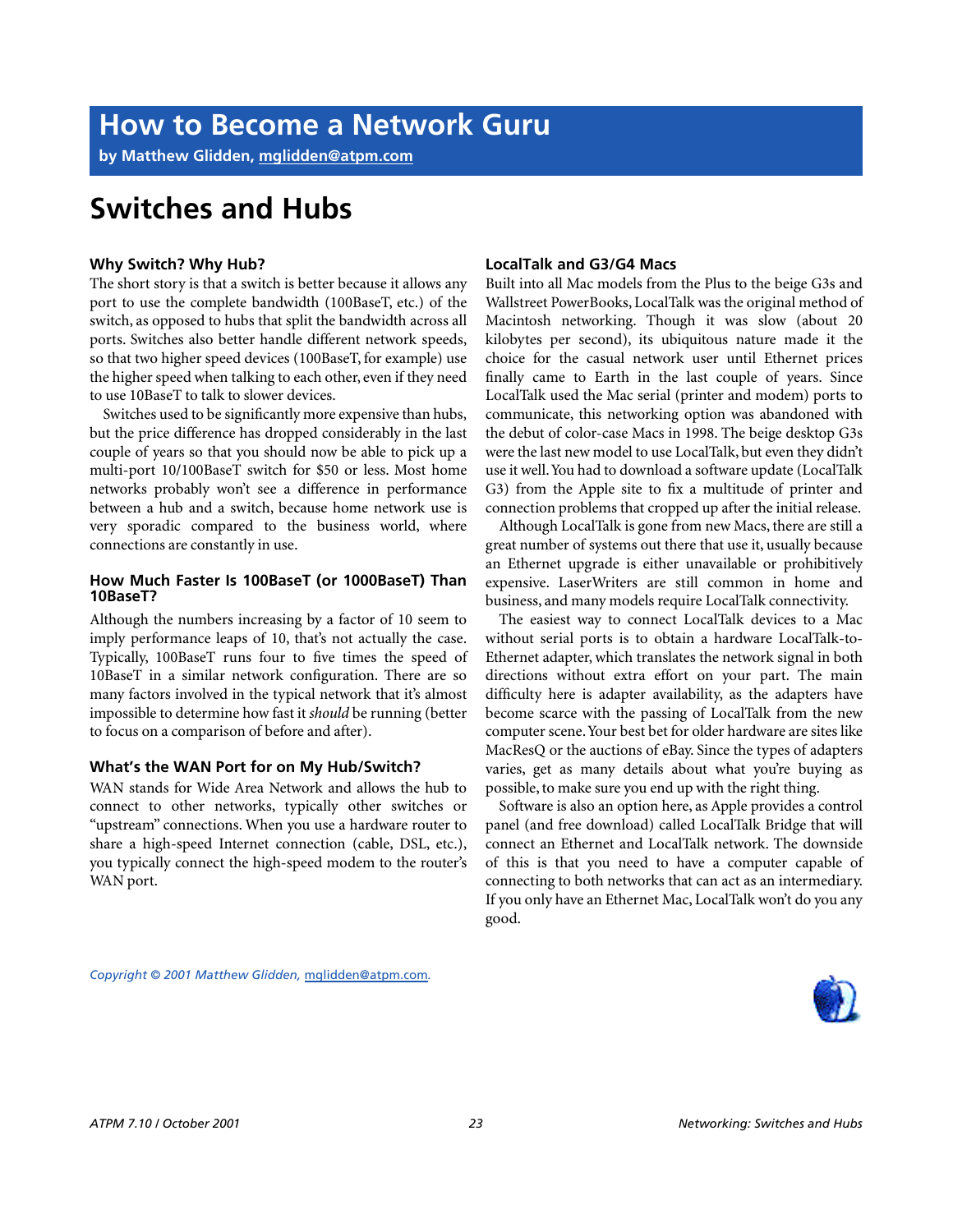# How to Become a Network Guru

**by Matthew Glidden, mglidden@atpm.com**

## Switches and Hubs

### Why Switch? Why Hub?

The short story is that a switch is better because it allows any port to use the complete bandwidth (100BaseT, etc.) of the switch, as opposed to hubs that split the bandwidth across all ports. Switches also better handle different network speeds, so that two higher speed devices (100BaseT, for example) use the higher speed when talking to each other, even if they need to use 10BaseT to talk to slower devices.

Switches used to be significantly more expensive than hubs, but the price difference has dropped considerably in the last couple of years so that you should now be able to pick up a multi-port 10/100BaseT switch for $50 or less. Most home networks probably won't see a difference in performance between a hub and a switch, because home network use is very sporadic compared to the business world, where connections are constantly in use.

### How Much Faster Is 100BaseT (or 1000BaseT) Than 10BaseT?

Although the numbers increasing by a factor of 10 seem to imply performance leaps of 10, that's not actually the case. Typically, 100BaseT runs four to five times the speed of 10BaseT in a similar network configuration. There are so many factors involved in the typical network that it's almost impossible to determine how fast it *should* be running (better to focus on a comparison of before and after).

### What's the WAN Port for on My Hub/Switch?

WAN stands for Wide Area Network and allows the hub to connect to other networks, typically other switches or "upstream" connections. When you use a hardware router to share a high-speed Internet connection (cable, DSL, etc.), you typically connect the high-speed modem to the router's WAN port.

### LocalTalk and G3/G4 Macs

Built into all Mac models from the Plus to the beige G3s and Wallstreet PowerBooks, LocalTalk was the original method of Macintosh networking. Though it was slow (about 20 kilobytes per second), its ubiquitous nature made it the choice for the casual network user until Ethernet prices finally came to Earth in the last couple of years. Since LocalTalk used the Mac serial (printer and modem) ports to communicate, this networking option was abandoned with the debut of color-case Macs in 1998. The beige desktop G3s were the last new model to use LocalTalk, but even they didn't use it well. You had to download a software update (LocalTalk G3) from the Apple site to fix a multitude of printer and connection problems that cropped up after the initial release.

Although LocalTalk is gone from new Macs, there are still a great number of systems out there that use it, usually because an Ethernet upgrade is either unavailable or prohibitively expensive. LaserWriters are still common in home and business, and many models require LocalTalk connectivity.

The easiest way to connect LocalTalk devices to a Mac without serial ports is to obtain a hardware LocalTalk-to-Ethernet adapter, which translates the network signal in both directions without extra effort on your part. The main difficulty here is adapter availability, as the adapters have become scarce with the passing of LocalTalk from the new computer scene. Your best bet for older hardware are sites like MacResQ or the auctions of eBay. Since the types of adapters varies, get as many details about what you're buying as possible, to make sure you end up with the right thing.

Software is also an option here, as Apple provides a control panel (and free download) called LocalTalk Bridge that will connect an Ethernet and LocalTalk network. The downside of this is that you need to have a computer capable of connecting to both networks that can act as an intermediary. If you only have an Ethernet Mac, LocalTalk won't do you any good.

*Copyright © 2001 Matthew Glidden, mglidden@atpm.com.*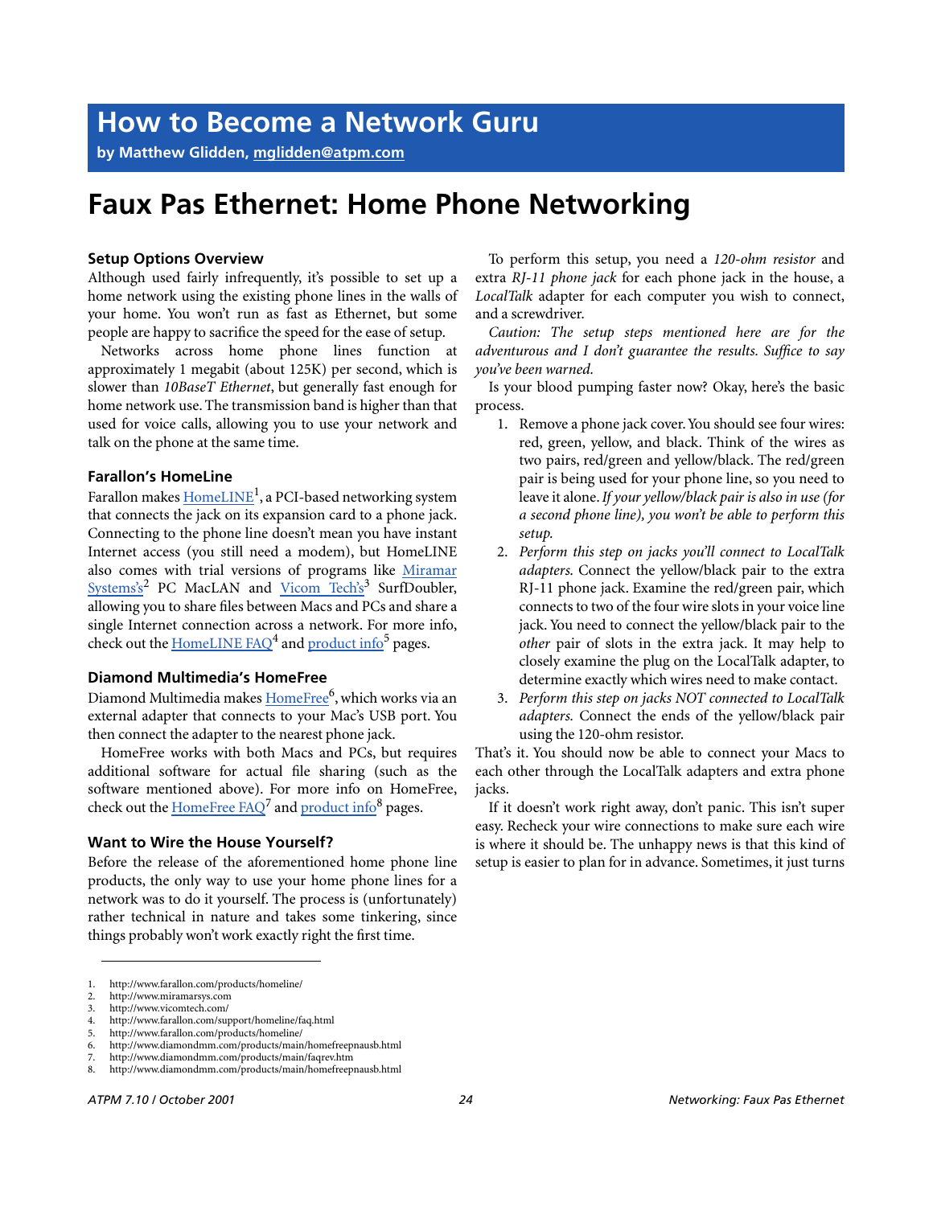# How to Become a Network Guru

**by Matthew Glidden, mglidden@atpm.com**

## Faux Pas Ethernet: Home Phone Networking

### Setup Options Overview

Although used fairly infrequently, it's possible to set up a home network using the existing phone lines in the walls of your home. You won't run as fast as Ethernet, but some people are happy to sacrifice the speed for the ease of setup.

Networks across home phone lines function at approximately 1 megabit (about 125K) per second, which is slower than *10BaseT Ethernet*, but generally fast enough for home network use. The transmission band is higher than that used for voice calls, allowing you to use your network and talk on the phone at the same time.

### Farallon's HomeLine

Farallon makes HomeLINE[1], a PCI-based networking system that connects the jack on its expansion card to a phone jack. Connecting to the phone line doesn't mean you have instant Internet access (you still need a modem), but HomeLINE also comes with trial versions of programs like Miramar Systems's[2] PC MacLAN and Vicom Tech's[3] SurfDoubler, allowing you to share files between Macs and PCs and share a single Internet connection across a network. For more info, check out the HomeLINE FAQ[4] and product info[5] pages.

### Diamond Multimedia's HomeFree

Diamond Multimedia makes HomeFree[6], which works via an external adapter that connects to your Mac's USB port. You then connect the adapter to the nearest phone jack.

HomeFree works with both Macs and PCs, but requires additional software for actual file sharing (such as the software mentioned above). For more info on HomeFree, check out the HomeFree FAQ[7] and product info[8] pages.

### Want to Wire the House Yourself?

Before the release of the aforementioned home phone line products, the only way to use your home phone lines for a network was to do it yourself. The process is (unfortunately) rather technical in nature and takes some tinkering, since things probably won't work exactly right the first time.

To perform this setup, you need a *120-ohm resistor* and extra *RJ-11 phone jack* for each phone jack in the house, a *LocalTalk* adapter for each computer you wish to connect, and a screwdriver.

*Caution: The setup steps mentioned here are for the adventurous and I don't guarantee the results. Suffice to say you've been warned.*

Is your blood pumping faster now? Okay, here's the basic process.

1. Remove a phone jack cover. You should see four wires: red, green, yellow, and black. Think of the wires as two pairs, red/green and yellow/black. The red/green pair is being used for your phone line, so you need to leave it alone. *If your yellow/black pair is also in use (for a second phone line), you won't be able to perform this setup.*
2. *Perform this step on jacks you'll connect to LocalTalk adapters.* Connect the yellow/black pair to the extra RJ-11 phone jack. Examine the red/green pair, which connects to two of the four wire slots in your voice line jack. You need to connect the yellow/black pair to the *other* pair of slots in the extra jack. It may help to closely examine the plug on the LocalTalk adapter, to determine exactly which wires need to make contact.
3. *Perform this step on jacks NOT connected to LocalTalk adapters.* Connect the ends of the yellow/black pair using the 120-ohm resistor.

That's it. You should now be able to connect your Macs to each other through the LocalTalk adapters and extra phone jacks.

If it doesn't work right away, don't panic. This isn't super easy. Recheck your wire connections to make sure each wire is where it should be. The unhappy news is that this kind of setup is easier to plan for in advance. Sometimes, it just turns

---

1. http://www.farallon.com/products/homeline/
2. http://www.miramarsys.com
3. http://www.vicomtech.com/
4. http://www.farallon.com/support/homeline/faq.html
5. http://www.farallon.com/products/homeline/
6. http://www.diamondmm.com/products/main/homefreepnausb.html
7. http://www.diamondmm.com/products/main/faqrev.htm
8. http://www.diamondmm.com/products/main/homefreepnausb.html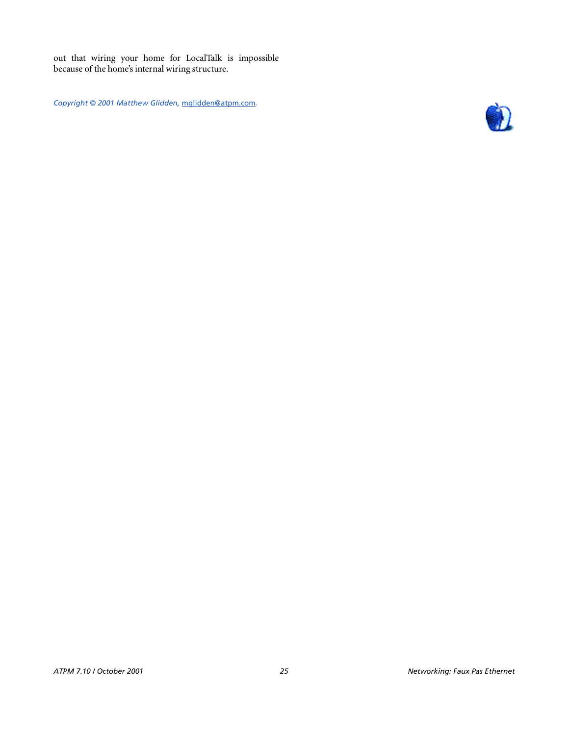out that wiring your home for LocalTalk is impossible because of the home's internal wiring structure.

*Copyright © 2001 Matthew Glidden,* mglidden@atpm.com.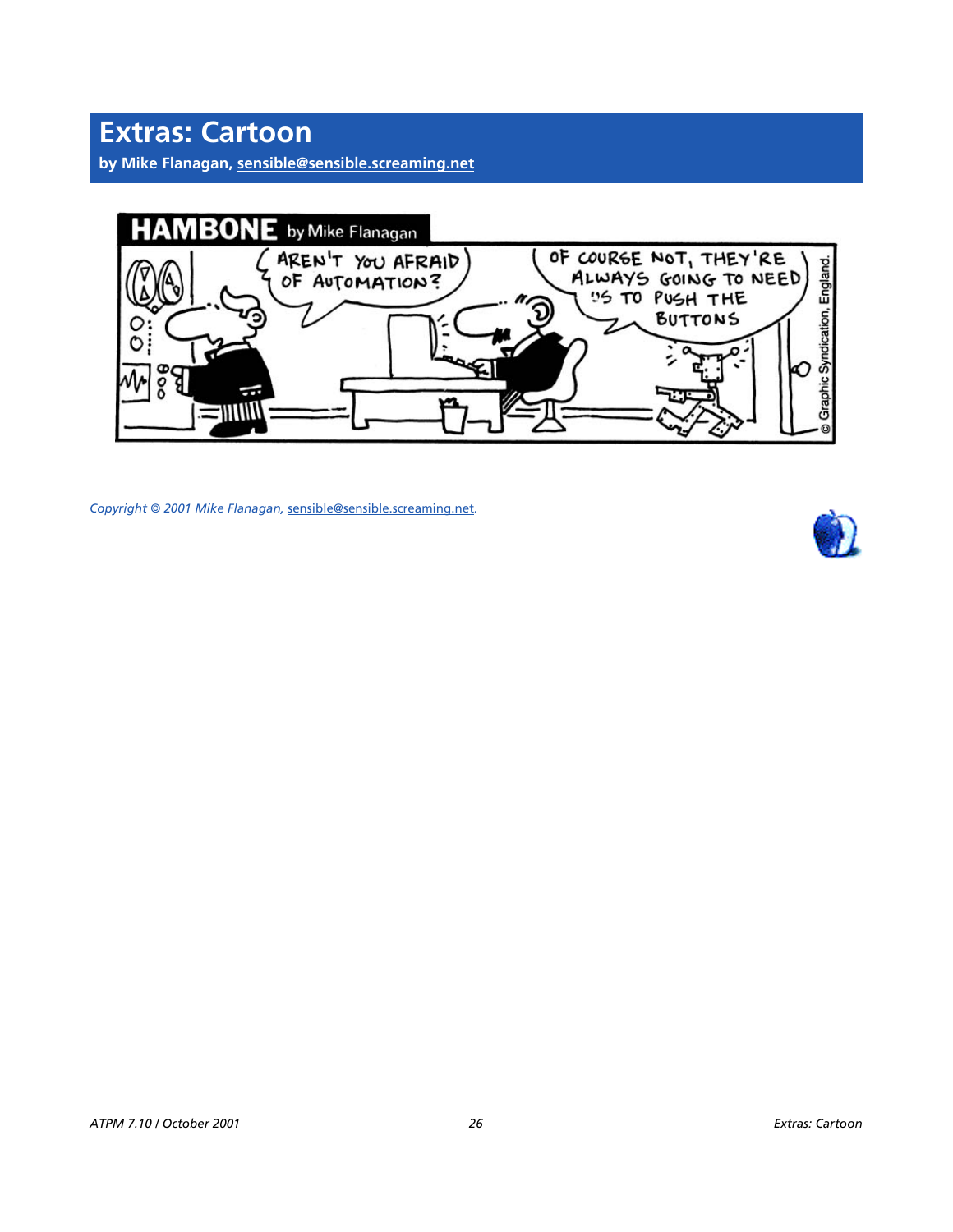# Extras: Cartoon

**by Mike Flanagan, sensible@sensible.screaming.net**

*Copyright © 2001 Mike Flanagan, sensible@sensible.screaming.net.*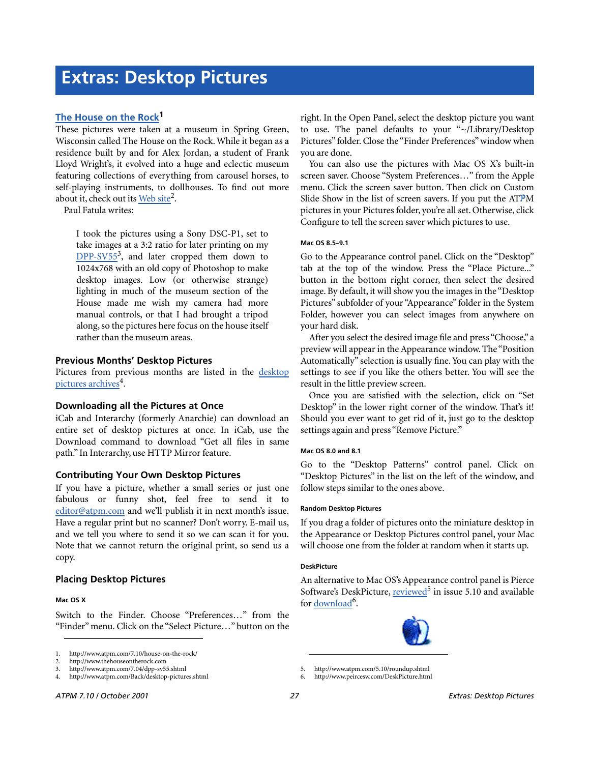# Extras: Desktop Pictures

## The House on the Rock[1]

These pictures were taken at a museum in Spring Green, Wisconsin called The House on the Rock. While it began as a residence built by and for Alex Jordan, a student of Frank Lloyd Wright's, it evolved into a huge and eclectic museum featuring collections of everything from carousel horses, to self-playing instruments, to dollhouses. To find out more about it, check out its Web site[2].

Paul Fatula writes:

> I took the pictures using a Sony DSC-P1, set to take images at a 3:2 ratio for later printing on my DPP-SV55[3], and later cropped them down to 1024x768 with an old copy of Photoshop to make desktop images. Low (or otherwise strange) lighting in much of the museum section of the House made me wish my camera had more manual controls, or that I had brought a tripod along, so the pictures here focus on the house itself rather than the museum areas.

## Previous Months' Desktop Pictures

Pictures from previous months are listed in the desktop pictures archives[4].

## Downloading all the Pictures at Once

iCab and Interarchy (formerly Anarchie) can download an entire set of desktop pictures at once. In iCab, use the Download command to download "Get all files in same path." In Interarchy, use HTTP Mirror feature.

## Contributing Your Own Desktop Pictures

If you have a picture, whether a small series or just one fabulous or funny shot, feel free to send it to editor@atpm.com and we'll publish it in next month's issue. Have a regular print but no scanner? Don't worry. E-mail us, and we tell you where to send it so we can scan it for you. Note that we cannot return the original print, so send us a copy.

## Placing Desktop Pictures

### Mac OS X

Switch to the Finder. Choose "Preferences…" from the "Finder" menu. Click on the "Select Picture…" button on the right. In the Open Panel, select the desktop picture you want to use. The panel defaults to your "~/Library/Desktop Pictures" folder. Close the "Finder Preferences" window when you are done.

You can also use the pictures with Mac OS X's built-in screen saver. Choose "System Preferences…" from the Apple menu. Click the screen saver button. Then click on Custom Slide Show in the list of screen savers. If you put the ATPM pictures in your Pictures folder, you're all set. Otherwise, click Configure to tell the screen saver which pictures to use.

### Mac OS 8.5–9.1

Go to the Appearance control panel. Click on the "Desktop" tab at the top of the window. Press the "Place Picture..." button in the bottom right corner, then select the desired image. By default, it will show you the images in the "Desktop Pictures" subfolder of your "Appearance" folder in the System Folder, however you can select images from anywhere on your hard disk.

After you select the desired image file and press "Choose," a preview will appear in the Appearance window. The "Position Automatically" selection is usually fine. You can play with the settings to see if you like the others better. You will see the result in the little preview screen.

Once you are satisfied with the selection, click on "Set Desktop" in the lower right corner of the window. That's it! Should you ever want to get rid of it, just go to the desktop settings again and press "Remove Picture."

### Mac OS 8.0 and 8.1

Go to the "Desktop Patterns" control panel. Click on "Desktop Pictures" in the list on the left of the window, and follow steps similar to the ones above.

### Random Desktop Pictures

If you drag a folder of pictures onto the miniature desktop in the Appearance or Desktop Pictures control panel, your Mac will choose one from the folder at random when it starts up.

### DeskPicture

An alternative to Mac OS's Appearance control panel is Pierce Software's DeskPicture, reviewed[5] in issue 5.10 and available for download[6].

---

1. http://www.atpm.com/7.10/house-on-the-rock/
2. http://www.thehouseontherock.com
3. http://www.atpm.com/7.04/dpp-sv55.shtml
4. http://www.atpm.com/Back/desktop-pictures.shtml
5. http://www.atpm.com/5.10/roundup.shtml
6. http://www.peircesw.com/DeskPicture.html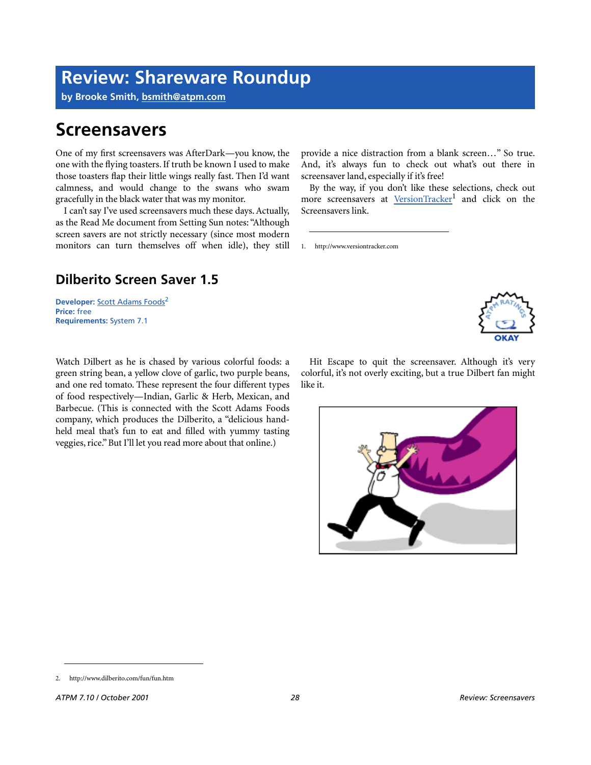# Review: Shareware Roundup

**by Brooke Smith, bsmith@atpm.com**

## Screensavers

One of my first screensavers was AfterDark—you know, the one with the flying toasters. If truth be known I used to make those toasters flap their little wings really fast. Then I'd want calmness, and would change to the swans who swam gracefully in the black water that was my monitor.

I can't say I've used screensavers much these days. Actually, as the Read Me document from Setting Sun notes: "Although screen savers are not strictly necessary (since most modern monitors can turn themselves off when idle), they still provide a nice distraction from a blank screen…" So true. And, it's always fun to check out what's out there in screensaver land, especially if it's free!

By the way, if you don't like these selections, check out more screensavers at VersionTracker[1] and click on the Screensavers link.

1. http://www.versiontracker.com

### Dilberito Screen Saver 1.5

**Developer:** Scott Adams Foods[2]
**Price:** free
**Requirements:** System 7.1

ATPM RATINGS: OKAY

Watch Dilbert as he is chased by various colorful foods: a green string bean, a yellow clove of garlic, two purple beans, and one red tomato. These represent the four different types of food respectively—Indian, Garlic & Herb, Mexican, and Barbecue. (This is connected with the Scott Adams Foods company, which produces the Dilberito, a "delicious hand-held meal that's fun to eat and filled with yummy tasting veggies, rice." But I'll let you read more about that online.)

Hit Escape to quit the screensaver. Although it's very colorful, it's not overly exciting, but a true Dilbert fan might like it.

2. http://www.dilberito.com/fun/fun.htm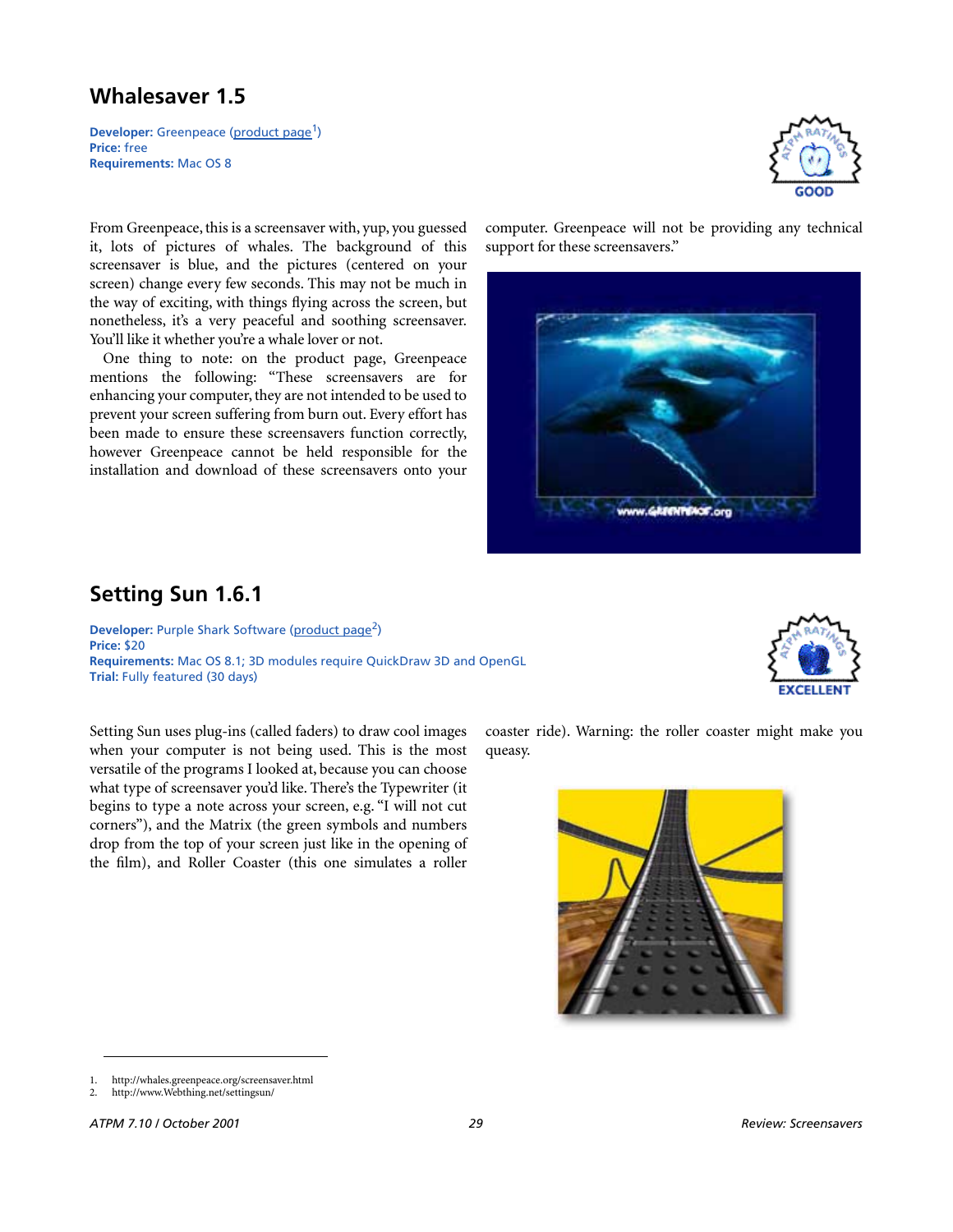## Whalesaver 1.5

**Developer:** Greenpeace (product page[1])
**Price:** free
**Requirements:** Mac OS 8

GOOD

From Greenpeace, this is a screensaver with, yup, you guessed it, lots of pictures of whales. The background of this screensaver is blue, and the pictures (centered on your screen) change every few seconds. This may not be much in the way of exciting, with things flying across the screen, but nonetheless, it's a very peaceful and soothing screensaver. You'll like it whether you're a whale lover or not.

One thing to note: on the product page, Greenpeace mentions the following: "These screensavers are for enhancing your computer, they are not intended to be used to prevent your screen suffering from burn out. Every effort has been made to ensure these screensavers function correctly, however Greenpeace cannot be held responsible for the installation and download of these screensavers onto your computer. Greenpeace will not be providing any technical support for these screensavers."

## Setting Sun 1.6.1

**Developer:** Purple Shark Software (product page[2])
**Price:** $20
**Requirements:** Mac OS 8.1; 3D modules require QuickDraw 3D and OpenGL
**Trial:** Fully featured (30 days)

EXCELLENT

Setting Sun uses plug-ins (called faders) to draw cool images when your computer is not being used. This is the most versatile of the programs I looked at, because you can choose what type of screensaver you'd like. There's the Typewriter (it begins to type a note across your screen, e.g. "I will not cut corners"), and the Matrix (the green symbols and numbers drop from the top of your screen just like in the opening of the film), and Roller Coaster (this one simulates a roller coaster ride). Warning: the roller coaster might make you queasy.

---

1. http://whales.greenpeace.org/screensaver.html
2. http://www.Webthing.net/settingsun/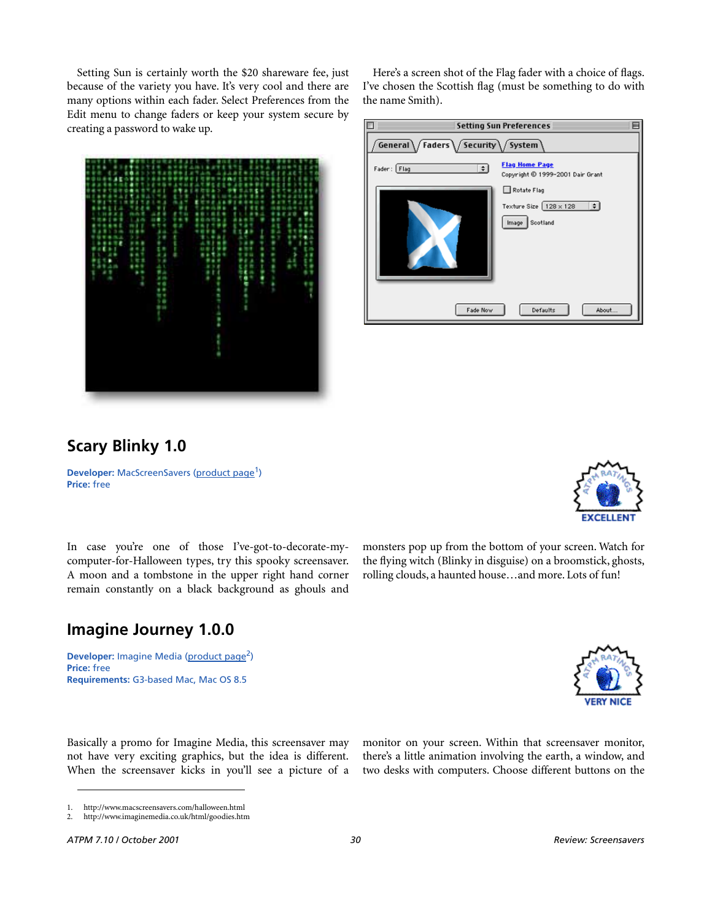Setting Sun is certainly worth the $20 shareware fee, just because of the variety you have. It's very cool and there are many options within each fader. Select Preferences from the Edit menu to change faders or keep your system secure by creating a password to wake up.

Here's a screen shot of the Flag fader with a choice of flags. I've chosen the Scottish flag (must be something to do with the name Smith).

## Scary Blinky 1.0

**Developer:** MacScreenSavers (product page[1])
**Price:** free

EXCELLENT

In case you're one of those I've-got-to-decorate-my-computer-for-Halloween types, try this spooky screensaver. A moon and a tombstone in the upper right hand corner remain constantly on a black background as ghouls and monsters pop up from the bottom of your screen. Watch for the flying witch (Blinky in disguise) on a broomstick, ghosts, rolling clouds, a haunted house…and more. Lots of fun!

## Imagine Journey 1.0.0

**Developer:** Imagine Media (product page[2])
**Price:** free
**Requirements:** G3-based Mac, Mac OS 8.5

VERY NICE

Basically a promo for Imagine Media, this screensaver may not have very exciting graphics, but the idea is different. When the screensaver kicks in you'll see a picture of a monitor on your screen. Within that screensaver monitor, there's a little animation involving the earth, a window, and two desks with computers. Choose different buttons on the

1. http://www.macscreensavers.com/halloween.html
2. http://www.imaginemedia.co.uk/html/goodies.htm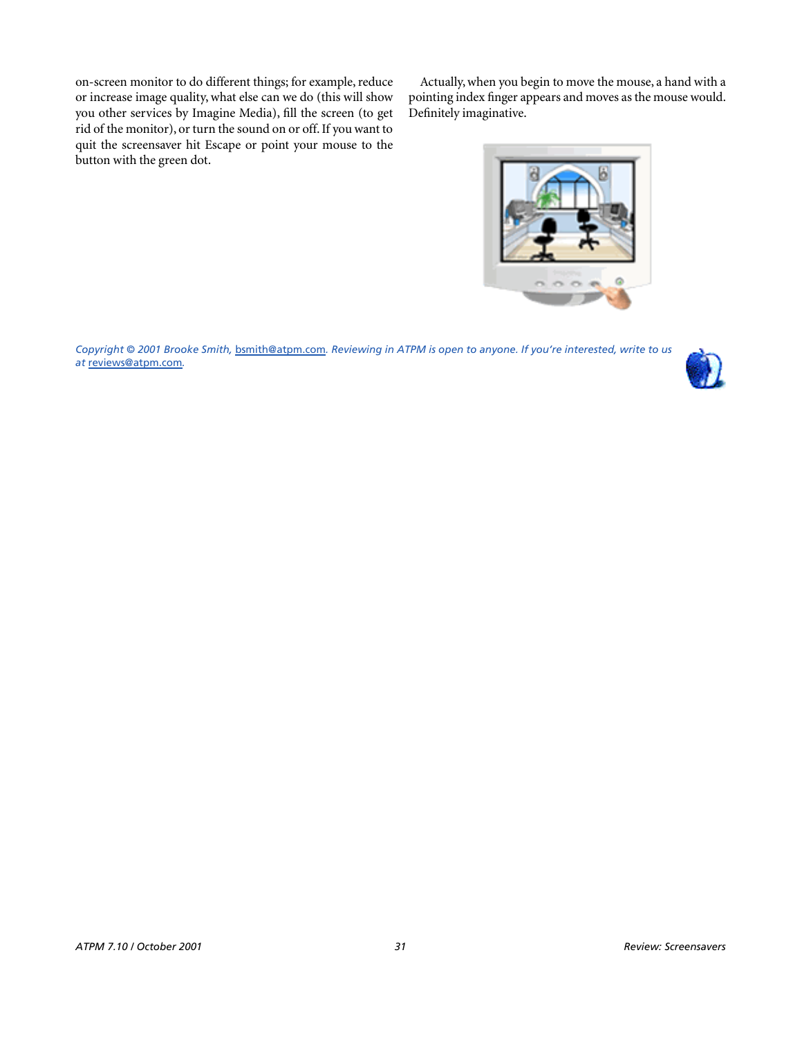on-screen monitor to do different things; for example, reduce or increase image quality, what else can we do (this will show you other services by Imagine Media), fill the screen (to get rid of the monitor), or turn the sound on or off. If you want to quit the screensaver hit Escape or point your mouse to the button with the green dot.

Actually, when you begin to move the mouse, a hand with a pointing index finger appears and moves as the mouse would. Definitely imaginative.

*Copyright © 2001 Brooke Smith, bsmith@atpm.com. Reviewing in ATPM is open to anyone. If you're interested, write to us at reviews@atpm.com.*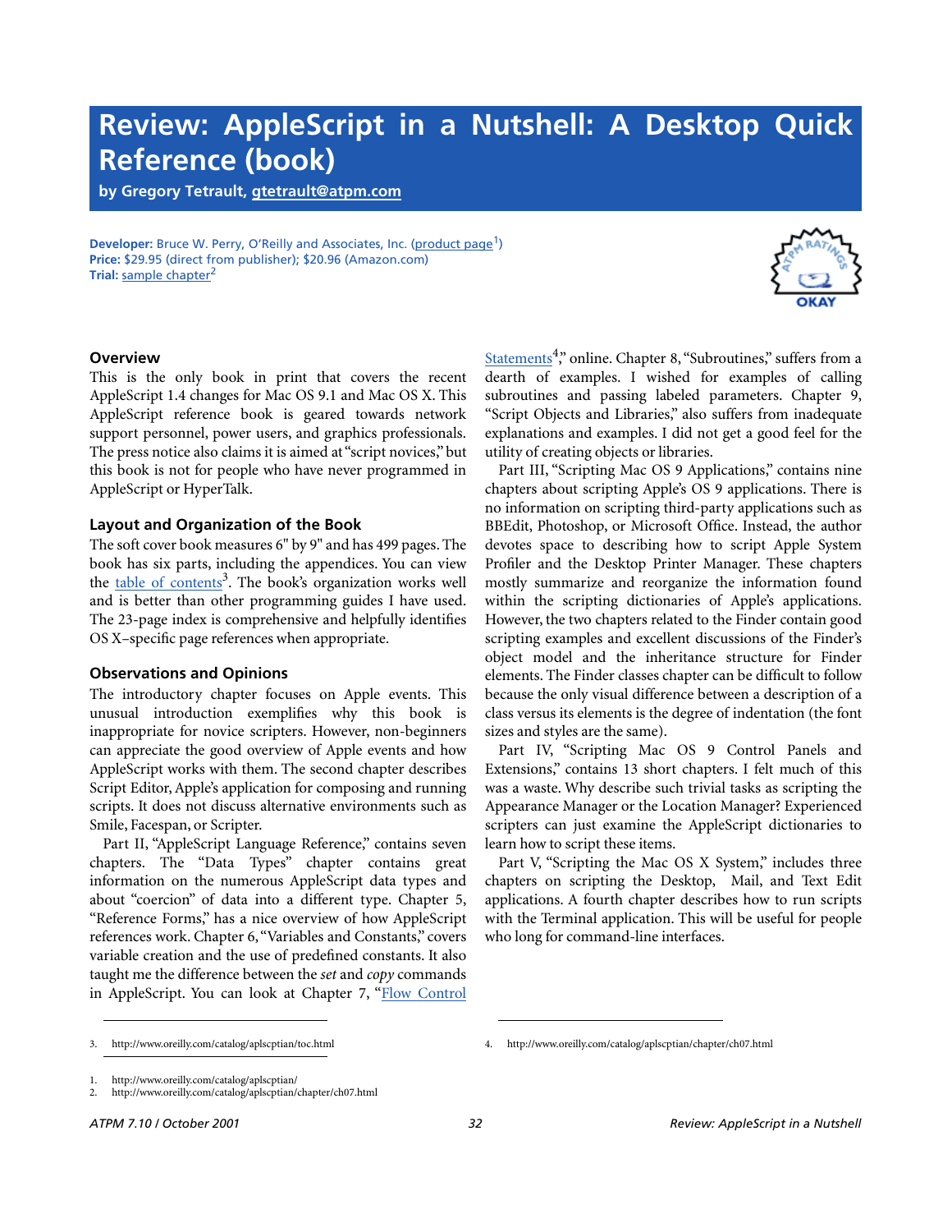# Review: AppleScript in a Nutshell: A Desktop Quick Reference (book)

**by Gregory Tetrault, gtetrault@atpm.com**

**Developer:** Bruce W. Perry, O'Reilly and Associates, Inc. (product page[1])
**Price:** $29.95 (direct from publisher); $20.96 (Amazon.com)
**Trial:** sample chapter[2]

OKAY

### Overview

This is the only book in print that covers the recent AppleScript 1.4 changes for Mac OS 9.1 and Mac OS X. This AppleScript reference book is geared towards network support personnel, power users, and graphics professionals. The press notice also claims it is aimed at "script novices," but this book is not for people who have never programmed in AppleScript or HyperTalk.

### Layout and Organization of the Book

The soft cover book measures 6" by 9" and has 499 pages. The book has six parts, including the appendices. You can view the table of contents[3]. The book's organization works well and is better than other programming guides I have used. The 23-page index is comprehensive and helpfully identifies OS X–specific page references when appropriate.

### Observations and Opinions

The introductory chapter focuses on Apple events. This unusual introduction exemplifies why this book is inappropriate for novice scripters. However, non-beginners can appreciate the good overview of Apple events and how AppleScript works with them. The second chapter describes Script Editor, Apple's application for composing and running scripts. It does not discuss alternative environments such as Smile, Facespan, or Scripter.

Part II, "AppleScript Language Reference," contains seven chapters. The "Data Types" chapter contains great information on the numerous AppleScript data types and about "coercion" of data into a different type. Chapter 5, "Reference Forms," has a nice overview of how AppleScript references work. Chapter 6, "Variables and Constants," covers variable creation and the use of predefined constants. It also taught me the difference between the *set* and *copy* commands in AppleScript. You can look at Chapter 7, "Flow Control Statements[4]," online. Chapter 8, "Subroutines," suffers from a dearth of examples. I wished for examples of calling subroutines and passing labeled parameters. Chapter 9, "Script Objects and Libraries," also suffers from inadequate explanations and examples. I did not get a good feel for the utility of creating objects or libraries.

Part III, "Scripting Mac OS 9 Applications," contains nine chapters about scripting Apple's OS 9 applications. There is no information on scripting third-party applications such as BBEdit, Photoshop, or Microsoft Office. Instead, the author devotes space to describing how to script Apple System Profiler and the Desktop Printer Manager. These chapters mostly summarize and reorganize the information found within the scripting dictionaries of Apple's applications. However, the two chapters related to the Finder contain good scripting examples and excellent discussions of the Finder's object model and the inheritance structure for Finder elements. The Finder classes chapter can be difficult to follow because the only visual difference between a description of a class versus its elements is the degree of indentation (the font sizes and styles are the same).

Part IV, "Scripting Mac OS 9 Control Panels and Extensions," contains 13 short chapters. I felt much of this was a waste. Why describe such trivial tasks as scripting the Appearance Manager or the Location Manager? Experienced scripters can just examine the AppleScript dictionaries to learn how to script these items.

Part V, "Scripting the Mac OS X System," includes three chapters on scripting the Desktop, Mail, and Text Edit applications. A fourth chapter describes how to run scripts with the Terminal application. This will be useful for people who long for command-line interfaces.

---

1. http://www.oreilly.com/catalog/aplscptian/
2. http://www.oreilly.com/catalog/aplscptian/chapter/ch07.html
3. http://www.oreilly.com/catalog/aplscptian/toc.html
4. http://www.oreilly.com/catalog/aplscptian/chapter/ch07.html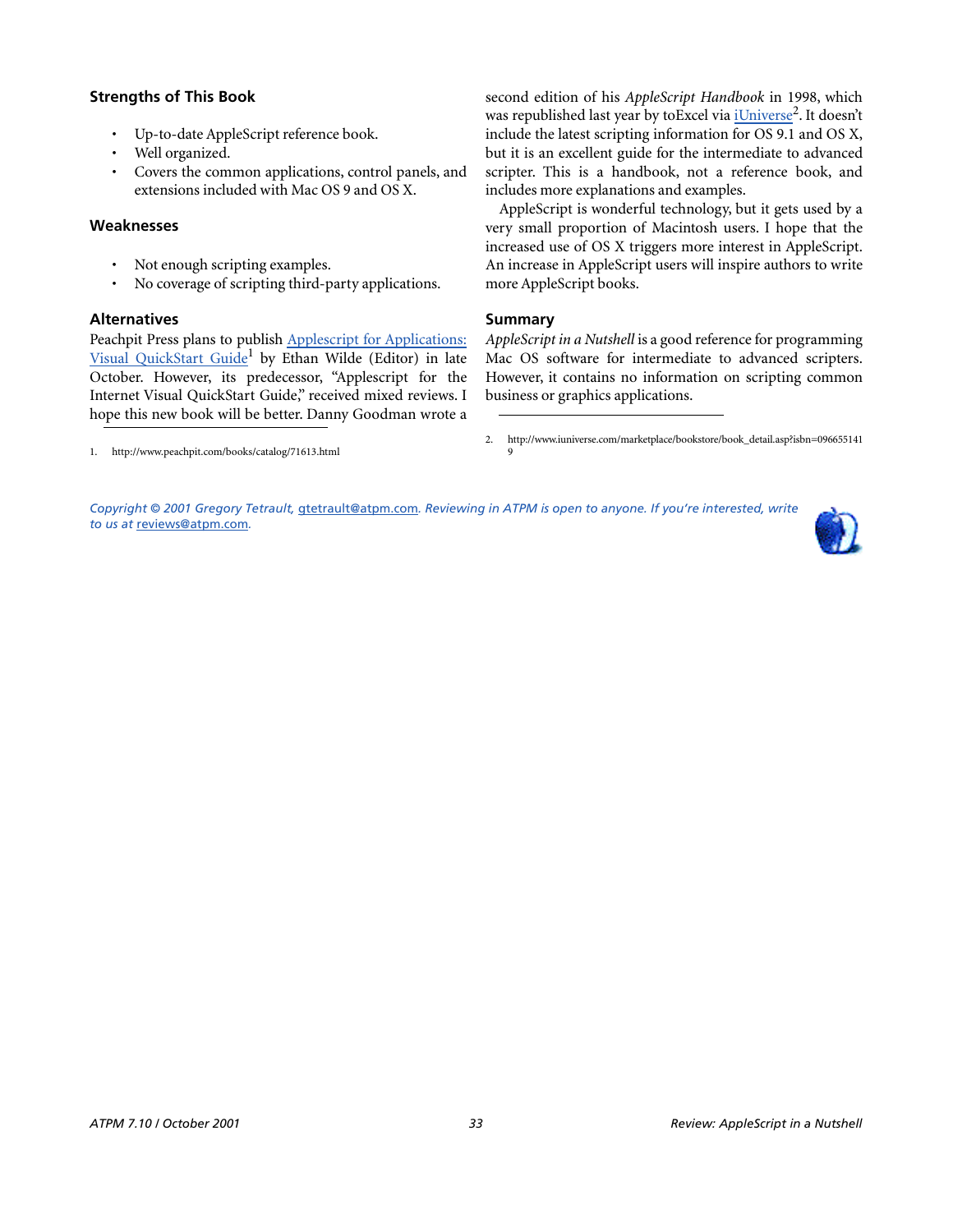### Strengths of This Book

- Up-to-date AppleScript reference book.
- Well organized.
- Covers the common applications, control panels, and extensions included with Mac OS 9 and OS X.

### Weaknesses

- Not enough scripting examples.
- No coverage of scripting third-party applications.

### Alternatives

Peachpit Press plans to publish Applescript for Applications: Visual QuickStart Guide[1] by Ethan Wilde (Editor) in late October. However, its predecessor, “Applescript for the Internet Visual QuickStart Guide,” received mixed reviews. I hope this new book will be better. Danny Goodman wrote a second edition of his *AppleScript Handbook* in 1998, which was republished last year by toExcel via iUniverse[2]. It doesn’t include the latest scripting information for OS 9.1 and OS X, but it is an excellent guide for the intermediate to advanced scripter. This is a handbook, not a reference book, and includes more explanations and examples.

AppleScript is wonderful technology, but it gets used by a very small proportion of Macintosh users. I hope that the increased use of OS X triggers more interest in AppleScript. An increase in AppleScript users will inspire authors to write more AppleScript books.

### Summary

*AppleScript in a Nutshell* is a good reference for programming Mac OS software for intermediate to advanced scripters. However, it contains no information on scripting common business or graphics applications.

1. http://www.peachpit.com/books/catalog/71613.html

2. http://www.iuniverse.com/marketplace/bookstore/book_detail.asp?isbn=0966551419

*Copyright © 2001 Gregory Tetrault, gtetrault@atpm.com. Reviewing in ATPM is open to anyone. If you’re interested, write to us at reviews@atpm.com.*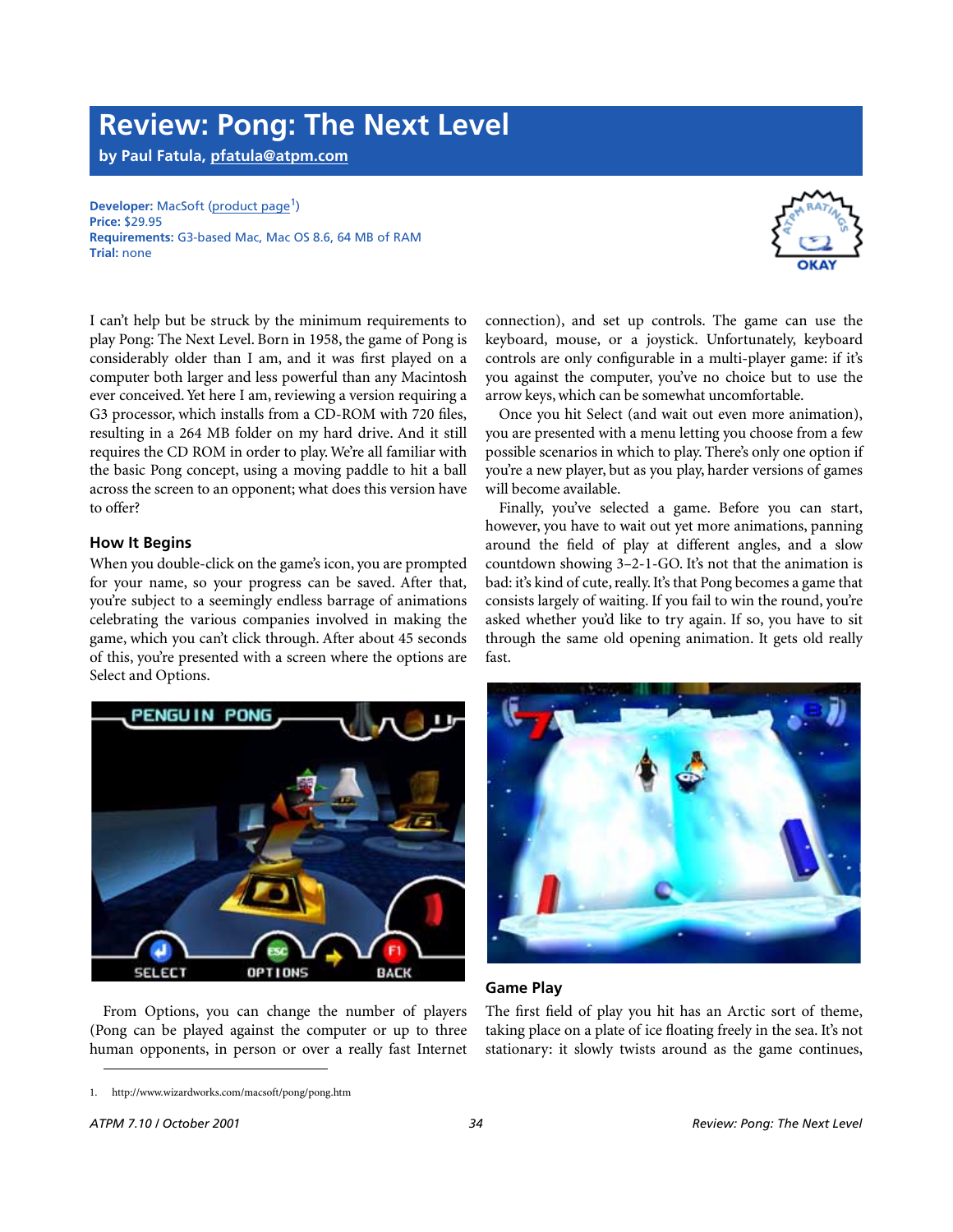# Review: Pong: The Next Level

**by Paul Fatula, pfatula@atpm.com**

**Developer:** MacSoft (product page[1])
**Price:** $29.95
**Requirements:** G3-based Mac, Mac OS 8.6, 64 MB of RAM
**Trial:** none

I can't help but be struck by the minimum requirements to play Pong: The Next Level. Born in 1958, the game of Pong is considerably older than I am, and it was first played on a computer both larger and less powerful than any Macintosh ever conceived. Yet here I am, reviewing a version requiring a G3 processor, which installs from a CD-ROM with 720 files, resulting in a 264 MB folder on my hard drive. And it still requires the CD ROM in order to play. We're all familiar with the basic Pong concept, using a moving paddle to hit a ball across the screen to an opponent; what does this version have to offer?

### How It Begins

When you double-click on the game's icon, you are prompted for your name, so your progress can be saved. After that, you're subject to a seemingly endless barrage of animations celebrating the various companies involved in making the game, which you can't click through. After about 45 seconds of this, you're presented with a screen where the options are Select and Options.

From Options, you can change the number of players (Pong can be played against the computer or up to three human opponents, in person or over a really fast Internet connection), and set up controls. The game can use the keyboard, mouse, or a joystick. Unfortunately, keyboard controls are only configurable in a multi-player game: if it's you against the computer, you've no choice but to use the arrow keys, which can be somewhat uncomfortable.

Once you hit Select (and wait out even more animation), you are presented with a menu letting you choose from a few possible scenarios in which to play. There's only one option if you're a new player, but as you play, harder versions of games will become available.

Finally, you've selected a game. Before you can start, however, you have to wait out yet more animations, panning around the field of play at different angles, and a slow countdown showing 3–2–1-GO. It's not that the animation is bad: it's kind of cute, really. It's that Pong becomes a game that consists largely of waiting. If you fail to win the round, you're asked whether you'd like to try again. If so, you have to sit through the same old opening animation. It gets old really fast.

### Game Play

The first field of play you hit has an Arctic sort of theme, taking place on a plate of ice floating freely in the sea. It's not stationary: it slowly twists around as the game continues,

1. http://www.wizardworks.com/macsoft/pong/pong.htm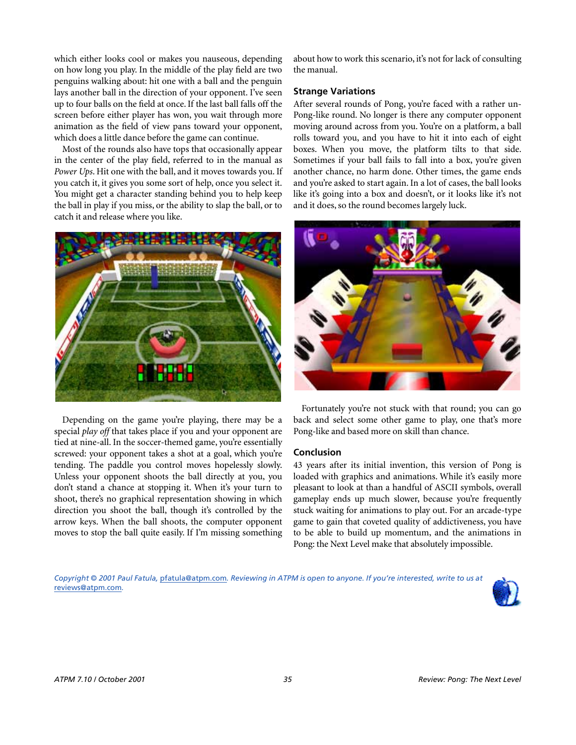which either looks cool or makes you nauseous, depending on how long you play. In the middle of the play field are two penguins walking about: hit one with a ball and the penguin lays another ball in the direction of your opponent. I've seen up to four balls on the field at once. If the last ball falls off the screen before either player has won, you wait through more animation as the field of view pans toward your opponent, which does a little dance before the game can continue.

Most of the rounds also have tops that occasionally appear in the center of the play field, referred to in the manual as *Power Ups*. Hit one with the ball, and it moves towards you. If you catch it, it gives you some sort of help, once you select it. You might get a character standing behind you to help keep the ball in play if you miss, or the ability to slap the ball, or to catch it and release where you like.

Depending on the game you're playing, there may be a special *play off* that takes place if you and your opponent are tied at nine-all. In the soccer-themed game, you're essentially screwed: your opponent takes a shot at a goal, which you're tending. The paddle you control moves hopelessly slowly. Unless your opponent shoots the ball directly at you, you don't stand a chance at stopping it. When it's your turn to shoot, there's no graphical representation showing in which direction you shoot the ball, though it's controlled by the arrow keys. When the ball shoots, the computer opponent moves to stop the ball quite easily. If I'm missing something about how to work this scenario, it's not for lack of consulting the manual.

### Strange Variations

After several rounds of Pong, you're faced with a rather un-Pong-like round. No longer is there any computer opponent moving around across from you. You're on a platform, a ball rolls toward you, and you have to hit it into each of eight boxes. When you move, the platform tilts to that side. Sometimes if your ball fails to fall into a box, you're given another chance, no harm done. Other times, the game ends and you're asked to start again. In a lot of cases, the ball looks like it's going into a box and doesn't, or it looks like it's not and it does, so the round becomes largely luck.

Fortunately you're not stuck with that round; you can go back and select some other game to play, one that's more Pong-like and based more on skill than chance.

### Conclusion

43 years after its initial invention, this version of Pong is loaded with graphics and animations. While it's easily more pleasant to look at than a handful of ASCII symbols, overall gameplay ends up much slower, because you're frequently stuck waiting for animations to play out. For an arcade-type game to gain that coveted quality of addictiveness, you have to be able to build up momentum, and the animations in Pong: the Next Level make that absolutely impossible.

*Copyright © 2001 Paul Fatula, pfatula@atpm.com. Reviewing in ATPM is open to anyone. If you're interested, write to us at reviews@atpm.com.*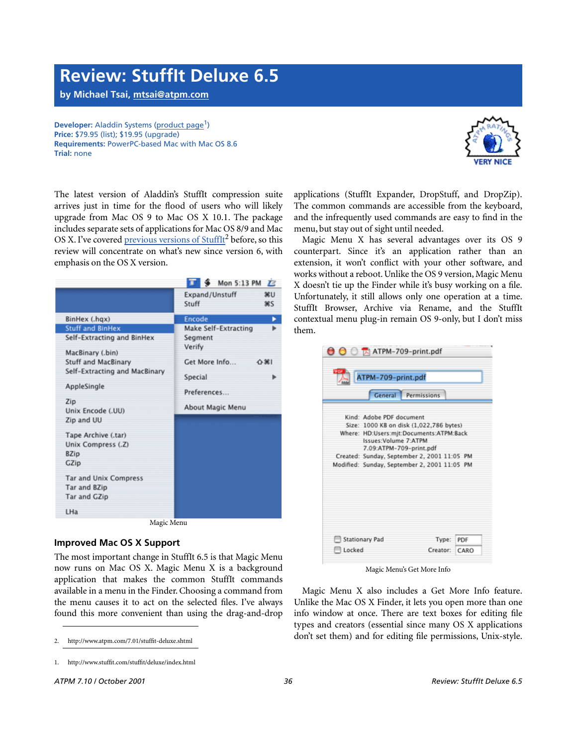# Review: StuffIt Deluxe 6.5

**by Michael Tsai, mtsai@atpm.com**

**Developer:** Aladdin Systems (product page[1])
**Price:** $79.95 (list); $19.95 (upgrade)
**Requirements:** PowerPC-based Mac with Mac OS 8.6
**Trial:** none

VERY NICE

The latest version of Aladdin's StuffIt compression suite arrives just in time for the flood of users who will likely upgrade from Mac OS 9 to Mac OS X 10.1. The package includes separate sets of applications for Mac OS 8/9 and Mac OS X. I've covered previous versions of StuffIt[2] before, so this review will concentrate on what's new since version 6, with emphasis on the OS X version.

Magic Menu

## Improved Mac OS X Support

The most important change in StuffIt 6.5 is that Magic Menu now runs on Mac OS X. Magic Menu X is a background application that makes the common StuffIt commands available in a menu in the Finder. Choosing a command from the menu causes it to act on the selected files. I've always found this more convenient than using the drag-and-drop applications (StuffIt Expander, DropStuff, and DropZip). The common commands are accessible from the keyboard, and the infrequently used commands are easy to find in the menu, but stay out of sight until needed.

Magic Menu X has several advantages over its OS 9 counterpart. Since it's an application rather than an extension, it won't conflict with your other software, and works without a reboot. Unlike the OS 9 version, Magic Menu X doesn't tie up the Finder while it's busy working on a file. Unfortunately, it still allows only one operation at a time. StuffIt Browser, Archive via Rename, and the StuffIt contextual menu plug-in remain OS 9-only, but I don't miss them.

Magic Menu's Get More Info

Magic Menu X also includes a Get More Info feature. Unlike the Mac OS X Finder, it lets you open more than one info window at once. There are text boxes for editing file types and creators (essential since many OS X applications don't set them) and for editing file permissions, Unix-style.

---

2. http://www.atpm.com/7.01/stuffit-deluxe.shtml

1. http://www.stuffit.com/stuffit/deluxe/index.html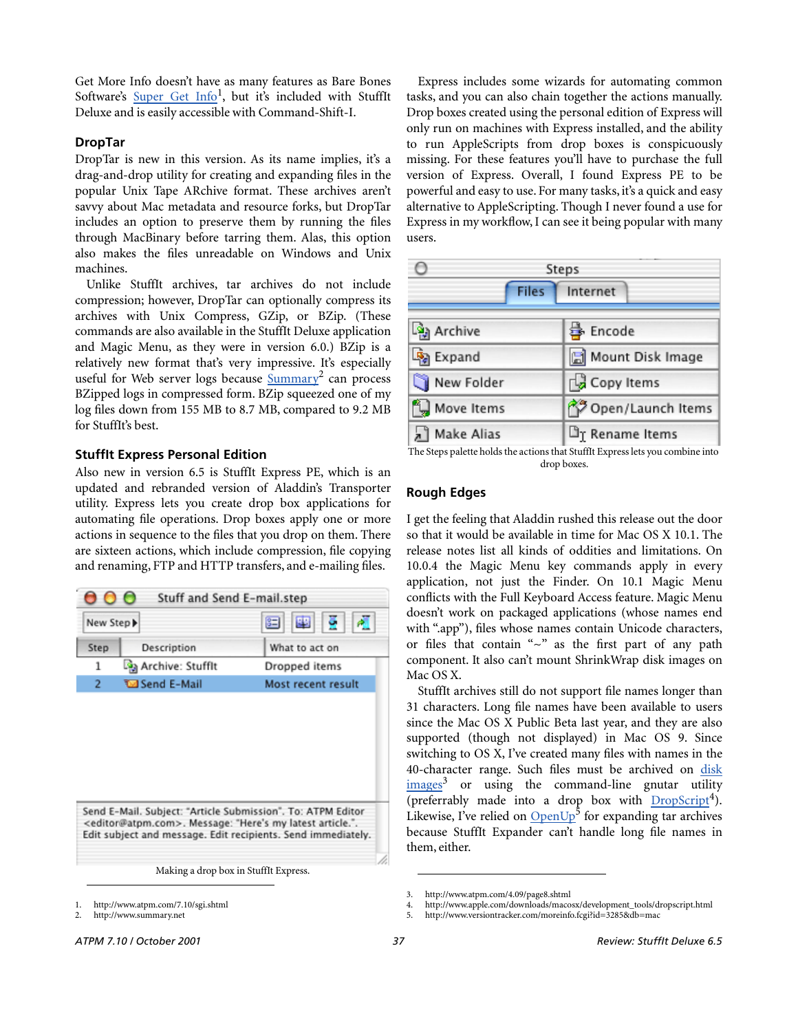Get More Info doesn't have as many features as Bare Bones Software's Super Get Info[1], but it's included with StuffIt Deluxe and is easily accessible with Command-Shift-I.

### DropTar

DropTar is new in this version. As its name implies, it's a drag-and-drop utility for creating and expanding files in the popular Unix Tape ARchive format. These archives aren't savvy about Mac metadata and resource forks, but DropTar includes an option to preserve them by running the files through MacBinary before tarring them. Alas, this option also makes the files unreadable on Windows and Unix machines.

Unlike StuffIt archives, tar archives do not include compression; however, DropTar can optionally compress its archives with Unix Compress, GZip, or BZip. (These commands are also available in the StuffIt Deluxe application and Magic Menu, as they were in version 6.0.) BZip is a relatively new format that's very impressive. It's especially useful for Web server logs because Summary[2] can process BZipped logs in compressed form. BZip squeezed one of my log files down from 155 MB to 8.7 MB, compared to 9.2 MB for StuffIt's best.

### StuffIt Express Personal Edition

Also new in version 6.5 is StuffIt Express PE, which is an updated and rebranded version of Aladdin's Transporter utility. Express lets you create drop box applications for automating file operations. Drop boxes apply one or more actions in sequence to the files that you drop on them. There are sixteen actions, which include compression, file copying and renaming, FTP and HTTP transfers, and e-mailing files.

Stuff and Send E-mail.step

New Step ▸

| Step | Description | What to act on |
|---|---|---|
| 1 | Archive: StuffIt | Dropped items |
| 2 | Send E-Mail | Most recent result |

Send E-Mail. Subject: "Article Submission". To: ATPM Editor <editor@atpm.com>. Message: "Here's my latest article.". Edit subject and message. Edit recipients. Send immediately.

Making a drop box in StuffIt Express.

Express includes some wizards for automating common tasks, and you can also chain together the actions manually. Drop boxes created using the personal edition of Express will only run on machines with Express installed, and the ability to run AppleScripts from drop boxes is conspicuously missing. For these features you'll have to purchase the full version of Express. Overall, I found Express PE to be powerful and easy to use. For many tasks, it's a quick and easy alternative to AppleScripting. Though I never found a use for Express in my workflow, I can see it being popular with many users.

Steps

Files | Internet

| | |
|---|---|
| Archive | Encode |
| Expand | Mount Disk Image |
| New Folder | Copy Items |
| Move Items | Open/Launch Items |
| Make Alias | Rename Items |

The Steps palette holds the actions that StuffIt Express lets you combine into drop boxes.

### Rough Edges

I get the feeling that Aladdin rushed this release out the door so that it would be available in time for Mac OS X 10.1. The release notes list all kinds of oddities and limitations. On 10.0.4 the Magic Menu key commands apply in every application, not just the Finder. On 10.1 Magic Menu conflicts with the Full Keyboard Access feature. Magic Menu doesn't work on packaged applications (whose names end with ".app"), files whose names contain Unicode characters, or files that contain "~" as the first part of any path component. It also can't mount ShrinkWrap disk images on Mac OS X.

StuffIt archives still do not support file names longer than 31 characters. Long file names have been available to users since the Mac OS X Public Beta last year, and they are also supported (though not displayed) in Mac OS 9. Since switching to OS X, I've created many files with names in the 40-character range. Such files must be archived on disk images[3] or using the command-line gnutar utility (preferrably made into a drop box with DropScript[4]). Likewise, I've relied on OpenUp[5] for expanding tar archives because StuffIt Expander can't handle long file names in them, either.

1. http://www.atpm.com/7.10/sgi.shtml
2. http://www.summary.net
3. http://www.atpm.com/4.09/page8.shtml
4. http://www.apple.com/downloads/macosx/development_tools/dropscript.html
5. http://www.versiontracker.com/moreinfo.fcgi?id=3285&db=mac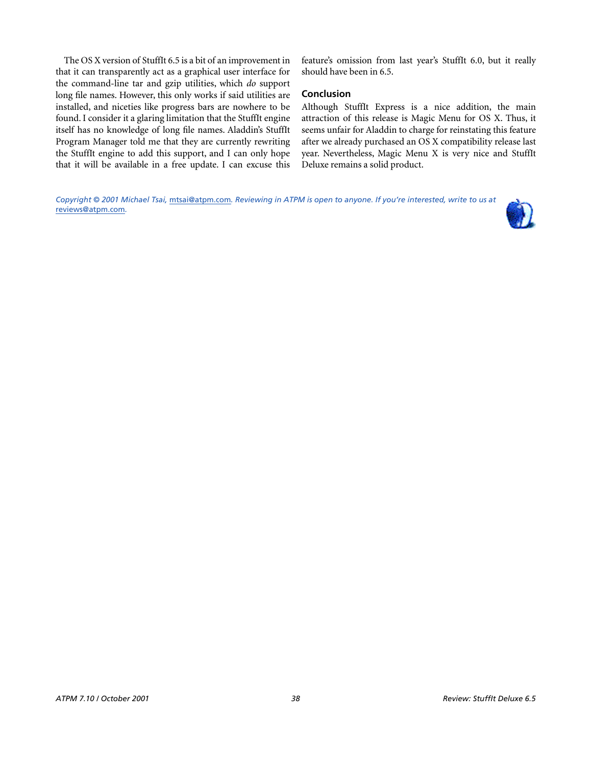The OS X version of StuffIt 6.5 is a bit of an improvement in that it can transparently act as a graphical user interface for the command-line tar and gzip utilities, which *do* support long file names. However, this only works if said utilities are installed, and niceties like progress bars are nowhere to be found. I consider it a glaring limitation that the StuffIt engine itself has no knowledge of long file names. Aladdin's StuffIt Program Manager told me that they are currently rewriting the StuffIt engine to add this support, and I can only hope that it will be available in a free update. I can excuse this feature's omission from last year's StuffIt 6.0, but it really should have been in 6.5.

### Conclusion

Although StuffIt Express is a nice addition, the main attraction of this release is Magic Menu for OS X. Thus, it seems unfair for Aladdin to charge for reinstating this feature after we already purchased an OS X compatibility release last year. Nevertheless, Magic Menu X is very nice and StuffIt Deluxe remains a solid product.

*Copyright © 2001 Michael Tsai,* mtsai@atpm.com*. Reviewing in ATPM is open to anyone. If you're interested, write to us at* reviews@atpm.com*.*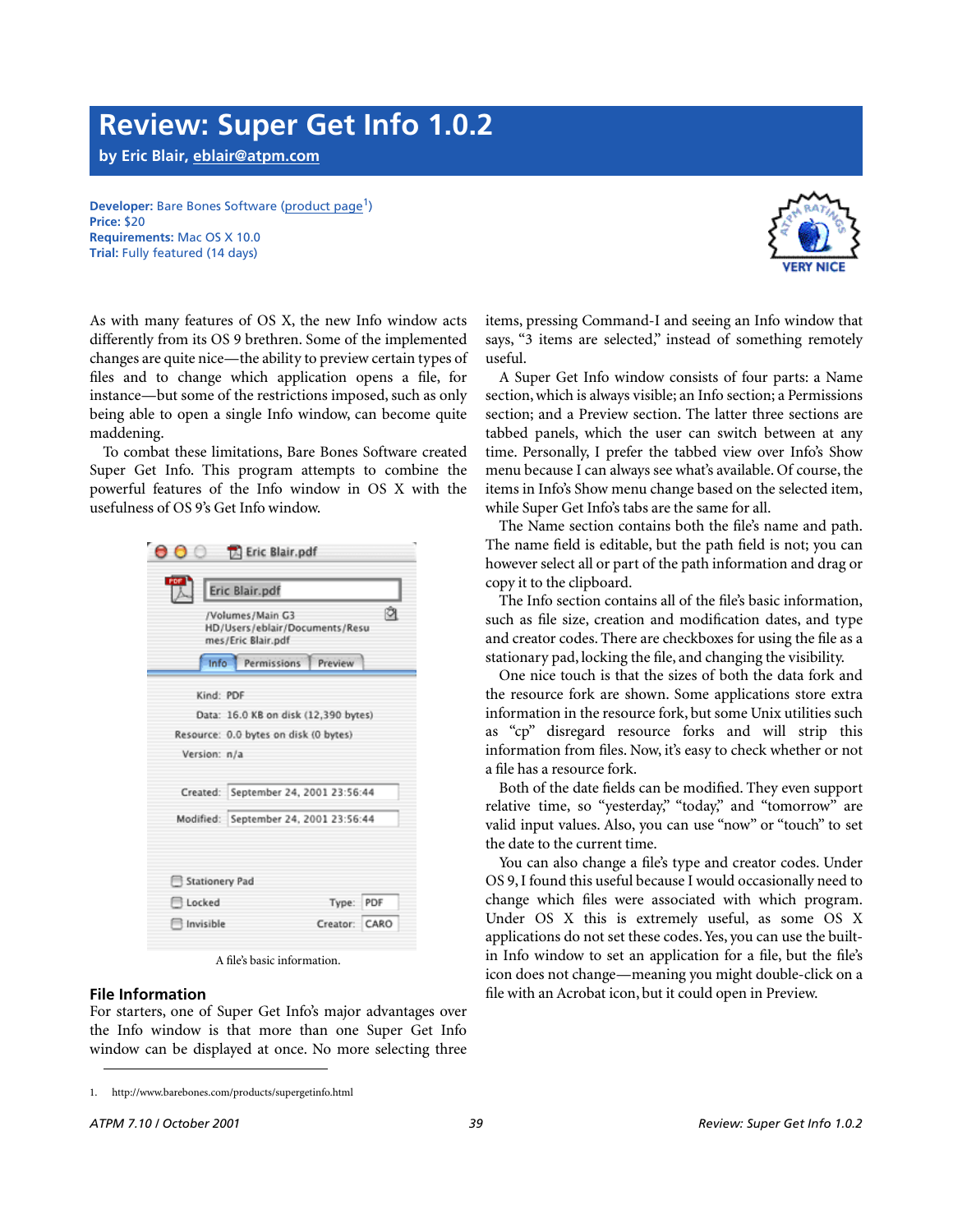# Review: Super Get Info 1.0.2

by Eric Blair, eblair@atpm.com

**Developer:** Bare Bones Software (product page[1])
**Price:** $20
**Requirements:** Mac OS X 10.0
**Trial:** Fully featured (14 days)

VERY NICE

As with many features of OS X, the new Info window acts differently from its OS 9 brethren. Some of the implemented changes are quite nice—the ability to preview certain types of files and to change which application opens a file, for instance—but some of the restrictions imposed, such as only being able to open a single Info window, can become quite maddening.

To combat these limitations, Bare Bones Software created Super Get Info. This program attempts to combine the powerful features of the Info window in OS X with the usefulness of OS 9's Get Info window.

A file's basic information.

## File Information

For starters, one of Super Get Info's major advantages over the Info window is that more than one Super Get Info window can be displayed at once. No more selecting three items, pressing Command-I and seeing an Info window that says, "3 items are selected," instead of something remotely useful.

A Super Get Info window consists of four parts: a Name section, which is always visible; an Info section; a Permissions section; and a Preview section. The latter three sections are tabbed panels, which the user can switch between at any time. Personally, I prefer the tabbed view over Info's Show menu because I can always see what's available. Of course, the items in Info's Show menu change based on the selected item, while Super Get Info's tabs are the same for all.

The Name section contains both the file's name and path. The name field is editable, but the path field is not; you can however select all or part of the path information and drag or copy it to the clipboard.

The Info section contains all of the file's basic information, such as file size, creation and modification dates, and type and creator codes. There are checkboxes for using the file as a stationary pad, locking the file, and changing the visibility.

One nice touch is that the sizes of both the data fork and the resource fork are shown. Some applications store extra information in the resource fork, but some Unix utilities such as "cp" disregard resource forks and will strip this information from files. Now, it's easy to check whether or not a file has a resource fork.

Both of the date fields can be modified. They even support relative time, so "yesterday," "today," and "tomorrow" are valid input values. Also, you can use "now" or "touch" to set the date to the current time.

You can also change a file's type and creator codes. Under OS 9, I found this useful because I would occasionally need to change which files were associated with which program. Under OS X this is extremely useful, as some OS X applications do not set these codes. Yes, you can use the built-in Info window to set an application for a file, but the file's icon does not change—meaning you might double-click on a file with an Acrobat icon, but it could open in Preview.

1. http://www.barebones.com/products/supergetinfo.html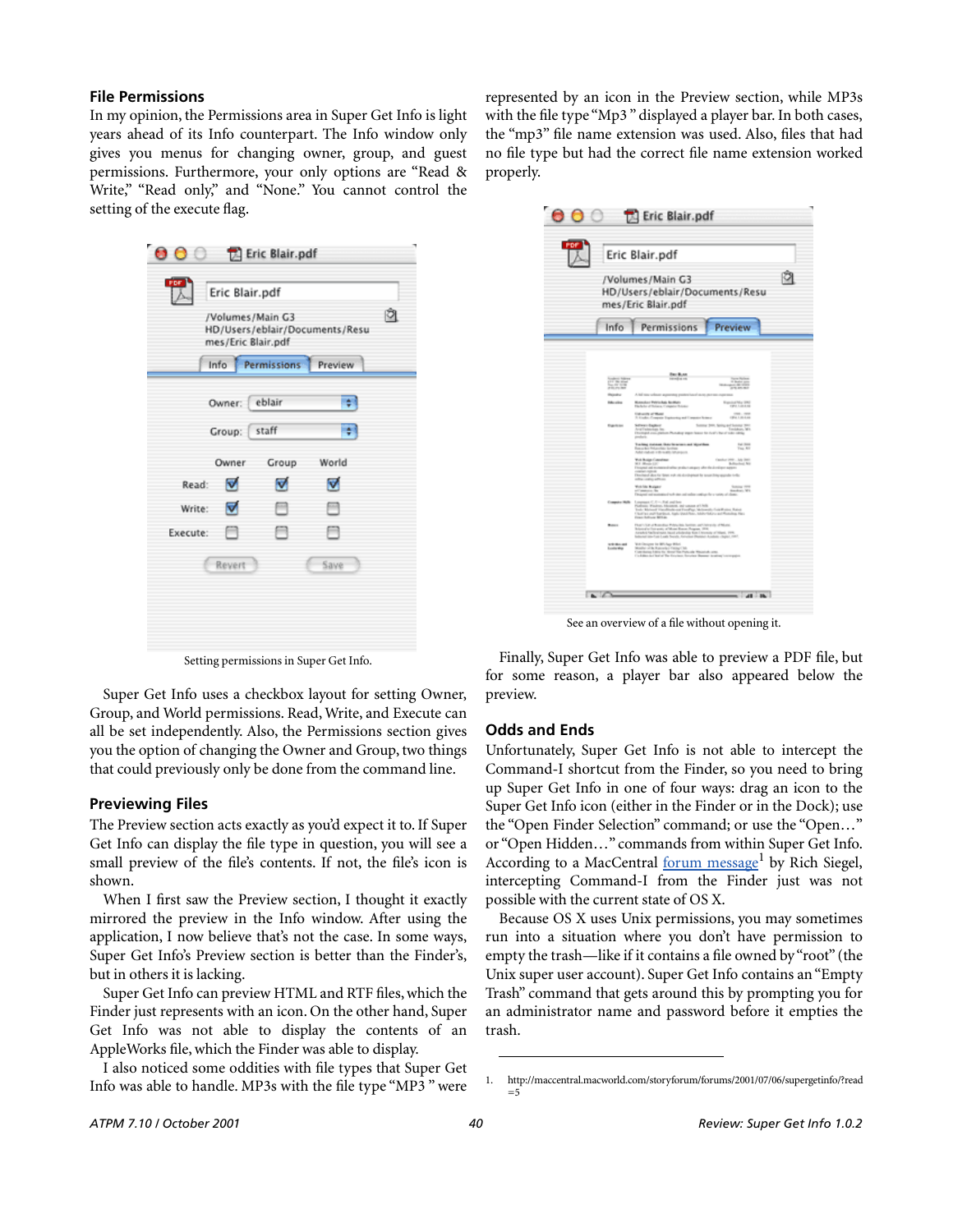### File Permissions

In my opinion, the Permissions area in Super Get Info is light years ahead of its Info counterpart. The Info window only gives you menus for changing owner, group, and guest permissions. Furthermore, your only options are "Read & Write," "Read only," and "None." You cannot control the setting of the execute flag.

Setting permissions in Super Get Info.

Super Get Info uses a checkbox layout for setting Owner, Group, and World permissions. Read, Write, and Execute can all be set independently. Also, the Permissions section gives you the option of changing the Owner and Group, two things that could previously only be done from the command line.

### Previewing Files

The Preview section acts exactly as you'd expect it to. If Super Get Info can display the file type in question, you will see a small preview of the file's contents. If not, the file's icon is shown.

When I first saw the Preview section, I thought it exactly mirrored the preview in the Info window. After using the application, I now believe that's not the case. In some ways, Super Get Info's Preview section is better than the Finder's, but in others it is lacking.

Super Get Info can preview HTML and RTF files, which the Finder just represents with an icon. On the other hand, Super Get Info was not able to display the contents of an AppleWorks file, which the Finder was able to display.

I also noticed some oddities with file types that Super Get Info was able to handle. MP3s with the file type "MP3 " were represented by an icon in the Preview section, while MP3s with the file type "Mp3 " displayed a player bar. In both cases, the "mp3" file name extension was used. Also, files that had no file type but had the correct file name extension worked properly.

See an overview of a file without opening it.

Finally, Super Get Info was able to preview a PDF file, but for some reason, a player bar also appeared below the preview.

### Odds and Ends

Unfortunately, Super Get Info is not able to intercept the Command-I shortcut from the Finder, so you need to bring up Super Get Info in one of four ways: drag an icon to the Super Get Info icon (either in the Finder or in the Dock); use the "Open Finder Selection" command; or use the "Open…" or "Open Hidden…" commands from within Super Get Info. According to a MacCentral forum message[1] by Rich Siegel, intercepting Command-I from the Finder just was not possible with the current state of OS X.

Because OS X uses Unix permissions, you may sometimes run into a situation where you don't have permission to empty the trash—like if it contains a file owned by "root" (the Unix super user account). Super Get Info contains an "Empty Trash" command that gets around this by prompting you for an administrator name and password before it empties the trash.

1. http://maccentral.macworld.com/storyforum/forums/2001/07/06/supergetinfo/?read=5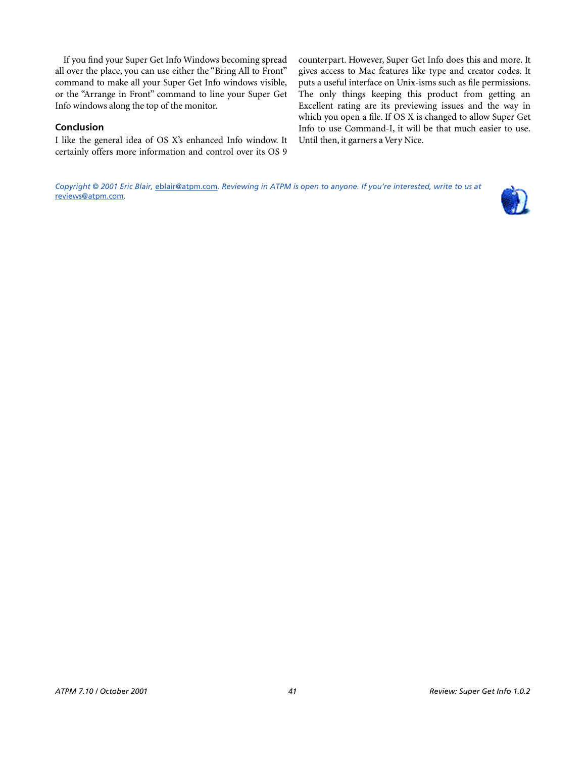If you find your Super Get Info Windows becoming spread all over the place, you can use either the "Bring All to Front" command to make all your Super Get Info windows visible, or the "Arrange in Front" command to line your Super Get Info windows along the top of the monitor.

### Conclusion

I like the general idea of OS X's enhanced Info window. It certainly offers more information and control over its OS 9 counterpart. However, Super Get Info does this and more. It gives access to Mac features like type and creator codes. It puts a useful interface on Unix-isms such as file permissions. The only things keeping this product from getting an Excellent rating are its previewing issues and the way in which you open a file. If OS X is changed to allow Super Get Info to use Command-I, it will be that much easier to use. Until then, it garners a Very Nice.

*Copyright © 2001 Eric Blair, eblair@atpm.com. Reviewing in ATPM is open to anyone. If you're interested, write to us at reviews@atpm.com.*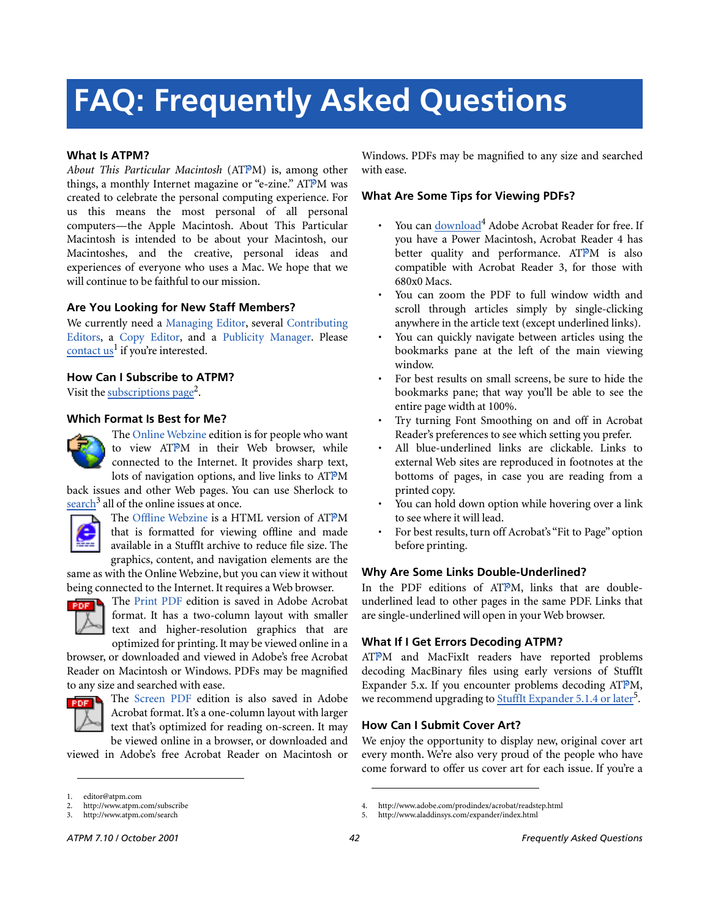# FAQ: Frequently Asked Questions

### What Is ATPM?

*About This Particular Macintosh* (ATPM) is, among other things, a monthly Internet magazine or "e-zine." ATPM was created to celebrate the personal computing experience. For us this means the most personal of all personal computers—the Apple Macintosh. About This Particular Macintosh is intended to be about your Macintosh, our Macintoshes, and the creative, personal ideas and experiences of everyone who uses a Mac. We hope that we will continue to be faithful to our mission.

### Are You Looking for New Staff Members?

We currently need a Managing Editor, several Contributing Editors, a Copy Editor, and a Publicity Manager. Please contact us[1] if you're interested.

### How Can I Subscribe to ATPM?

Visit the subscriptions page[2].

### Which Format Is Best for Me?

The Online Webzine edition is for people who want to view ATPM in their Web browser, while connected to the Internet. It provides sharp text, lots of navigation options, and live links to ATPM back issues and other Web pages. You can use Sherlock to search[3] all of the online issues at once.

The Offline Webzine is a HTML version of ATPM that is formatted for viewing offline and made available in a StuffIt archive to reduce file size. The graphics, content, and navigation elements are the same as with the Online Webzine, but you can view it without being connected to the Internet. It requires a Web browser.

The Print PDF edition is saved in Adobe Acrobat format. It has a two-column layout with smaller text and higher-resolution graphics that are optimized for printing. It may be viewed online in a browser, or downloaded and viewed in Adobe's free Acrobat Reader on Macintosh or Windows. PDFs may be magnified to any size and searched with ease.

The Screen PDF edition is also saved in Adobe Acrobat format. It's a one-column layout with larger text that's optimized for reading on-screen. It may be viewed online in a browser, or downloaded and viewed in Adobe's free Acrobat Reader on Macintosh or Windows. PDFs may be magnified to any size and searched with ease.

### What Are Some Tips for Viewing PDFs?

- You can download[4] Adobe Acrobat Reader for free. If you have a Power Macintosh, Acrobat Reader 4 has better quality and performance. ATPM is also compatible with Acrobat Reader 3, for those with 680x0 Macs.
- You can zoom the PDF to full window width and scroll through articles simply by single-clicking anywhere in the article text (except underlined links).
- You can quickly navigate between articles using the bookmarks pane at the left of the main viewing window.
- For best results on small screens, be sure to hide the bookmarks pane; that way you'll be able to see the entire page width at 100%.
- Try turning Font Smoothing on and off in Acrobat Reader's preferences to see which setting you prefer.
- All blue-underlined links are clickable. Links to external Web sites are reproduced in footnotes at the bottoms of pages, in case you are reading from a printed copy.
- You can hold down option while hovering over a link to see where it will lead.
- For best results, turn off Acrobat's "Fit to Page" option before printing.

### Why Are Some Links Double-Underlined?

In the PDF editions of ATPM, links that are double-underlined lead to other pages in the same PDF. Links that are single-underlined will open in your Web browser.

### What If I Get Errors Decoding ATPM?

ATPM and MacFixIt readers have reported problems decoding MacBinary files using early versions of StuffIt Expander 5.x. If you encounter problems decoding ATPM, we recommend upgrading to StuffIt Expander 5.1.4 or later[5].

### How Can I Submit Cover Art?

We enjoy the opportunity to display new, original cover art every month. We're also very proud of the people who have come forward to offer us cover art for each issue. If you're a

1. editor@atpm.com
2. http://www.atpm.com/subscribe
3. http://www.atpm.com/search
4. http://www.adobe.com/prodindex/acrobat/readstep.html
5. http://www.aladdinsys.com/expander/index.html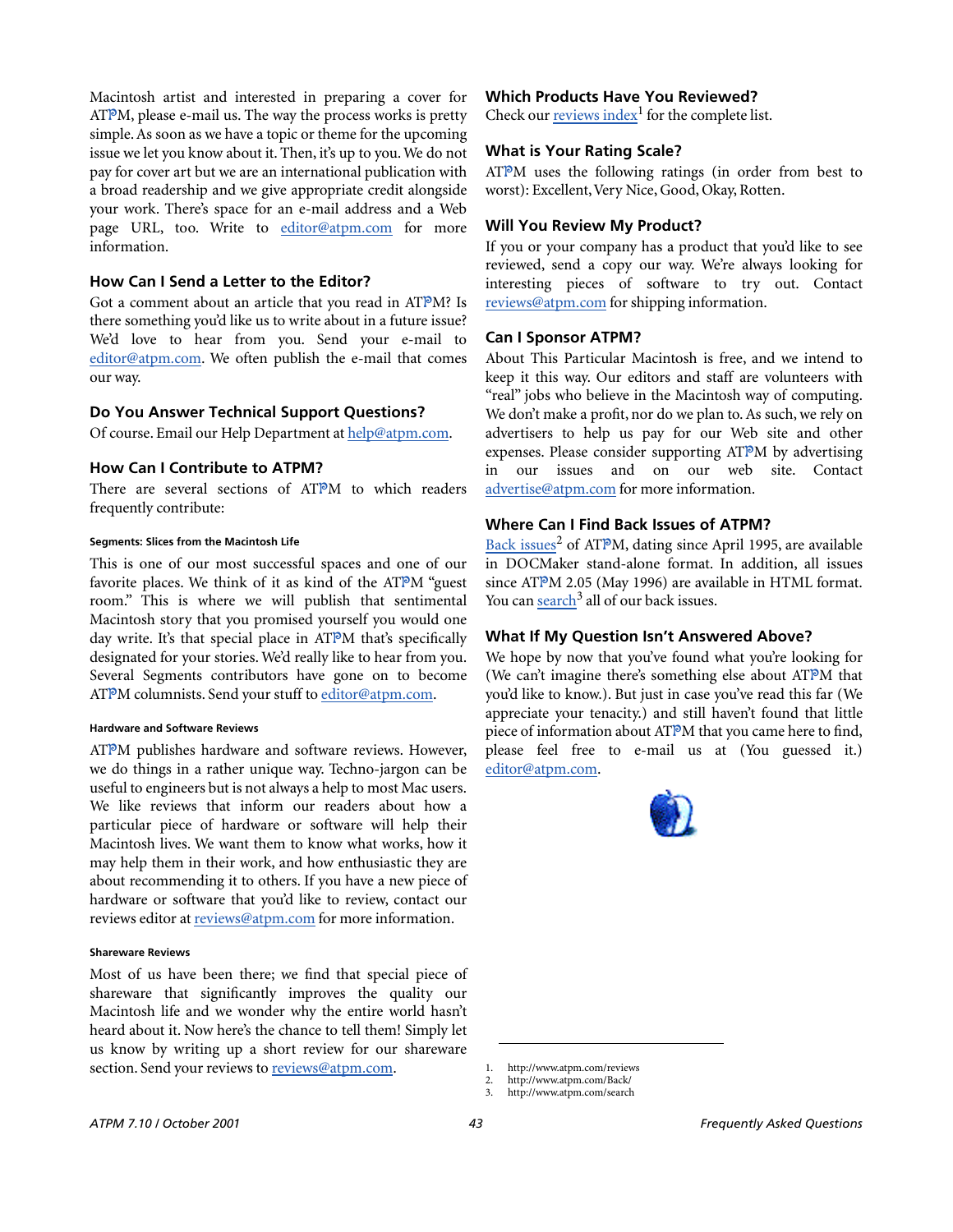Macintosh artist and interested in preparing a cover for ATPM, please e-mail us. The way the process works is pretty simple. As soon as we have a topic or theme for the upcoming issue we let you know about it. Then, it's up to you. We do not pay for cover art but we are an international publication with a broad readership and we give appropriate credit alongside your work. There's space for an e-mail address and a Web page URL, too. Write to editor@atpm.com for more information.

### How Can I Send a Letter to the Editor?

Got a comment about an article that you read in ATPM? Is there something you'd like us to write about in a future issue? We'd love to hear from you. Send your e-mail to editor@atpm.com. We often publish the e-mail that comes our way.

### Do You Answer Technical Support Questions?

Of course. Email our Help Department at help@atpm.com.

### How Can I Contribute to ATPM?

There are several sections of ATPM to which readers frequently contribute:

#### Segments: Slices from the Macintosh Life

This is one of our most successful spaces and one of our favorite places. We think of it as kind of the ATPM "guest room." This is where we will publish that sentimental Macintosh story that you promised yourself you would one day write. It's that special place in ATPM that's specifically designated for your stories. We'd really like to hear from you. Several Segments contributors have gone on to become ATPM columnists. Send your stuff to editor@atpm.com.

#### Hardware and Software Reviews

ATPM publishes hardware and software reviews. However, we do things in a rather unique way. Techno-jargon can be useful to engineers but is not always a help to most Mac users. We like reviews that inform our readers about how a particular piece of hardware or software will help their Macintosh lives. We want them to know what works, how it may help them in their work, and how enthusiastic they are about recommending it to others. If you have a new piece of hardware or software that you'd like to review, contact our reviews editor at reviews@atpm.com for more information.

#### Shareware Reviews

Most of us have been there; we find that special piece of shareware that significantly improves the quality our Macintosh life and we wonder why the entire world hasn't heard about it. Now here's the chance to tell them! Simply let us know by writing up a short review for our shareware section. Send your reviews to reviews@atpm.com.

### Which Products Have You Reviewed?

Check our reviews index[1] for the complete list.

### What is Your Rating Scale?

ATPM uses the following ratings (in order from best to worst): Excellent, Very Nice, Good, Okay, Rotten.

### Will You Review My Product?

If you or your company has a product that you'd like to see reviewed, send a copy our way. We're always looking for interesting pieces of software to try out. Contact reviews@atpm.com for shipping information.

### Can I Sponsor ATPM?

About This Particular Macintosh is free, and we intend to keep it this way. Our editors and staff are volunteers with "real" jobs who believe in the Macintosh way of computing. We don't make a profit, nor do we plan to. As such, we rely on advertisers to help us pay for our Web site and other expenses. Please consider supporting ATPM by advertising in our issues and on our web site. Contact advertise@atpm.com for more information.

### Where Can I Find Back Issues of ATPM?

Back issues[2] of ATPM, dating since April 1995, are available in DOCMaker stand-alone format. In addition, all issues since ATPM 2.05 (May 1996) are available in HTML format. You can search[3] all of our back issues.

### What If My Question Isn't Answered Above?

We hope by now that you've found what you're looking for (We can't imagine there's something else about ATPM that you'd like to know.). But just in case you've read this far (We appreciate your tenacity.) and still haven't found that little piece of information about ATPM that you came here to find, please feel free to e-mail us at (You guessed it.) editor@atpm.com.

1. http://www.atpm.com/reviews
2. http://www.atpm.com/Back/
3. http://www.atpm.com/search